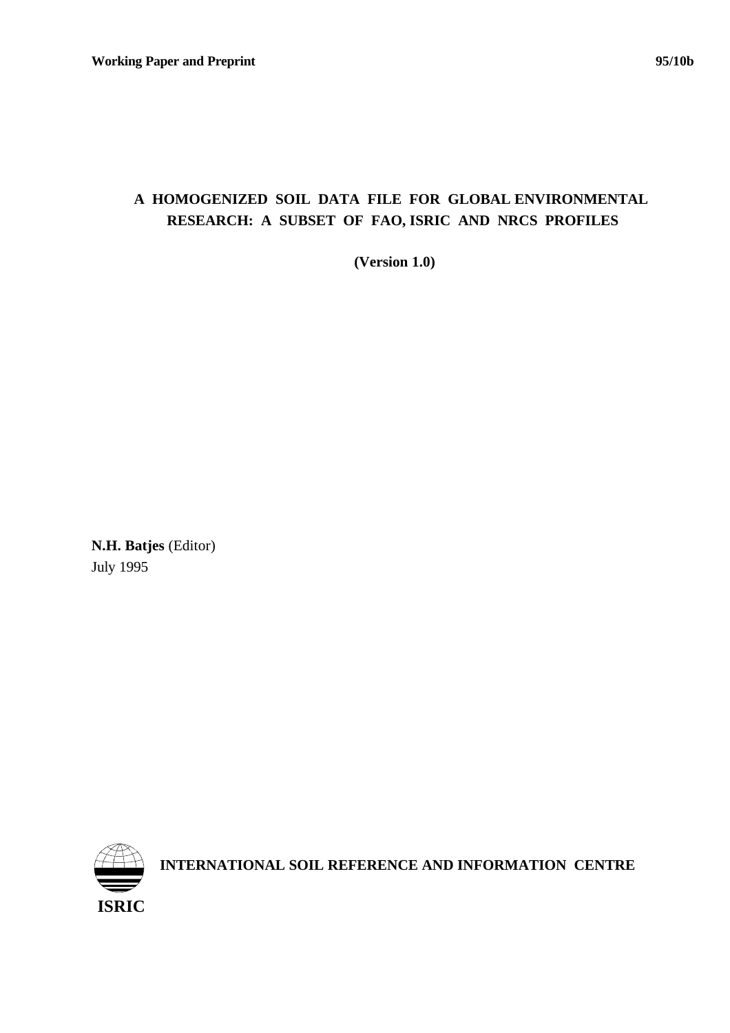Working Paper and Preprint 95/10b

# A HOMOGENIZED SOIL DATA FILE FOR GLOBAL ENVIRONMENTAL RESEARCH: A SUBSET OF FAO, ISRIC AND NRCS PROFILES

**(Version 1.0)**

**N.H. Batjes** (Editor)
July 1995

**INTERNATIONAL SOIL REFERENCE AND INFORMATION CENTRE**

**ISRIC**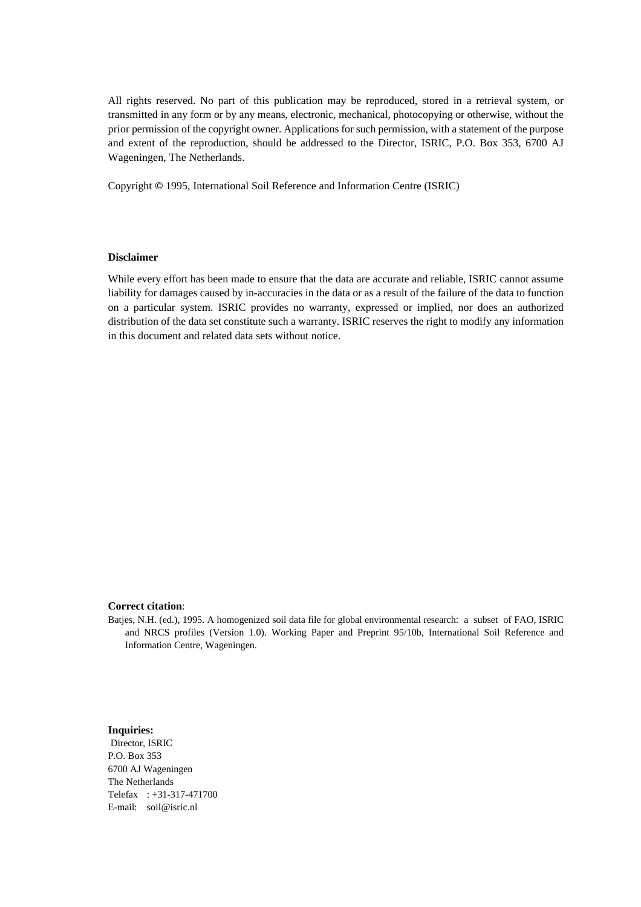All rights reserved. No part of this publication may be reproduced, stored in a retrieval system, or transmitted in any form or by any means, electronic, mechanical, photocopying or otherwise, without the prior permission of the copyright owner. Applications for such permission, with a statement of the purpose and extent of the reproduction, should be addressed to the Director, ISRIC, P.O. Box 353, 6700 AJ Wageningen, The Netherlands.

Copyright © 1995, International Soil Reference and Information Centre (ISRIC)

**Disclaimer**

While every effort has been made to ensure that the data are accurate and reliable, ISRIC cannot assume liability for damages caused by in-accuracies in the data or as a result of the failure of the data to function on a particular system. ISRIC provides no warranty, expressed or implied, nor does an authorized distribution of the data set constitute such a warranty. ISRIC reserves the right to modify any information in this document and related data sets without notice.

**Correct citation**:

Batjes, N.H. (ed.), 1995. A homogenized soil data file for global environmental research: a subset of FAO, ISRIC and NRCS profiles (Version 1.0). Working Paper and Preprint 95/10b, International Soil Reference and Information Centre, Wageningen.

**Inquiries:**

Director, ISRIC
P.O. Box 353
6700 AJ Wageningen
The Netherlands
Telefax : +31-317-471700
E-mail: soil@isric.nl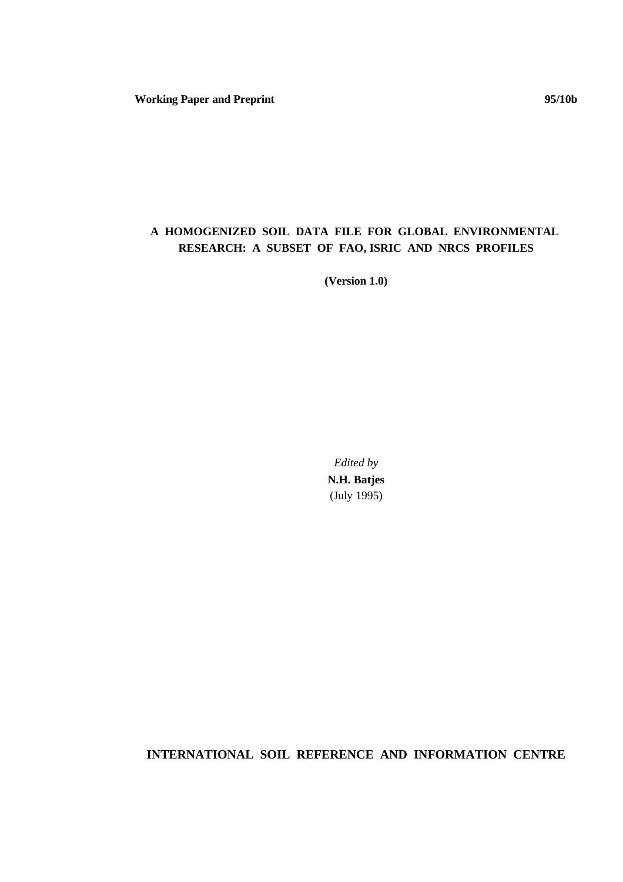**Working Paper and Preprint** **95/10b**

# A HOMOGENIZED SOIL DATA FILE FOR GLOBAL ENVIRONMENTAL RESEARCH: A SUBSET OF FAO, ISRIC AND NRCS PROFILES

**(Version 1.0)**

*Edited by*
**N.H. Batjes**
(July 1995)

**INTERNATIONAL SOIL REFERENCE AND INFORMATION CENTRE**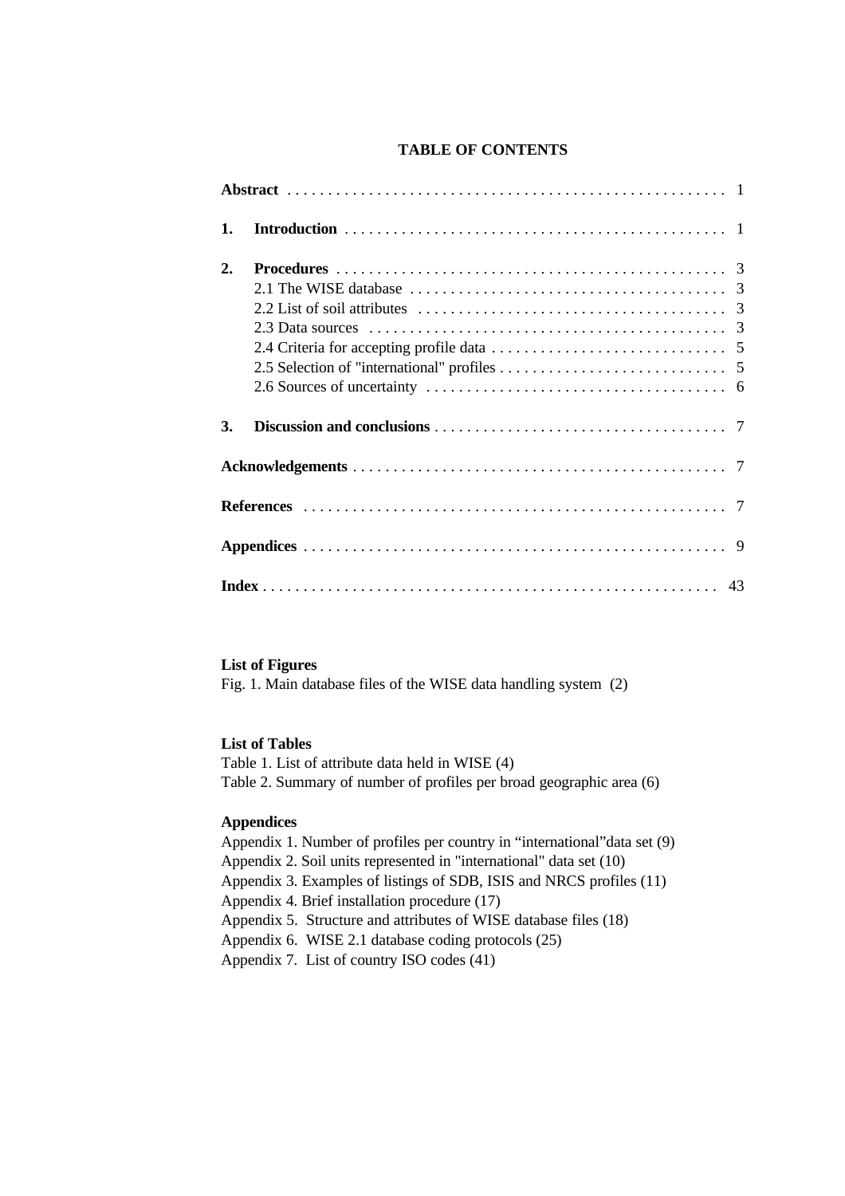# TABLE OF CONTENTS

| | |
|---|---|
| **Abstract** | 1 |
| **1. Introduction** | 1 |
| **2. Procedures** | 3 |
| 2.1 The WISE database | 3 |
| 2.2 List of soil attributes | 3 |
| 2.3 Data sources | 3 |
| 2.4 Criteria for accepting profile data | 5 |
| 2.5 Selection of "international" profiles | 5 |
| 2.6 Sources of uncertainty | 6 |
| **3. Discussion and conclusions** | 7 |
| **Acknowledgements** | 7 |
| **References** | 7 |
| **Appendices** | 9 |
| **Index** | 43 |

**List of Figures**

Fig. 1. Main database files of the WISE data handling system (2)

**List of Tables**

Table 1. List of attribute data held in WISE (4)
Table 2. Summary of number of profiles per broad geographic area (6)

**Appendices**

Appendix 1. Number of profiles per country in “international”data set (9)
Appendix 2. Soil units represented in "international" data set (10)
Appendix 3. Examples of listings of SDB, ISIS and NRCS profiles (11)
Appendix 4. Brief installation procedure (17)
Appendix 5. Structure and attributes of WISE database files (18)
Appendix 6. WISE 2.1 database coding protocols (25)
Appendix 7. List of country ISO codes (41)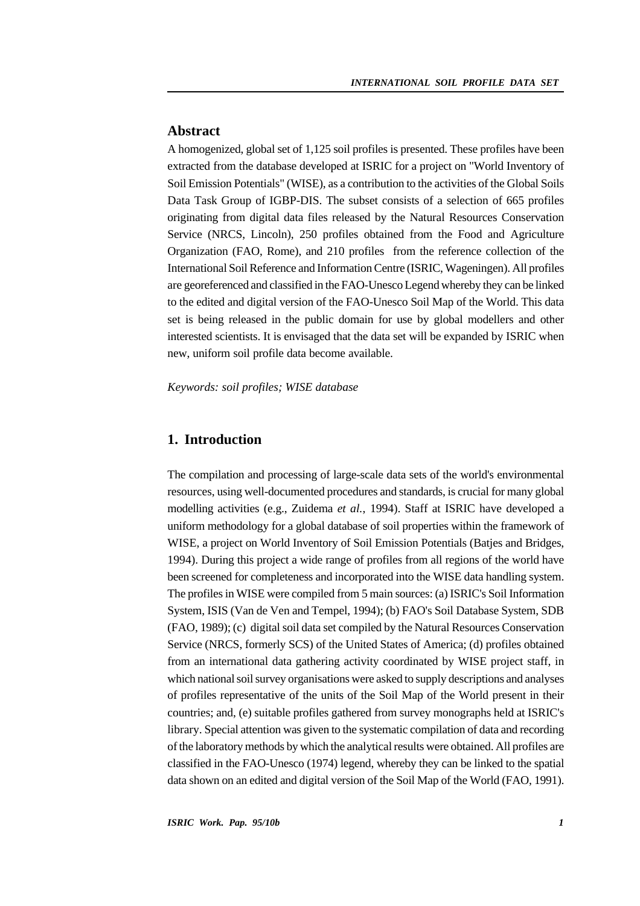## Abstract

A homogenized, global set of 1,125 soil profiles is presented. These profiles have been extracted from the database developed at ISRIC for a project on "World Inventory of Soil Emission Potentials" (WISE), as a contribution to the activities of the Global Soils Data Task Group of IGBP-DIS. The subset consists of a selection of 665 profiles originating from digital data files released by the Natural Resources Conservation Service (NRCS, Lincoln), 250 profiles obtained from the Food and Agriculture Organization (FAO, Rome), and 210 profiles from the reference collection of the International Soil Reference and Information Centre (ISRIC, Wageningen). All profiles are georeferenced and classified in the FAO-Unesco Legend whereby they can be linked to the edited and digital version of the FAO-Unesco Soil Map of the World. This data set is being released in the public domain for use by global modellers and other interested scientists. It is envisaged that the data set will be expanded by ISRIC when new, uniform soil profile data become available.

*Keywords: soil profiles; WISE database*

## 1. Introduction

The compilation and processing of large-scale data sets of the world's environmental resources, using well-documented procedures and standards, is crucial for many global modelling activities (e.g., Zuidema *et al.*, 1994). Staff at ISRIC have developed a uniform methodology for a global database of soil properties within the framework of WISE, a project on World Inventory of Soil Emission Potentials (Batjes and Bridges, 1994). During this project a wide range of profiles from all regions of the world have been screened for completeness and incorporated into the WISE data handling system. The profiles in WISE were compiled from 5 main sources: (a) ISRIC's Soil Information System, ISIS (Van de Ven and Tempel, 1994); (b) FAO's Soil Database System, SDB (FAO, 1989); (c) digital soil data set compiled by the Natural Resources Conservation Service (NRCS, formerly SCS) of the United States of America; (d) profiles obtained from an international data gathering activity coordinated by WISE project staff, in which national soil survey organisations were asked to supply descriptions and analyses of profiles representative of the units of the Soil Map of the World present in their countries; and, (e) suitable profiles gathered from survey monographs held at ISRIC's library. Special attention was given to the systematic compilation of data and recording of the laboratory methods by which the analytical results were obtained. All profiles are classified in the FAO-Unesco (1974) legend, whereby they can be linked to the spatial data shown on an edited and digital version of the Soil Map of the World (FAO, 1991).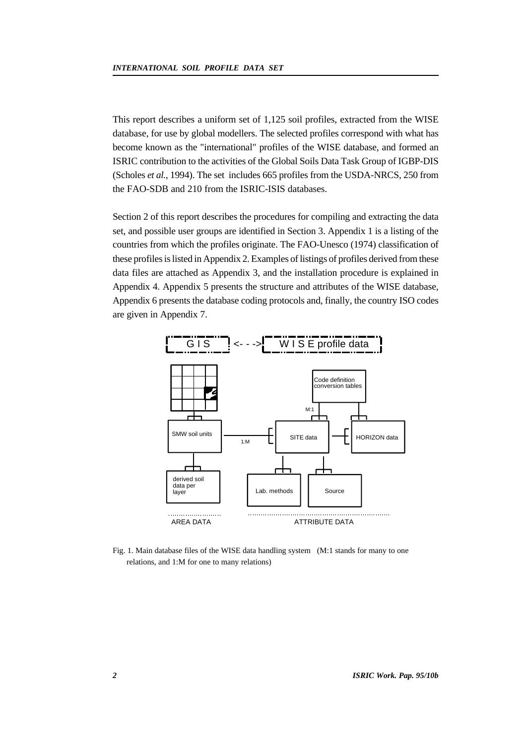This report describes a uniform set of 1,125 soil profiles, extracted from the WISE database, for use by global modellers. The selected profiles correspond with what has become known as the "international" profiles of the WISE database, and formed an ISRIC contribution to the activities of the Global Soils Data Task Group of IGBP-DIS (Scholes *et al.*, 1994). The set includes 665 profiles from the USDA-NRCS, 250 from the FAO-SDB and 210 from the ISRIC-ISIS databases.

Section 2 of this report describes the procedures for compiling and extracting the data set, and possible user groups are identified in Section 3. Appendix 1 is a listing of the countries from which the profiles originate. The FAO-Unesco (1974) classification of these profiles is listed in Appendix 2. Examples of listings of profiles derived from these data files are attached as Appendix 3, and the installation procedure is explained in Appendix 4. Appendix 5 presents the structure and attributes of the WISE database, Appendix 6 presents the database coding protocols and, finally, the country ISO codes are given in Appendix 7.

GIS <- - -> WISE profile data

Code definition conversion tables

M:1

SMW soil units — 1:M — SITE data — HORIZON data

derived soil data per layer

Lab. methods

Source

AREA DATA

ATTRIBUTE DATA

Fig. 1. Main database files of the WISE data handling system (M:1 stands for many to one relations, and 1:M for one to many relations)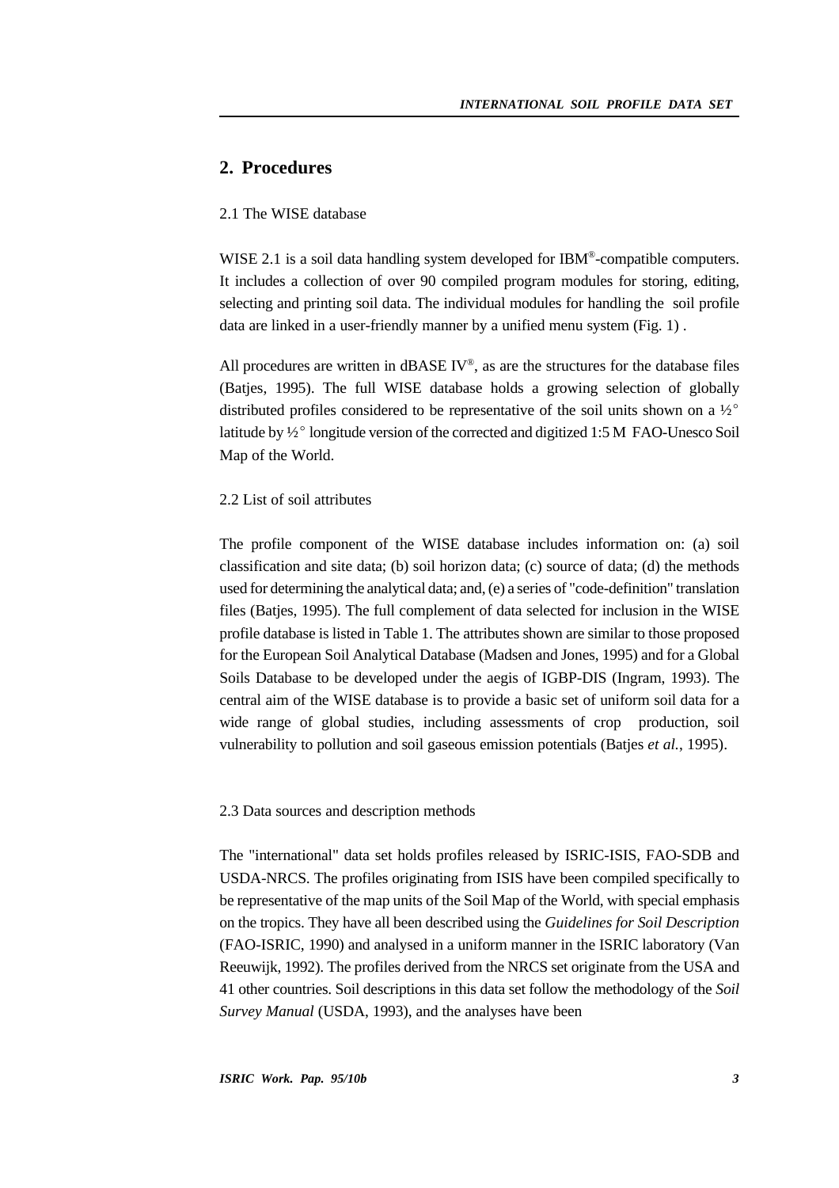## 2. Procedures

### 2.1 The WISE database

WISE 2.1 is a soil data handling system developed for IBM®-compatible computers. It includes a collection of over 90 compiled program modules for storing, editing, selecting and printing soil data. The individual modules for handling the soil profile data are linked in a user-friendly manner by a unified menu system (Fig. 1) .

All procedures are written in dBASE IV®, as are the structures for the database files (Batjes, 1995). The full WISE database holds a growing selection of globally distributed profiles considered to be representative of the soil units shown on a ½° latitude by ½° longitude version of the corrected and digitized 1:5 M FAO-Unesco Soil Map of the World.

### 2.2 List of soil attributes

The profile component of the WISE database includes information on: (a) soil classification and site data; (b) soil horizon data; (c) source of data; (d) the methods used for determining the analytical data; and, (e) a series of "code-definition" translation files (Batjes, 1995). The full complement of data selected for inclusion in the WISE profile database is listed in Table 1. The attributes shown are similar to those proposed for the European Soil Analytical Database (Madsen and Jones, 1995) and for a Global Soils Database to be developed under the aegis of IGBP-DIS (Ingram, 1993). The central aim of the WISE database is to provide a basic set of uniform soil data for a wide range of global studies, including assessments of crop production, soil vulnerability to pollution and soil gaseous emission potentials (Batjes *et al.*, 1995).

### 2.3 Data sources and description methods

The "international" data set holds profiles released by ISRIC-ISIS, FAO-SDB and USDA-NRCS. The profiles originating from ISIS have been compiled specifically to be representative of the map units of the Soil Map of the World, with special emphasis on the tropics. They have all been described using the *Guidelines for Soil Description* (FAO-ISRIC, 1990) and analysed in a uniform manner in the ISRIC laboratory (Van Reeuwijk, 1992). The profiles derived from the NRCS set originate from the USA and 41 other countries. Soil descriptions in this data set follow the methodology of the *Soil Survey Manual* (USDA, 1993), and the analyses have been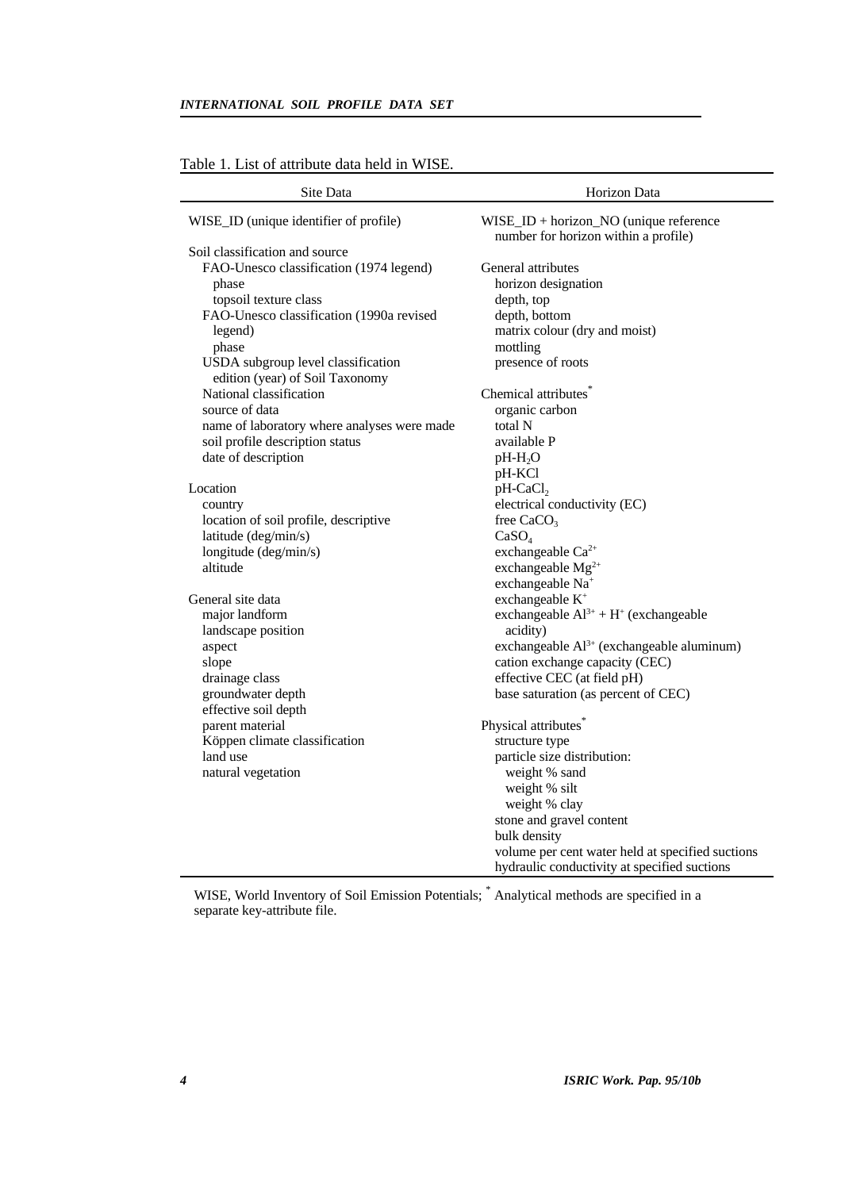Table 1. List of attribute data held in WISE.

| Site Data | Horizon Data |
|---|---|
| WISE_ID (unique identifier of profile) | WISE_ID + horizon_NO (unique reference number for horizon within a profile) |
| Soil classification and source | |
| FAO-Unesco classification (1974 legend) | General attributes |
| phase | horizon designation |
| topsoil texture class | depth, top |
| FAO-Unesco classification (1990a revised legend) | depth, bottom |
| | matrix colour (dry and moist) |
| phase | mottling |
| USDA subgroup level classification | presence of roots |
| edition (year) of Soil Taxonomy | |
| National classification | Chemical attributes* |
| source of data | organic carbon |
| name of laboratory where analyses were made | total N |
| soil profile description status | available P |
| date of description | pH-$H_2O$ |
| | pH-KCl |
| Location | pH-$CaCl_2$ |
| country | electrical conductivity (EC) |
| location of soil profile, descriptive | free $CaCO_3$ |
| latitude (deg/min/s) | $CaSO_4$ |
| longitude (deg/min/s) | exchangeable $Ca^{2+}$ |
| altitude | exchangeable $Mg^{2+}$ |
| | exchangeable $Na^{+}$ |
| General site data | exchangeable $K^{+}$ |
| major landform | exchangeable $Al^{3+}$ + $H^{+}$ (exchangeable acidity) |
| landscape position | |
| aspect | exchangeable $Al^{3+}$ (exchangeable aluminum) |
| slope | cation exchange capacity (CEC) |
| drainage class | effective CEC (at field pH) |
| groundwater depth | base saturation (as percent of CEC) |
| effective soil depth | |
| parent material | Physical attributes* |
| Köppen climate classification | structure type |
| land use | particle size distribution: |
| natural vegetation | weight % sand |
| | weight % silt |
| | weight % clay |
| | stone and gravel content |
| | bulk density |
| | volume per cent water held at specified suctions |
| | hydraulic conductivity at specified suctions |

WISE, World Inventory of Soil Emission Potentials; * Analytical methods are specified in a separate key-attribute file.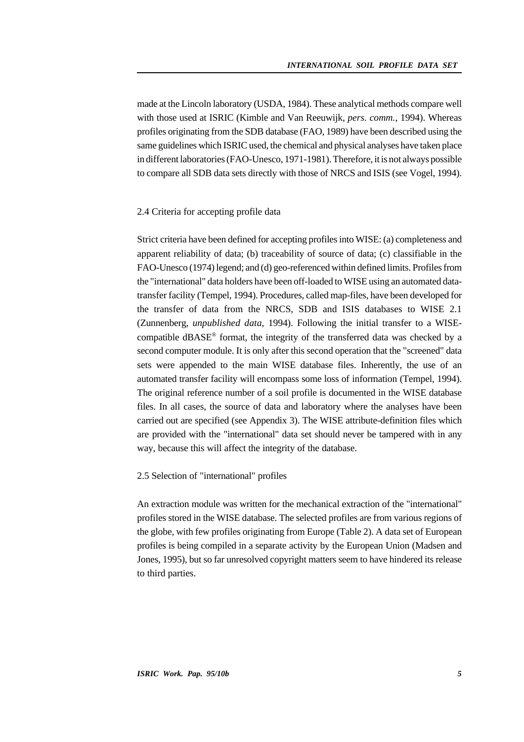made at the Lincoln laboratory (USDA, 1984). These analytical methods compare well with those used at ISRIC (Kimble and Van Reeuwijk, *pers. comm.*, 1994). Whereas profiles originating from the SDB database (FAO, 1989) have been described using the same guidelines which ISRIC used, the chemical and physical analyses have taken place in different laboratories (FAO-Unesco, 1971-1981). Therefore, it is not always possible to compare all SDB data sets directly with those of NRCS and ISIS (see Vogel, 1994).

## 2.4 Criteria for accepting profile data

Strict criteria have been defined for accepting profiles into WISE: (a) completeness and apparent reliability of data; (b) traceability of source of data; (c) classifiable in the FAO-Unesco (1974) legend; and (d) geo-referenced within defined limits. Profiles from the "international" data holders have been off-loaded to WISE using an automated data-transfer facility (Tempel, 1994). Procedures, called map-files, have been developed for the transfer of data from the NRCS, SDB and ISIS databases to WISE 2.1 (Zunnenberg, *unpublished data*, 1994). Following the initial transfer to a WISE-compatible dBASE® format, the integrity of the transferred data was checked by a second computer module. It is only after this second operation that the "screened" data sets were appended to the main WISE database files. Inherently, the use of an automated transfer facility will encompass some loss of information (Tempel, 1994). The original reference number of a soil profile is documented in the WISE database files. In all cases, the source of data and laboratory where the analyses have been carried out are specified (see Appendix 3). The WISE attribute-definition files which are provided with the "international" data set should never be tampered with in any way, because this will affect the integrity of the database.

## 2.5 Selection of "international" profiles

An extraction module was written for the mechanical extraction of the "international" profiles stored in the WISE database. The selected profiles are from various regions of the globe, with few profiles originating from Europe (Table 2). A data set of European profiles is being compiled in a separate activity by the European Union (Madsen and Jones, 1995), but so far unresolved copyright matters seem to have hindered its release to third parties.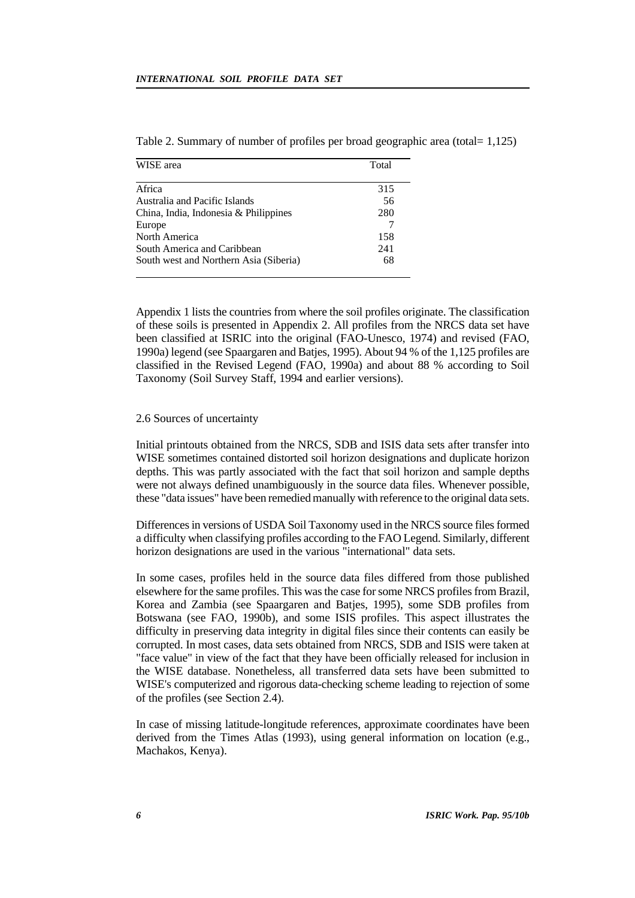Table 2. Summary of number of profiles per broad geographic area (total= 1,125)

| WISE area | Total |
|---|---|
| Africa | 315 |
| Australia and Pacific Islands | 56 |
| China, India, Indonesia & Philippines | 280 |
| Europe | 7 |
| North America | 158 |
| South America and Caribbean | 241 |
| South west and Northern Asia (Siberia) | 68 |

Appendix 1 lists the countries from where the soil profiles originate. The classification of these soils is presented in Appendix 2. All profiles from the NRCS data set have been classified at ISRIC into the original (FAO-Unesco, 1974) and revised (FAO, 1990a) legend (see Spaargaren and Batjes, 1995). About 94 % of the 1,125 profiles are classified in the Revised Legend (FAO, 1990a) and about 88 % according to Soil Taxonomy (Soil Survey Staff, 1994 and earlier versions).

### 2.6 Sources of uncertainty

Initial printouts obtained from the NRCS, SDB and ISIS data sets after transfer into WISE sometimes contained distorted soil horizon designations and duplicate horizon depths. This was partly associated with the fact that soil horizon and sample depths were not always defined unambiguously in the source data files. Whenever possible, these "data issues" have been remedied manually with reference to the original data sets.

Differences in versions of USDA Soil Taxonomy used in the NRCS source files formed a difficulty when classifying profiles according to the FAO Legend. Similarly, different horizon designations are used in the various "international" data sets.

In some cases, profiles held in the source data files differed from those published elsewhere for the same profiles. This was the case for some NRCS profiles from Brazil, Korea and Zambia (see Spaargaren and Batjes, 1995), some SDB profiles from Botswana (see FAO, 1990b), and some ISIS profiles. This aspect illustrates the difficulty in preserving data integrity in digital files since their contents can easily be corrupted. In most cases, data sets obtained from NRCS, SDB and ISIS were taken at "face value" in view of the fact that they have been officially released for inclusion in the WISE database. Nonetheless, all transferred data sets have been submitted to WISE's computerized and rigorous data-checking scheme leading to rejection of some of the profiles (see Section 2.4).

In case of missing latitude-longitude references, approximate coordinates have been derived from the Times Atlas (1993), using general information on location (e.g., Machakos, Kenya).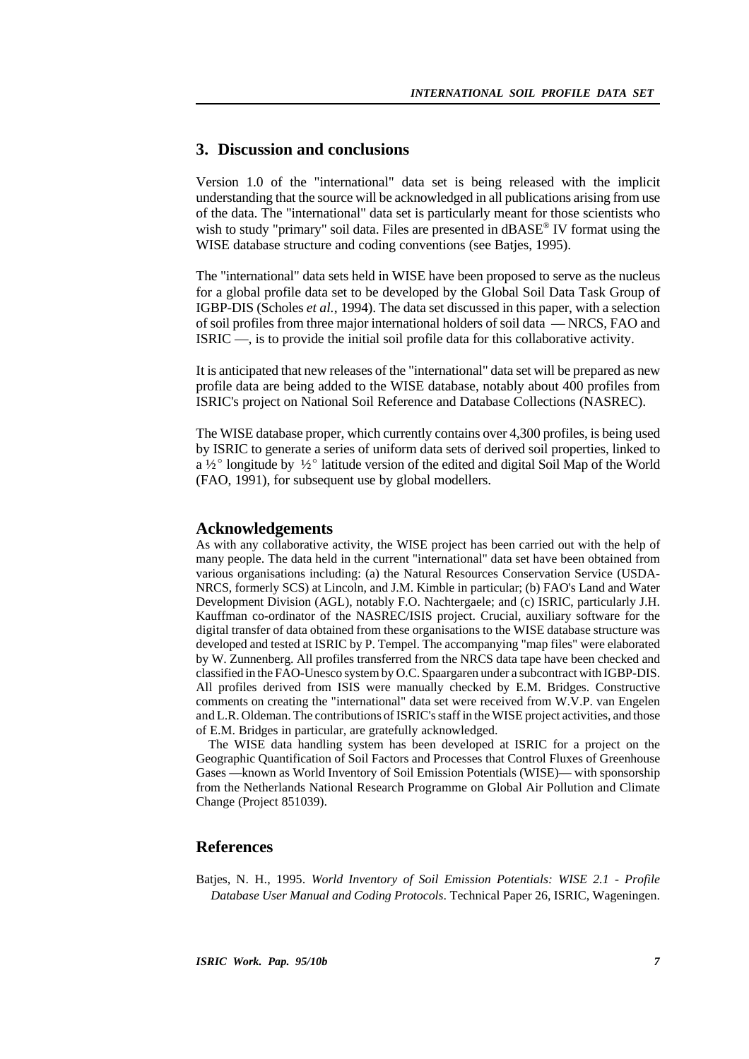## 3. Discussion and conclusions

Version 1.0 of the "international" data set is being released with the implicit understanding that the source will be acknowledged in all publications arising from use of the data. The "international" data set is particularly meant for those scientists who wish to study "primary" soil data. Files are presented in dBASE® IV format using the WISE database structure and coding conventions (see Batjes, 1995).

The "international" data sets held in WISE have been proposed to serve as the nucleus for a global profile data set to be developed by the Global Soil Data Task Group of IGBP-DIS (Scholes *et al.*, 1994). The data set discussed in this paper, with a selection of soil profiles from three major international holders of soil data — NRCS, FAO and ISRIC —, is to provide the initial soil profile data for this collaborative activity.

It is anticipated that new releases of the "international" data set will be prepared as new profile data are being added to the WISE database, notably about 400 profiles from ISRIC's project on National Soil Reference and Database Collections (NASREC).

The WISE database proper, which currently contains over 4,300 profiles, is being used by ISRIC to generate a series of uniform data sets of derived soil properties, linked to a ½° longitude by ½° latitude version of the edited and digital Soil Map of the World (FAO, 1991), for subsequent use by global modellers.

## Acknowledgements

As with any collaborative activity, the WISE project has been carried out with the help of many people. The data held in the current "international" data set have been obtained from various organisations including: (a) the Natural Resources Conservation Service (USDA-NRCS, formerly SCS) at Lincoln, and J.M. Kimble in particular; (b) FAO's Land and Water Development Division (AGL), notably F.O. Nachtergaele; and (c) ISRIC, particularly J.H. Kauffman co-ordinator of the NASREC/ISIS project. Crucial, auxiliary software for the digital transfer of data obtained from these organisations to the WISE database structure was developed and tested at ISRIC by P. Tempel. The accompanying "map files" were elaborated by W. Zunnenberg. All profiles transferred from the NRCS data tape have been checked and classified in the FAO-Unesco system by O.C. Spaargaren under a subcontract with IGBP-DIS. All profiles derived from ISIS were manually checked by E.M. Bridges. Constructive comments on creating the "international" data set were received from W.V.P. van Engelen and L.R. Oldeman. The contributions of ISRIC's staff in the WISE project activities, and those of E.M. Bridges in particular, are gratefully acknowledged.

The WISE data handling system has been developed at ISRIC for a project on the Geographic Quantification of Soil Factors and Processes that Control Fluxes of Greenhouse Gases —known as World Inventory of Soil Emission Potentials (WISE)— with sponsorship from the Netherlands National Research Programme on Global Air Pollution and Climate Change (Project 851039).

## References

Batjes, N. H., 1995. *World Inventory of Soil Emission Potentials: WISE 2.1 - Profile Database User Manual and Coding Protocols*. Technical Paper 26, ISRIC, Wageningen.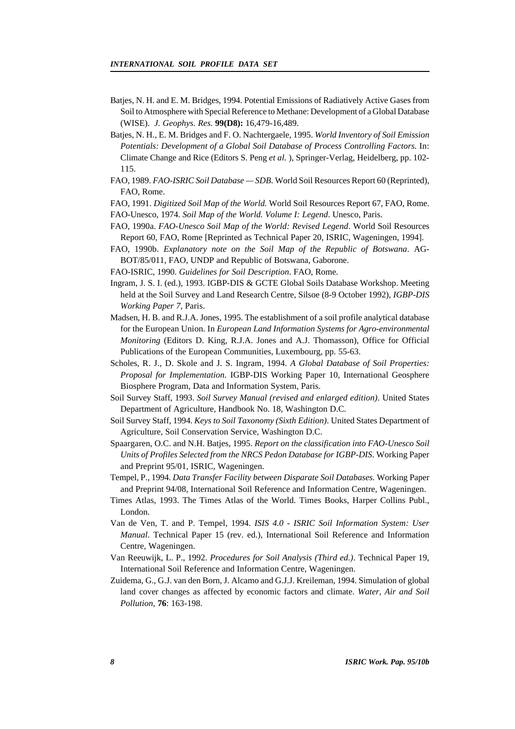Batjes, N. H. and E. M. Bridges, 1994. Potential Emissions of Radiatively Active Gases from Soil to Atmosphere with Special Reference to Methane: Development of a Global Database (WISE). *J. Geophys. Res.* **99(D8):** 16,479-16,489.

Batjes, N. H., E. M. Bridges and F. O. Nachtergaele, 1995. *World Inventory of Soil Emission Potentials: Development of a Global Soil Database of Process Controlling Factors.* In: Climate Change and Rice (Editors S. Peng *et al.* ), Springer-Verlag, Heidelberg, pp. 102-115.

FAO, 1989. *FAO-ISRIC Soil Database — SDB.* World Soil Resources Report 60 (Reprinted), FAO, Rome.

FAO, 1991. *Digitized Soil Map of the World.* World Soil Resources Report 67, FAO, Rome.

FAO-Unesco, 1974. *Soil Map of the World. Volume I: Legend.* Unesco, Paris.

FAO, 1990a. *FAO-Unesco Soil Map of the World: Revised Legend*. World Soil Resources Report 60, FAO, Rome [Reprinted as Technical Paper 20, ISRIC, Wageningen, 1994].

FAO, 1990b. *Explanatory note on the Soil Map of the Republic of Botswana*. AG-BOT/85/011, FAO, UNDP and Republic of Botswana, Gaborone.

FAO-ISRIC, 1990. *Guidelines for Soil Description*. FAO, Rome.

Ingram, J. S. I. (ed.), 1993. IGBP-DIS & GCTE Global Soils Database Workshop. Meeting held at the Soil Survey and Land Research Centre, Silsoe (8-9 October 1992), *IGBP-DIS Working Paper 7*, Paris.

Madsen, H. B. and R.J.A. Jones, 1995. The establishment of a soil profile analytical database for the European Union. In *European Land Information Systems for Agro-environmental Monitoring* (Editors D. King, R.J.A. Jones and A.J. Thomasson), Office for Official Publications of the European Communities, Luxembourg, pp. 55-63.

Scholes, R. J., D. Skole and J. S. Ingram, 1994. *A Global Database of Soil Properties: Proposal for Implementation*. IGBP-DIS Working Paper 10, International Geosphere Biosphere Program, Data and Information System, Paris.

Soil Survey Staff, 1993. *Soil Survey Manual (revised and enlarged edition)*. United States Department of Agriculture, Handbook No. 18, Washington D.C.

Soil Survey Staff, 1994. *Keys to Soil Taxonomy (Sixth Edition)*. United States Department of Agriculture, Soil Conservation Service, Washington D.C.

Spaargaren, O.C. and N.H. Batjes, 1995. *Report on the classification into FAO-Unesco Soil Units of Profiles Selected from the NRCS Pedon Database for IGBP-DIS*. Working Paper and Preprint 95/01, ISRIC, Wageningen.

Tempel, P., 1994. *Data Transfer Facility between Disparate Soil Databases.* Working Paper and Preprint 94/08, International Soil Reference and Information Centre, Wageningen.

Times Atlas, 1993. The Times Atlas of the World. Times Books, Harper Collins Publ., London.

Van de Ven, T. and P. Tempel, 1994. *ISIS 4.0 - ISRIC Soil Information System: User Manual*. Technical Paper 15 (rev. ed.), International Soil Reference and Information Centre, Wageningen.

Van Reeuwijk, L. P., 1992. *Procedures for Soil Analysis (Third ed.)*. Technical Paper 19, International Soil Reference and Information Centre, Wageningen.

Zuidema, G., G.J. van den Born, J. Alcamo and G.J.J. Kreileman, 1994. Simulation of global land cover changes as affected by economic factors and climate. *Water, Air and Soil Pollution*, **76**: 163-198.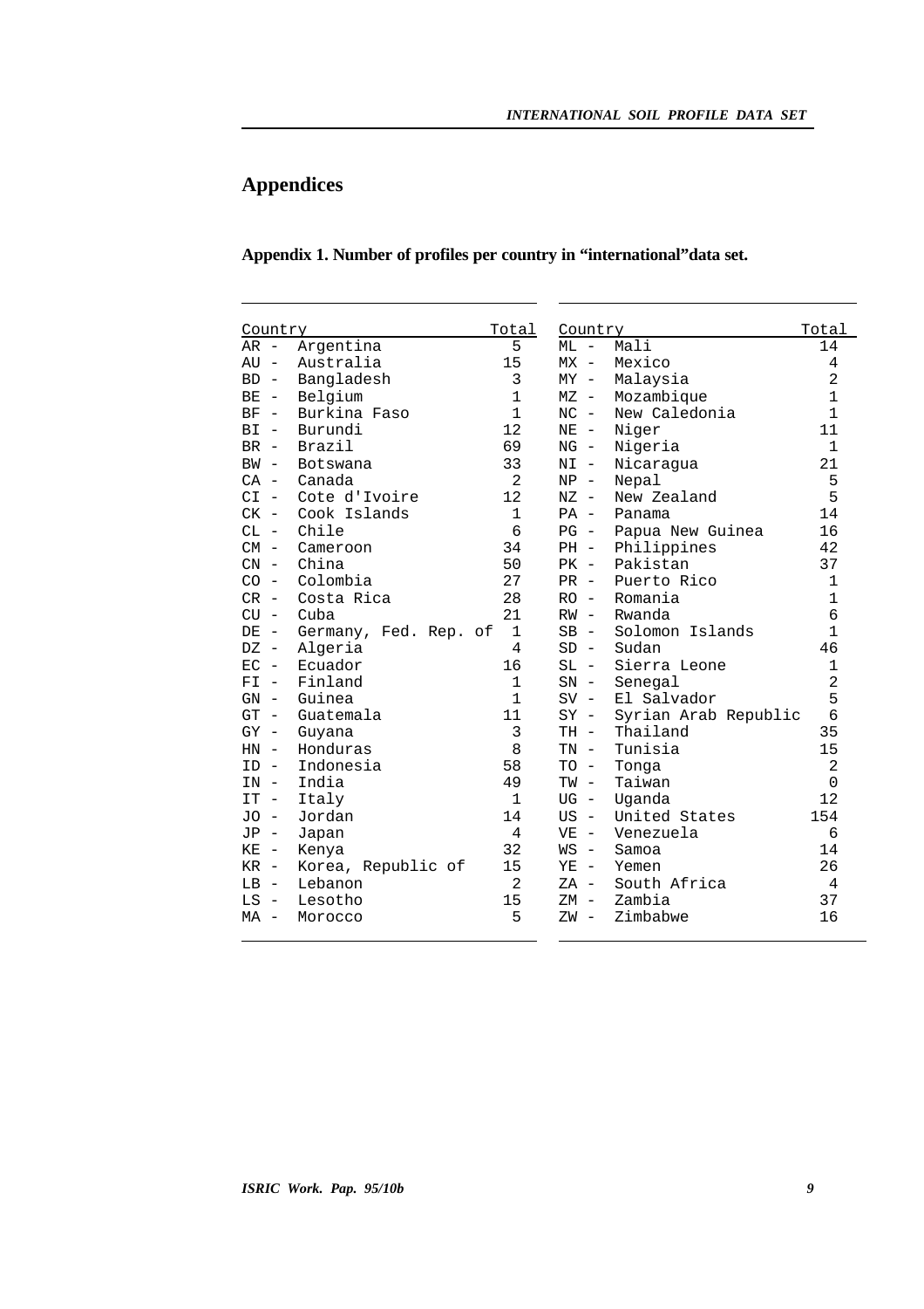# Appendices

**Appendix 1. Number of profiles per country in "international"data set.**

| Country | Total |
|---|---|
| AR - Argentina | 5 |
| AU - Australia | 15 |
| BD - Bangladesh | 3 |
| BE - Belgium | 1 |
| BF - Burkina Faso | 1 |
| BI - Burundi | 12 |
| BR - Brazil | 69 |
| BW - Botswana | 33 |
| CA - Canada | 2 |
| CI - Cote d'Ivoire | 12 |
| CK - Cook Islands | 1 |
| CL - Chile | 6 |
| CM - Cameroon | 34 |
| CN - China | 50 |
| CO - Colombia | 27 |
| CR - Costa Rica | 28 |
| CU - Cuba | 21 |
| DE - Germany, Fed. Rep. of | 1 |
| DZ - Algeria | 4 |
| EC - Ecuador | 16 |
| FI - Finland | 1 |
| GN - Guinea | 1 |
| GT - Guatemala | 11 |
| GY - Guyana | 3 |
| HN - Honduras | 8 |
| ID - Indonesia | 58 |
| IN - India | 49 |
| IT - Italy | 1 |
| JO - Jordan | 14 |
| JP - Japan | 4 |
| KE - Kenya | 32 |
| KR - Korea, Republic of | 15 |
| LB - Lebanon | 2 |
| LS - Lesotho | 15 |
| MA - Morocco | 5 |

| Country | Total |
|---|---|
| ML - Mali | 14 |
| MX - Mexico | 4 |
| MY - Malaysia | 2 |
| MZ - Mozambique | 1 |
| NC - New Caledonia | 1 |
| NE - Niger | 11 |
| NG - Nigeria | 1 |
| NI - Nicaragua | 21 |
| NP - Nepal | 5 |
| NZ - New Zealand | 5 |
| PA - Panama | 14 |
| PG - Papua New Guinea | 16 |
| PH - Philippines | 42 |
| PK - Pakistan | 37 |
| PR - Puerto Rico | 1 |
| RO - Romania | 1 |
| RW - Rwanda | 6 |
| SB - Solomon Islands | 1 |
| SD - Sudan | 46 |
| SL - Sierra Leone | 1 |
| SN - Senegal | 2 |
| SV - El Salvador | 5 |
| SY - Syrian Arab Republic | 6 |
| TH - Thailand | 35 |
| TN - Tunisia | 15 |
| TO - Tonga | 2 |
| TW - Taiwan | 0 |
| UG - Uganda | 12 |
| US - United States | 154 |
| VE - Venezuela | 6 |
| WS - Samoa | 14 |
| YE - Yemen | 26 |
| ZA - South Africa | 4 |
| ZM - Zambia | 37 |
| ZW - Zimbabwe | 16 |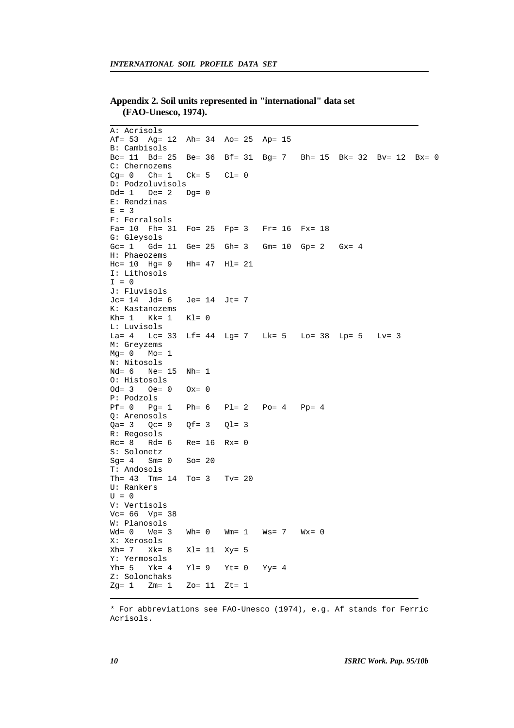**Appendix 2. Soil units represented in "international" data set (FAO-Unesco, 1974).**

```
A: Acrisols
Af= 53  Ag= 12  Ah= 34  Ao= 25  Ap= 15
B: Cambisols
Bc= 11  Bd= 25  Be= 36  Bf= 31  Bg= 7   Bh= 15  Bk= 32  Bv= 12  Bx= 0
C: Chernozems
Cg= 0   Ch= 1   Ck= 5   Cl= 0
D: Podzoluvisols
Dd= 1   De= 2   Dg= 0
E: Rendzinas
E = 3
F: Ferralsols
Fa= 10  Fh= 31  Fo= 25  Fp= 3   Fr= 16  Fx= 18
G: Gleysols
Gc= 1   Gd= 11  Ge= 25  Gh= 3   Gm= 10  Gp= 2   Gx= 4
H: Phaeozems
Hc= 10  Hg= 9   Hh= 47  Hl= 21
I: Lithosols
I = 0
J: Fluvisols
Jc= 14  Jd= 6   Je= 14  Jt= 7
K: Kastanozems
Kh= 1   Kk= 1   Kl= 0
L: Luvisols
La= 4   Lc= 33  Lf= 44  Lg= 7   Lk= 5   Lo= 38  Lp= 5   Lv= 3
M: Greyzems
Mg= 0   Mo= 1
N: Nitosols
Nd= 6   Ne= 15  Nh= 1
O: Histosols
Od= 3   Oe= 0   Ox= 0
P: Podzols
Pf= 0   Pg= 1   Ph= 6   Pl= 2   Po= 4   Pp= 4
Q: Arenosols
Qa= 3   Qc= 9   Qf= 3   Ql= 3
R: Regosols
Rc= 8   Rd= 6   Re= 16  Rx= 0
S: Solonetz
Sg= 4   Sm= 0   So= 20
T: Andosols
Th= 43  Tm= 14  To= 3   Tv= 20
U: Rankers
U = 0
V: Vertisols
Vc= 66  Vp= 38
W: Planosols
Wd= 0   We= 3   Wh= 0   Wm= 1   Ws= 7   Wx= 0
X: Xerosols
Xh= 7   Xk= 8   Xl= 11  Xy= 5
Y: Yermosols
Yh= 5   Yk= 4   Yl= 9   Yt= 0   Yy= 4
Z: Solonchaks
Zg= 1   Zm= 1   Zo= 11  Zt= 1
```

* For abbreviations see FAO-Unesco (1974), e.g. Af stands for Ferric Acrisols.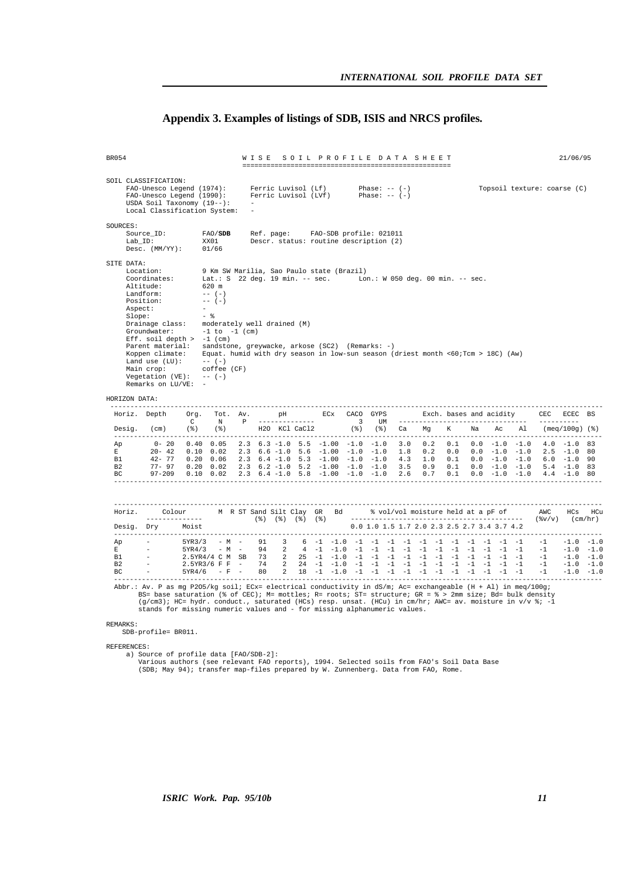## Appendix 3. Examples of listings of SDB, ISIS and NRCS profiles.

```
BR054                          W I S E   S O I L   P R O F I L E   D A T A   S H E E T                        21/06/95
                               ====================================================

SOIL CLASSIFICATION:
     FAO-Unesco Legend (1974):      Ferric Luvisol (Lf)          Phase: -- (-)                  Topsoil texture: coarse (C)
     FAO-Unesco Legend (1990):      Ferric Luvisol (LVf)         Phase: -- (-)
     USDA Soil Taxonomy (19--):     -
     Local Classification System:   -

SOURCES:
     Source_ID:          FAO/SDB      Ref. page:     FAO-SDB profile: 021011
     Lab_ID:             XX01         Descr. status: routine description (2)
     Desc. (MM/YY):      01/66

SITE DATA:
     Location:           9 Km SW Marilia, Sao Paulo state (Brazil)
     Coordinates:        Lat.: S  22 deg. 19 min. -- sec.       Lon.: W 050 deg. 00 min. -- sec.
     Altitude:           620 m
     Landform:           -- (-)
     Position:           -- (-)
     Aspect:             -
     Slope:              - %
     Drainage class:     moderately well drained (M)
     Groundwater:        -1 to  -1 (cm)
     Eff. soil depth >   -1 (cm)
     Parent material:    sandstone, greywacke, arkose (SC2)  (Remarks: -)
     Koppen climate:     Equat. humid with dry season in low-sun season (driest month <60;Tcm > 18C) (Aw)
     Land use (LU):      -- (-)
     Main crop:          coffee (CF)
     Vegetation (VE):    -- (-)
     Remarks on LU/VE:   -

HORIZON DATA:
 ------------------------------------------------------------------------------------------------------------------------
  Horiz.  Depth      Org.  Tot.  Av.       pH          ECx   CACO  GYPS          Exch. bases and acidity         CEC  ECEC  BS
                      C     N    P    --------------          3    UM    -------------------------------        ----------
  Desig.  (cm)       (%)   (%)        H2O  KCl CaCl2          (%)   (%)   Ca    Mg    K     Na    Ac    Al     (meq/100g) (%)
 ------------------------------------------------------------------------------------------------------------------------
  Ap        0- 20    0.40  0.05   2.3  6.3 -1.0  5.5  -1.00  -1.0  -1.0   3.0   0.2   0.1   0.0  -1.0  -1.0    4.0  -1.0  83
  E        20- 42    0.10  0.02   2.3  6.6 -1.0  5.6  -1.00  -1.0  -1.0   1.8   0.2   0.0   0.0  -1.0  -1.0    2.5  -1.0  80
  B1       42- 77    0.20  0.06   2.3  6.4 -1.0  5.3  -1.00  -1.0  -1.0   4.3   1.0   0.1   0.0  -1.0  -1.0    6.0  -1.0  90
  B2       77- 97    0.20  0.02   2.3  6.2 -1.0  5.2  -1.00  -1.0  -1.0   3.5   0.9   0.1   0.0  -1.0  -1.0    5.4  -1.0  83
  BC       97-209    0.10  0.02   2.3  6.4 -1.0  5.8  -1.00  -1.0  -1.0   2.6   0.7   0.1   0.0  -1.0  -1.0    4.4  -1.0  80
 ------------------------------------------------------------------------------------------------------------------------


 ------------------------------------------------------------------------------------------------------------------------
  Horiz.      Colour       M  R ST Sand Silt Clay  GR   Bd       % vol/vol moisture held at a pF of         AWC    HCs   HCu
           --------------          (%)  (%)  (%)  (%)     ------------------------------------------    (%v/v)   (cm/hr)
  Desig.  Dry     Moist                                   0.0 1.0 1.5 1.7 2.0 2.3 2.5 2.7 3.4 3.7 4.2
 ------------------------------------------------------------------------------------------------------------------------
  Ap       -      5YR3/3    - M  -   91    3    6  -1  -1.0  -1  -1  -1  -1  -1  -1  -1  -1  -1  -1  -1    -1     -1.0  -1.0
  E        -      5YR4/3    - M  -   94    2    4  -1  -1.0  -1  -1  -1  -1  -1  -1  -1  -1  -1  -1  -1    -1     -1.0  -1.0
  B1       -      2.5YR4/4 C M  SB   73    2   25  -1  -1.0  -1  -1  -1  -1  -1  -1  -1  -1  -1  -1  -1    -1     -1.0  -1.0
  B2       -      2.5YR3/6 F F  -    74    2   24  -1  -1.0  -1  -1  -1  -1  -1  -1  -1  -1  -1  -1  -1    -1     -1.0  -1.0
  BC       -      5YR4/6    - F  -   80    2   18  -1  -1.0  -1  -1  -1  -1  -1  -1  -1  -1  -1  -1  -1    -1     -1.0  -1.0
 ------------------------------------------------------------------------------------------------------------------------
  Abbr.: Av. P as mg P2O5/kg soil; ECx= electrical conductivity in dS/m; Ac= exchangeable (H + Al) in meq/100g;
         BS= base saturation (% of CEC); M= mottles; R= roots; ST= structure; GR = % > 2mm size; Bd= bulk density
         (g/cm3); HC= hydr. conduct., saturated (HCs) resp. unsat. (HCu) in cm/hr; AWC= av. moisture in v/v %; -1
         stands for missing numeric values and - for missing alphanumeric values.

REMARKS:
    SDB-profile= BR011.

REFERENCES:
     a) Source of profile data [FAO/SDB-2]:
        Various authors (see relevant FAO reports), 1994. Selected soils from FAO's Soil Data Base
        (SDB; May 94); transfer map-files prepared by W. Zunnenberg. Data from FAO, Rome.
```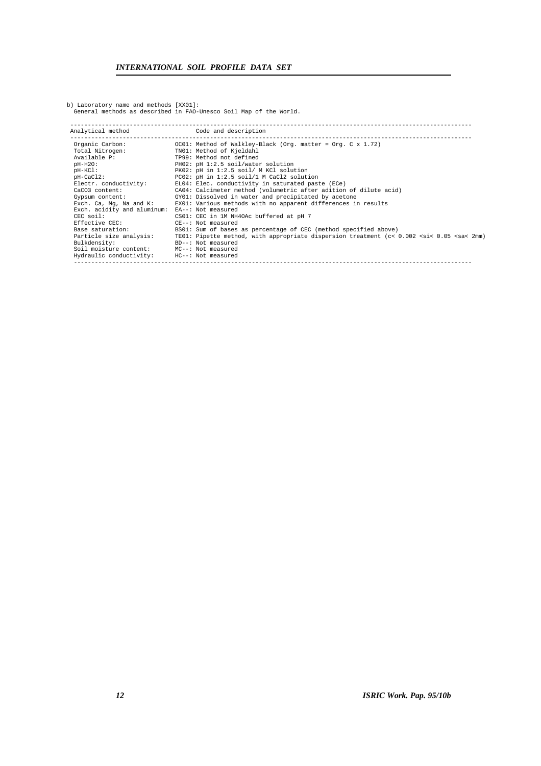b) Laboratory name and methods [XX01]:
General methods as described in FAO-Unesco Soil Map of the World.

| Analytical method | Code and description |
|---|---|
| Organic Carbon: | OC01: Method of Walkley-Black (Org. matter = Org. C x 1.72) |
| Total Nitrogen: | TN01: Method of Kjeldahl |
| Available P: | TP99: Method not defined |
| pH-H2O: | PH02: pH 1:2.5 soil/water solution |
| pH-KCl: | PK02: pH in 1:2.5 soil/ M KCl solution |
| pH-CaCl2: | PC02: pH in 1:2.5 soil/1 M CaCl2 solution |
| Electr. conductivity: | EL04: Elec. conductivity in saturated paste (ECe) |
| CaCO3 content: | CA04: Calcimeter method (volumetric after adition of dilute acid) |
| Gypsum content: | GY01: Dissolved in water and precipitated by acetone |
| Exch. Ca, Mg, Na and K: | EX01: Various methods with no apparent differences in results |
| Exch. acidity and aluminum: | EA--: Not measured |
| CEC soil: | CS01: CEC in 1M NH4OAc buffered at pH 7 |
| Effective CEC: | CE--: Not measured |
| Base saturation: | BS01: Sum of bases as percentage of CEC (method specified above) |
| Particle size analysis: | TE01: Pipette method, with appropriate dispersion treatment (c< 0.002 <si< 0.05 <sa< 2mm) |
| Bulkdensity: | BD--: Not measured |
| Soil moisture content: | MC--: Not measured |
| Hydraulic conductivity: | HC--: Not measured |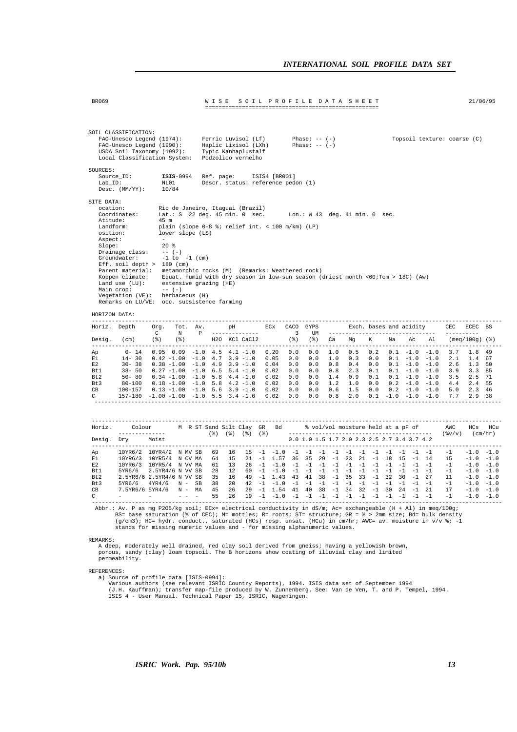BR069 WISE SOIL PROFILE DATA SHEET 21/06/95

SOIL CLASSIFICATION:
- FAO-Unesco Legend (1974): Ferric Luvisol (Lf) Phase: -- (-)
- FAO-Unesco Legend (1990): Haplic Lixisol (LXh) Phase: -- (-)
- USDA Soil Taxonomy (1992): Typic Kanhaplustalf
- Local Classification System: Podzolico vermelho

Topsoil texture: coarse (C)

SOURCES:
- Source_ID: **ISIS**-0994 Ref. page: ISIS4 [BR001]
- Lab_ID: NL01 Descr. status: reference pedon (1)
- Desc. (MM/YY): 10/84

SITE DATA:
- ocation: Rio de Janeiro, Itaguai (Brazil)
- Coordinates: Lat.: S 22 deg. 45 min. 0 sec. Lon.: W 43 deg. 41 min. 0 sec.
- Atitude: 45 m
- Landform: plain (slope 0-8 %; relief int. < 100 m/km) (LP)
- osition: lower slope (LS)
- Aspect: -
- Slope: 20 %
- Drainage class: -- (-)
- Groundwater: -1 to -1 (cm)
- Eff. soil depth > 180 (cm)
- Parent material: metamorphic rocks (M) (Remarks: Weathered rock)
- Koppen climate: Equat. humid with dry season in low-sun season (driest month <60;Tcm > 18C) (Aw)
- Land use (LU): extensive grazing (HE)
- Main crop: -- (-)
- Vegetation (VE): herbaceous (H)
- Remarks on LU/VE: occ. subsistence farming

HORIZON DATA:

| Horiz. Desig. | Depth (cm) | Org. C (%) | Tot. N (%) | Av. P | pH H2O | pH KCl | pH CaCl2 | ECx | CACO3 (%) | GYPSUM (%) | Ca | Mg | K | Na | Ac | Al | CEC (meq/100g) | ECEC (meq/100g) | BS (%) |
|---|---|---|---|---|---|---|---|---|---|---|---|---|---|---|---|---|---|---|---|
| Ap | 0- 14 | 0.95 | 0.09 | -1.0 | 4.5 | 4.1 | -1.0 | 0.20 | 0.0 | 0.0 | 1.0 | 0.5 | 0.2 | 0.1 | -1.0 | -1.0 | 3.7 | 1.8 | 49 |
| E1 | 14- 30 | 0.42 | -1.00 | -1.0 | 4.7 | 3.9 | -1.0 | 0.05 | 0.0 | 0.0 | 1.0 | 0.3 | 0.0 | 0.1 | -1.0 | -1.0 | 2.1 | 1.4 | 67 |
| E2 | 30- 38 | 0.38 | -1.00 | -1.0 | 4.9 | 3.9 | -1.0 | 0.04 | 0.0 | 0.0 | 0.8 | 0.4 | 0.0 | 0.1 | -1.0 | -1.0 | 2.6 | 1.3 | 50 |
| Bt1 | 38- 50 | 0.27 | -1.00 | -1.0 | 6.5 | 5.4 | -1.0 | 0.02 | 0.0 | 0.0 | 0.8 | 2.3 | 0.1 | 0.1 | -1.0 | -1.0 | 3.9 | 3.3 | 85 |
| Bt2 | 50- 80 | 0.34 | -1.00 | -1.0 | 5.8 | 4.4 | -1.0 | 0.02 | 0.0 | 0.0 | 1.4 | 0.9 | 0.1 | 0.1 | -1.0 | -1.0 | 3.5 | 2.5 | 71 |
| Bt3 | 80-100 | 0.18 | -1.00 | -1.0 | 5.8 | 4.2 | -1.0 | 0.02 | 0.0 | 0.0 | 1.2 | 1.0 | 0.0 | 0.2 | -1.0 | -1.0 | 4.4 | 2.4 | 55 |
| CB | 100-157 | 0.13 | -1.00 | -1.0 | 5.6 | 3.9 | -1.0 | 0.02 | 0.0 | 0.0 | 0.6 | 1.5 | 0.0 | 0.2 | -1.0 | -1.0 | 5.0 | 2.3 | 46 |
| C | 157-180 | -1.00 | -1.00 | -1.0 | 5.5 | 3.4 | -1.0 | 0.02 | 0.0 | 0.0 | 0.8 | 2.0 | 0.1 | -1.0 | -1.0 | -1.0 | 7.7 | 2.9 | 38 |

| Horiz. Desig. | Colour Dry | Colour Moist | M | R | ST | Sand (%) | Silt (%) | Clay (%) | GR (%) | Bd | 0.0 | 1.0 | 1.5 | 1.7 | 2.0 | 2.3 | 2.5 | 2.7 | 3.4 | 3.7 | 4.2 | AWC (%v/v) | HCs (cm/hr) | HCu (cm/hr) |
|---|---|---|---|---|---|---|---|---|---|---|---|---|---|---|---|---|---|---|---|---|---|---|---|---|
| Ap | 10YR6/2 | 10YR4/2 | N | MV | SB | 69 | 16 | 15 | -1 | -1.0 | -1 | -1 | -1 | -1 | -1 | -1 | -1 | -1 | -1 | -1 | -1 | -1 | -1.0 | -1.0 |
| E1 | 10YR6/3 | 10YR5/4 | N | CV | MA | 64 | 15 | 21 | -1 | 1.57 | 36 | 35 | 29 | -1 | 23 | 21 | -1 | 18 | 15 | -1 | 14 | 15 | -1.0 | -1.0 |
| E2 | 10YR6/3 | 10YR5/4 | N | VV | MA | 61 | 13 | 26 | -1 | -1.0 | -1 | -1 | -1 | -1 | -1 | -1 | -1 | -1 | -1 | -1 | -1 | -1 | -1.0 | -1.0 |
| Bt1 | 5YR6/6 | 2.5YR4/6 | N | VV | SB | 28 | 12 | 60 | -1 | -1.0 | -1 | -1 | -1 | -1 | -1 | -1 | -1 | -1 | -1 | -1 | -1 | -1 | -1.0 | -1.0 |
| Bt2 | 2.5YR6/6 | 2.5YR4/6 | N | VV | SB | 35 | 16 | 49 | -1 | 1.43 | 43 | 41 | 38 | -1 | 35 | 33 | -1 | 32 | 30 | -1 | 27 | 11 | -1.0 | -1.0 |
| Bt3 | 5YR6/6 | 4YR4/6 | N | - | SB | 38 | 20 | 42 | -1 | -1.0 | -1 | -1 | -1 | -1 | -1 | -1 | -1 | -1 | -1 | -1 | -1 | -1 | -1.0 | -1.0 |
| CB | 7.5YR6/6 | 5YR4/6 | N | - | MA | 45 | 26 | 29 | -1 | 1.54 | 41 | 40 | 38 | -1 | 34 | 32 | -1 | 30 | 24 | -1 | 21 | 17 | -1.0 | -1.0 |
| C | - | - | - | - | - | 55 | 26 | 19 | -1 | -1.0 | -1 | -1 | -1 | -1 | -1 | -1 | -1 | -1 | -1 | -1 | -1 | -1 | -1.0 | -1.0 |

(Columns 0.0–4.2: % vol/vol moisture held at a pF of)

Abbr.: Av. P as mg P2O5/kg soil; ECx= electrical conductivity in dS/m; Ac= exchangeable (H + Al) in meq/100g; BS= base saturation (% of CEC); M= mottles; R= roots; ST= structure; GR = % > 2mm size; Bd= bulk density (g/cm3); HC= hydr. conduct., saturated (HCs) resp. unsat. (HCu) in cm/hr; AWC= av. moisture in v/v %; -1 stands for missing numeric values and - for missing alphanumeric values.

REMARKS:
A deep, moderately well drained, red clay soil derived from gneiss; having a yellowish brown, porous, sandy (clay) loam topsoil. The B horizons show coating of illuvial clay and limited permeability.

REFERENCES:
a) Source of profile data [ISIS-0994]:
Various authors (see relevant ISRIC Country Reports), 1994. ISIS data set of September 1994 (J.H. Kauffman); transfer map-file produced by W. Zunnenberg. See: Van de Ven, T. and P. Tempel, 1994. ISIS 4 - User Manual. Technical Paper 15, ISRIC, Wageningen.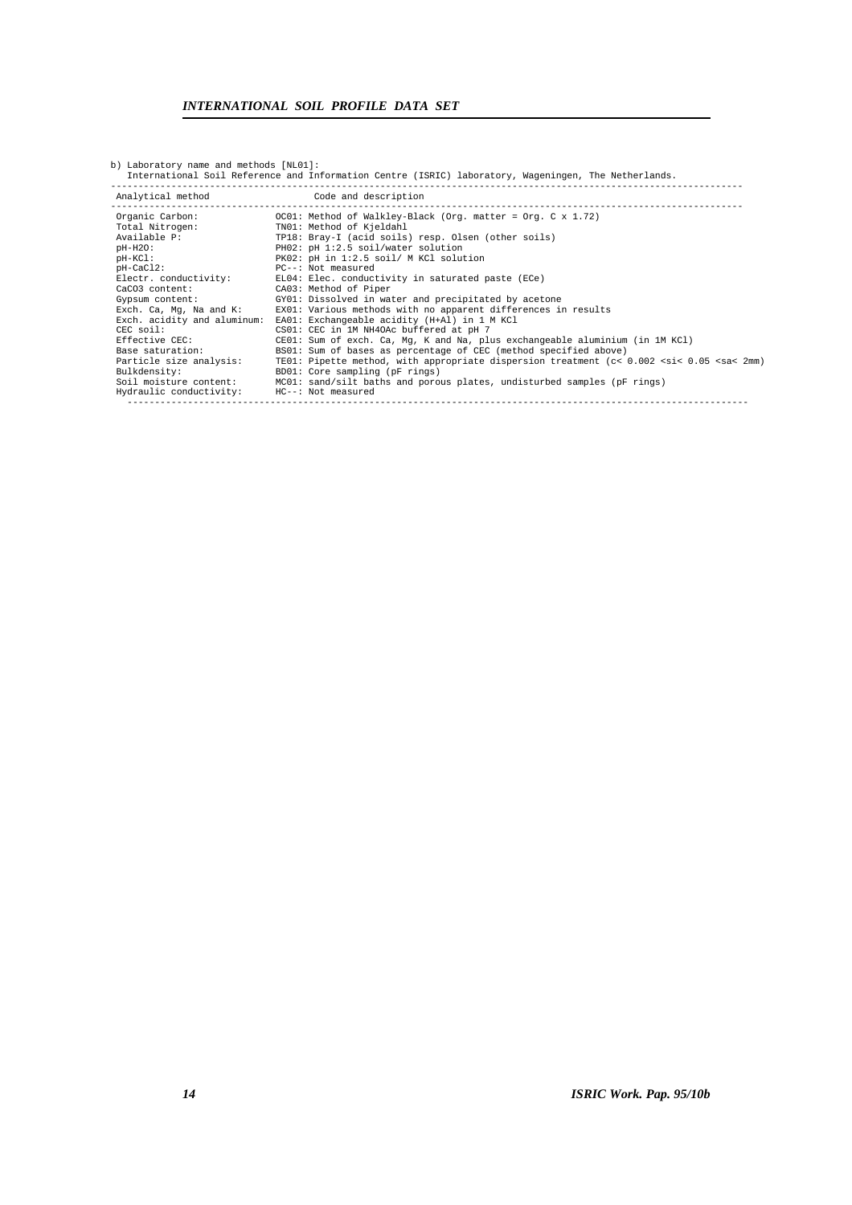b) Laboratory name and methods [NL01]:
International Soil Reference and Information Centre (ISRIC) laboratory, Wageningen, The Netherlands.

| Analytical method | Code and description |
|---|---|
| Organic Carbon: | OC01: Method of Walkley-Black (Org. matter = Org. C x 1.72) |
| Total Nitrogen: | TN01: Method of Kjeldahl |
| Available P: | TP18: Bray-I (acid soils) resp. Olsen (other soils) |
| pH-H2O: | PH02: pH 1:2.5 soil/water solution |
| pH-KCl: | PK02: pH in 1:2.5 soil/ M KCl solution |
| pH-CaCl2: | PC--: Not measured |
| Electr. conductivity: | EL04: Elec. conductivity in saturated paste (ECe) |
| CaCO3 content: | CA03: Method of Piper |
| Gypsum content: | GY01: Dissolved in water and precipitated by acetone |
| Exch. Ca, Mg, Na and K: | EX01: Various methods with no apparent differences in results |
| Exch. acidity and aluminum: | EA01: Exchangeable acidity (H+Al) in 1 M KCl |
| CEC soil: | CS01: CEC in 1M NH4OAc buffered at pH 7 |
| Effective CEC: | CE01: Sum of exch. Ca, Mg, K and Na, plus exchangeable aluminium (in 1M KCl) |
| Base saturation: | BS01: Sum of bases as percentage of CEC (method specified above) |
| Particle size analysis: | TE01: Pipette method, with appropriate dispersion treatment (c< 0.002 <si< 0.05 <sa< 2mm) |
| Bulkdensity: | BD01: Core sampling (pF rings) |
| Soil moisture content: | MC01: sand/silt baths and porous plates, undisturbed samples (pF rings) |
| Hydraulic conductivity: | HC--: Not measured |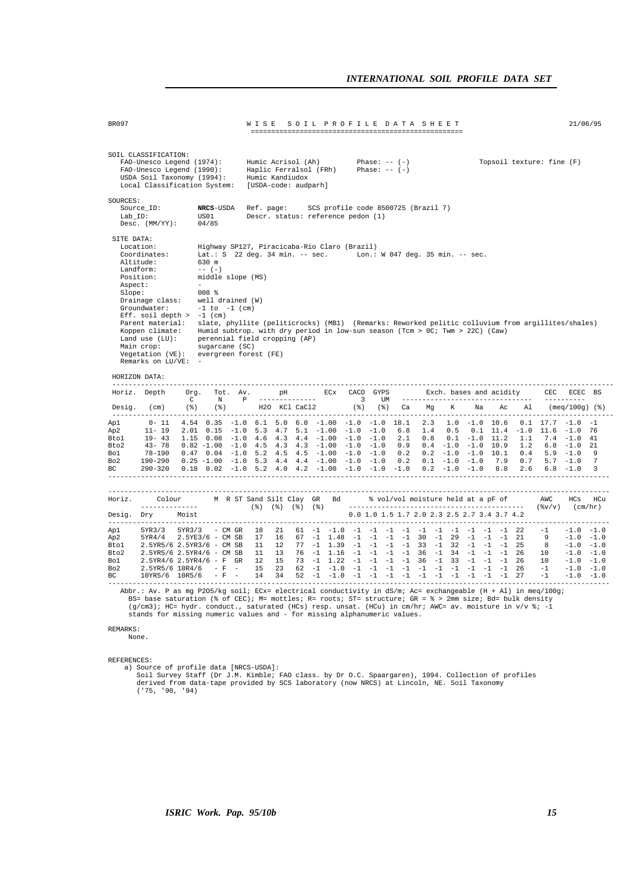BR097 — **WISE SOIL PROFILE DATA SHEET** — 21/06/95

SOIL CLASSIFICATION:

- FAO-Unesco Legend (1974): Humic Acrisol (Ah) Phase: -- (-) Topsoil texture: fine (F)
- FAO-Unesco Legend (1990): Haplic Ferralsol (FRh) Phase: -- (-)
- USDA Soil Taxonomy (1994): Humic Kandiudox
- Local Classification System: [USDA-code: audparh]

SOURCES:

- Source_ID: **NRCS**-USDA Ref. page: SCS profile code 8500725 (Brazil 7)
- Lab_ID: US01 Descr. status: reference pedon (1)
- Desc. (MM/YY): 04/85

SITE DATA:

- Location: Highway SP127, Piracicaba-Rio Claro (Brazil)
- Coordinates: Lat.: S 22 deg. 34 min. -- sec. Lon.: W 047 deg. 35 min. -- sec.
- Altitude: 630 m
- Landform: -- (-)
- Position: middle slope (MS)
- Aspect: -
- Slope: 008 %
- Drainage class: well drained (W)
- Groundwater: -1 to -1 (cm)
- Eff. soil depth > -1 (cm)
- Parent material: slate, phyllite (peliticrocks) (MB1) (Remarks: Reworked pelitic colluvium from argillites/shales)
- Koppen climate: Humid subtrop. with dry period in low-sun season (Tcm > 0C; Twm > 22C) (Caw)
- Land use (LU): perennial field cropping (AP)
- Main crop: sugarcane (SC)
- Vegetation (VE): evergreen forest (FE)
- Remarks on LU/VE: -

HORIZON DATA:

| Horiz. Desig. | Depth (cm) | Org. C (%) | Tot. N (%) | Av. P | pH H2O | pH KCl | pH CaCl2 | ECx | CACO3 (%) | GYPS UM (%) | Ca | Mg | K | Na | Ac | Al | CEC (meq/100g) | ECEC (meq/100g) | BS (%) |
|---|---|---|---|---|---|---|---|---|---|---|---|---|---|---|---|---|---|---|---|
| Ap1 | 0- 11 | 4.54 | 0.35 | -1.0 | 6.1 | 5.0 | 6.0 | -1.00 | -1.0 | -1.0 | 18.1 | 2.3 | 1.0 | -1.0 | 10.6 | 0.1 | 17.7 | -1.0 | -1 |
| Ap2 | 11- 19 | 2.01 | 0.15 | -1.0 | 5.3 | 4.7 | 5.1 | -1.00 | -1.0 | -1.0 | 6.8 | 1.4 | 0.5 | 0.1 | 11.4 | -1.0 | 11.6 | -1.0 | 76 |
| Bto1 | 19- 43 | 1.15 | 0.08 | -1.0 | 4.6 | 4.3 | 4.4 | -1.00 | -1.0 | -1.0 | 2.1 | 0.8 | 0.1 | -1.0 | 11.2 | 1.1 | 7.4 | -1.0 | 41 |
| Bto2 | 43- 78 | 0.82 | -1.00 | -1.0 | 4.5 | 4.3 | 4.3 | -1.00 | -1.0 | -1.0 | 0.9 | 0.4 | -1.0 | -1.0 | 10.9 | 1.2 | 6.8 | -1.0 | 21 |
| Bo1 | 78-190 | 0.47 | 0.04 | -1.0 | 5.2 | 4.5 | 4.5 | -1.00 | -1.0 | -1.0 | 0.2 | 0.2 | -1.0 | -1.0 | 10.1 | 0.4 | 5.9 | -1.0 | 9 |
| Bo2 | 190-290 | 0.25 | -1.00 | -1.0 | 5.3 | 4.4 | 4.4 | -1.00 | -1.0 | -1.0 | 0.2 | 0.1 | -1.0 | -1.0 | 7.9 | 0.7 | 5.7 | -1.0 | 7 |
| BC | 290-320 | 0.18 | 0.02 | -1.0 | 5.2 | 4.0 | 4.2 | -1.00 | -1.0 | -1.0 | -1.0 | 0.2 | -1.0 | -1.0 | 8.8 | 2.6 | 6.8 | -1.0 | 3 |

Ca, Mg, K, Na, Ac, Al: Exch. bases and acidity.

| Horiz. Desig. | Colour Dry | Colour Moist | M | R | ST | Sand (%) | Silt (%) | Clay (%) | GR (%) | Bd | 0.0 | 1.0 | 1.5 | 1.7 | 2.0 | 2.3 | 2.5 | 2.7 | 3.4 | 3.7 | 4.2 | AWC (%v/v) | HCs (cm/hr) | HCu (cm/hr) |
|---|---|---|---|---|---|---|---|---|---|---|---|---|---|---|---|---|---|---|---|---|---|---|---|---|
| Ap1 | 5YR3/3 | 5YR3/3 | - | CM | GR | 18 | 21 | 61 | -1 | -1.0 | -1 | -1 | -1 | -1 | -1 | -1 | -1 | -1 | -1 | -1 | 22 | -1 | -1.0 | -1.0 |
| Ap2 | 5YR4/4 | 2.5YE3/6 | - | CM | SB | 17 | 16 | 67 | -1 | 1.48 | -1 | -1 | -1 | -1 | 30 | -1 | 29 | -1 | -1 | -1 | 21 | 9 | -1.0 | -1.0 |
| Bto1 | 2.5YR5/6 | 2.5YR3/6 | - | CM | SB | 11 | 12 | 77 | -1 | 1.39 | -1 | -1 | -1 | -1 | 33 | -1 | 32 | -1 | -1 | -1 | 25 | 8 | -1.0 | -1.0 |
| Bto2 | 2.5YR5/6 | 2.5YR4/6 | - | CM | SB | 11 | 13 | 76 | -1 | 1.16 | -1 | -1 | -1 | -1 | 36 | -1 | 34 | -1 | -1 | -1 | 26 | 10 | -1.0 | -1.0 |
| Bo1 | 2.5YR4/6 | 2.5YR4/6 | - | F | GR | 12 | 15 | 73 | -1 | 1.22 | -1 | -1 | -1 | -1 | 36 | -1 | 33 | -1 | -1 | -1 | 26 | 10 | -1.0 | -1.0 |
| Bo2 | 2.5YR5/6 | 10R4/6 | - | F | - | 15 | 23 | 62 | -1 | -1.0 | -1 | -1 | -1 | -1 | -1 | -1 | -1 | -1 | -1 | -1 | 26 | -1 | -1.0 | -1.0 |
| BC | 10YR5/6 | 10R5/6 | - | F | - | 14 | 34 | 52 | -1 | -1.0 | -1 | -1 | -1 | -1 | -1 | -1 | -1 | -1 | -1 | -1 | 27 | -1 | -1.0 | -1.0 |

Columns 0.0 to 4.2: % vol/vol moisture held at a pF of.

Abbr.: Av. P as mg P2O5/kg soil; ECx= electrical conductivity in dS/m; Ac= exchangeable (H + Al) in meq/100g; BS= base saturation (% of CEC); M= mottles; R= roots; ST= structure; GR = % > 2mm size; Bd= bulk density (g/cm3); HC= hydr. conduct., saturated (HCs) resp. unsat. (HCu) in cm/hr; AWC= av. moisture in v/v %; -1 stands for missing numeric values and - for missing alphanumeric values.

REMARKS:
None.

REFERENCES:

a) Source of profile data [NRCS-USDA]:
Soil Survey Staff (Dr J.M. Kimble; FAO class. by Dr O.C. Spaargaren), 1994. Collection of profiles derived from data-tape provided by SCS laboratory (now NRCS) at Lincoln, NE. Soil Taxonomy ('75, '90, '94)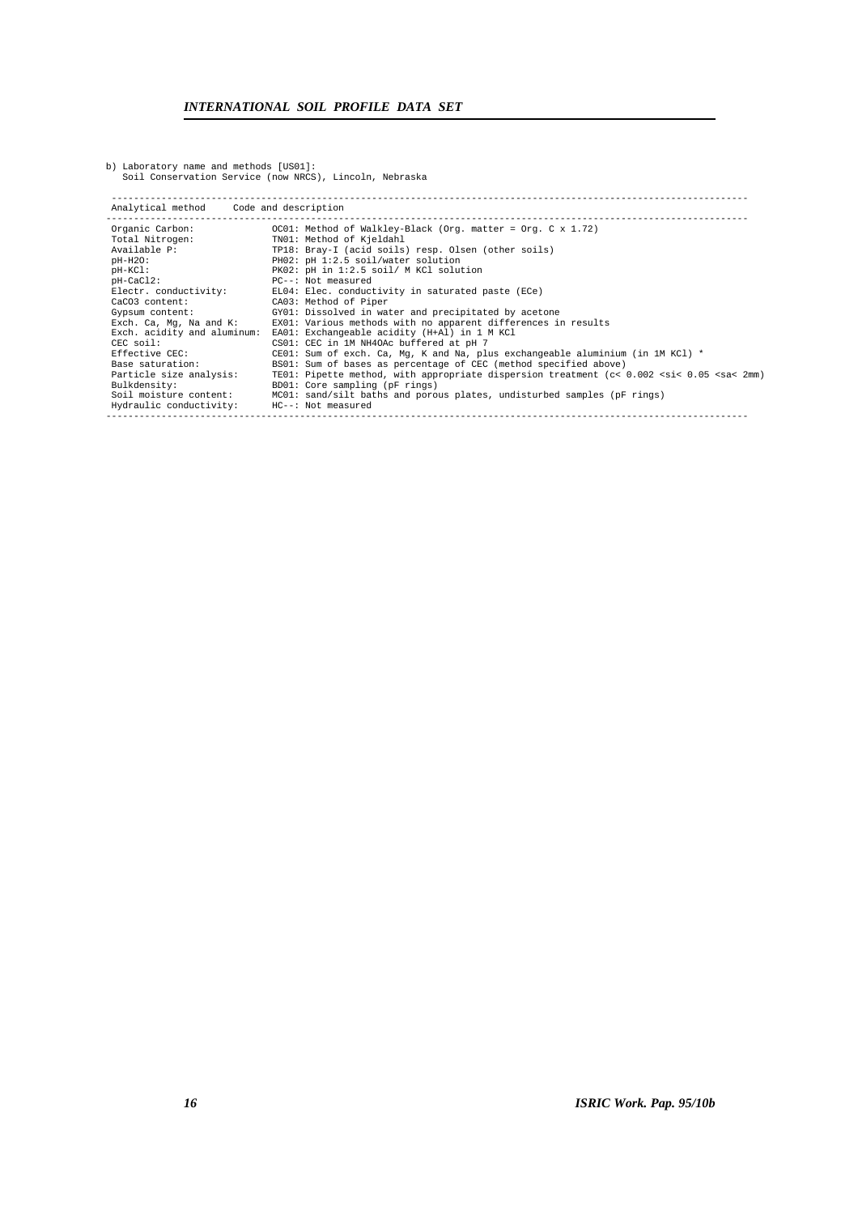b) Laboratory name and methods [US01]:
Soil Conservation Service (now NRCS), Lincoln, Nebraska

| Analytical method | Code and description |
|---|---|
| Organic Carbon: | OC01: Method of Walkley-Black (Org. matter = Org. C x 1.72) |
| Total Nitrogen: | TN01: Method of Kjeldahl |
| Available P: | TP18: Bray-I (acid soils) resp. Olsen (other soils) |
| pH-H2O: | PH02: pH 1:2.5 soil/water solution |
| pH-KCl: | PK02: pH in 1:2.5 soil/ M KCl solution |
| pH-CaCl2: | PC--: Not measured |
| Electr. conductivity: | EL04: Elec. conductivity in saturated paste (ECe) |
| CaCO3 content: | CA03: Method of Piper |
| Gypsum content: | GY01: Dissolved in water and precipitated by acetone |
| Exch. Ca, Mg, Na and K: | EX01: Various methods with no apparent differences in results |
| Exch. acidity and aluminum: | EA01: Exchangeable acidity (H+Al) in 1 M KCl |
| CEC soil: | CS01: CEC in 1M NH4OAc buffered at pH 7 |
| Effective CEC: | CE01: Sum of exch. Ca, Mg, K and Na, plus exchangeable aluminium (in 1M KCl) * |
| Base saturation: | BS01: Sum of bases as percentage of CEC (method specified above) |
| Particle size analysis: | TE01: Pipette method, with appropriate dispersion treatment (c< 0.002 <si< 0.05 <sa< 2mm) |
| Bulkdensity: | BD01: Core sampling (pF rings) |
| Soil moisture content: | MC01: sand/silt baths and porous plates, undisturbed samples (pF rings) |
| Hydraulic conductivity: | HC--: Not measured |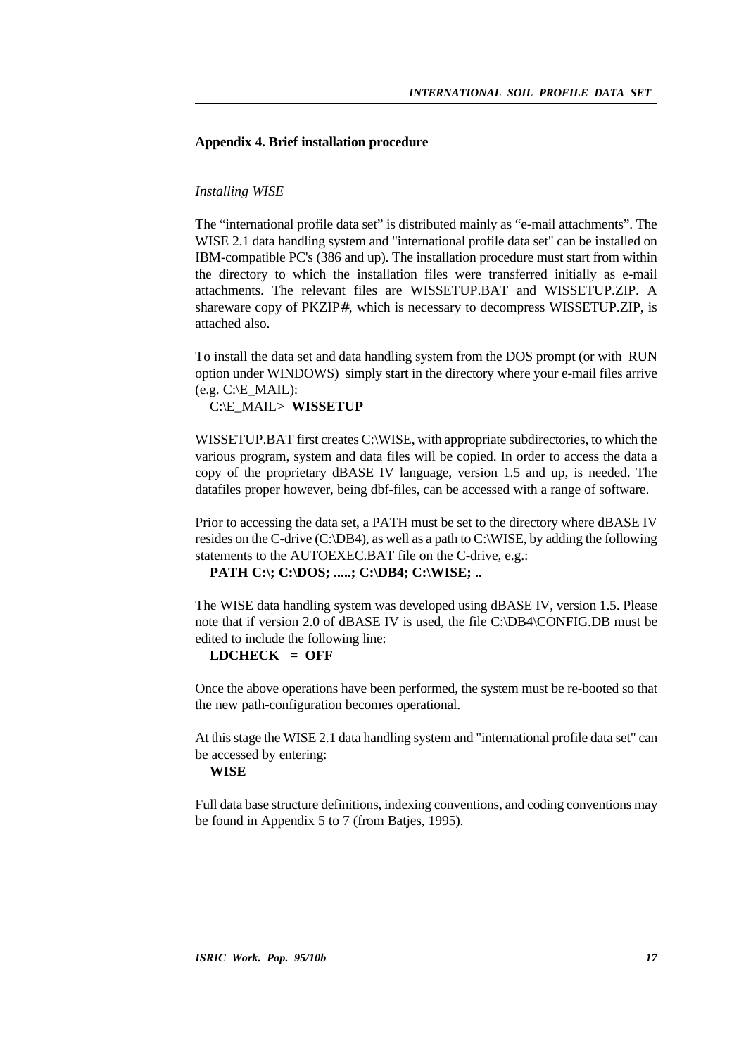## Appendix 4. Brief installation procedure

*Installing WISE*

The “international profile data set” is distributed mainly as “e-mail attachments”. The WISE 2.1 data handling system and "international profile data set" can be installed on IBM-compatible PC's (386 and up). The installation procedure must start from within the directory to which the installation files were transferred initially as e-mail attachments. The relevant files are WISSETUP.BAT and WISSETUP.ZIP. A shareware copy of PKZIP#, which is necessary to decompress WISSETUP.ZIP, is attached also.

To install the data set and data handling system from the DOS prompt (or with RUN option under WINDOWS) simply start in the directory where your e-mail files arrive (e.g. C:\E_MAIL):

C:\E_MAIL> **WISSETUP**

WISSETUP.BAT first creates C:\WISE, with appropriate subdirectories, to which the various program, system and data files will be copied. In order to access the data a copy of the proprietary dBASE IV language, version 1.5 and up, is needed. The datafiles proper however, being dbf-files, can be accessed with a range of software.

Prior to accessing the data set, a PATH must be set to the directory where dBASE IV resides on the C-drive (C:\DB4), as well as a path to C:\WISE, by adding the following statements to the AUTOEXEC.BAT file on the C-drive, e.g.:

**PATH C:\; C:\DOS; .....; C:\DB4; C:\WISE; ..**

The WISE data handling system was developed using dBASE IV, version 1.5. Please note that if version 2.0 of dBASE IV is used, the file C:\DB4\CONFIG.DB must be edited to include the following line:

**LDCHECK = OFF**

Once the above operations have been performed, the system must be re-booted so that the new path-configuration becomes operational.

At this stage the WISE 2.1 data handling system and "international profile data set" can be accessed by entering:

**WISE**

Full data base structure definitions, indexing conventions, and coding conventions may be found in Appendix 5 to 7 (from Batjes, 1995).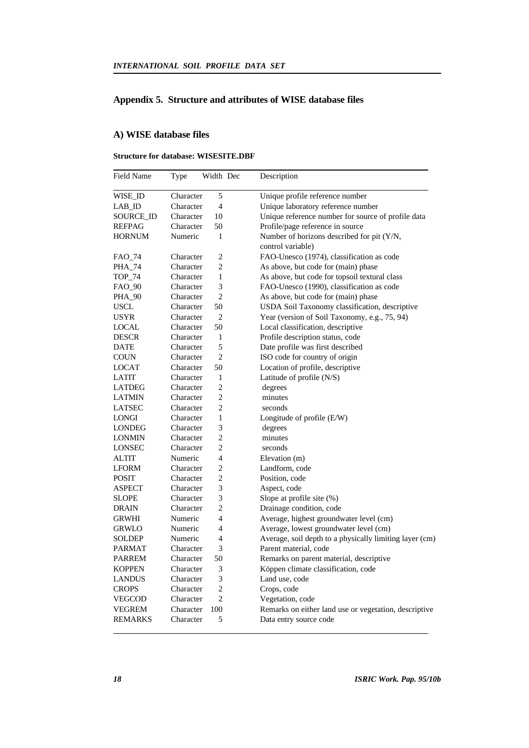## Appendix 5. Structure and attributes of WISE database files

### A) WISE database files

**Structure for database: WISESITE.DBF**

| Field Name | Type | Width | Dec | Description |
|---|---|---|---|---|
| WISE_ID | Character | 5 | | Unique profile reference number |
| LAB_ID | Character | 4 | | Unique laboratory reference number |
| SOURCE_ID | Character | 10 | | Unique reference number for source of profile data |
| REFPAG | Character | 50 | | Profile/page reference in source |
| HORNUM | Numeric | 1 | | Number of horizons described for pit (Y/N, control variable) |
| FAO_74 | Character | 2 | | FAO-Unesco (1974), classification as code |
| PHA_74 | Character | 2 | | As above, but code for (main) phase |
| TOP_74 | Character | 1 | | As above, but code for topsoil textural class |
| FAO_90 | Character | 3 | | FAO-Unesco (1990), classification as code |
| PHA_90 | Character | 2 | | As above, but code for (main) phase |
| USCL | Character | 50 | | USDA Soil Taxonomy classification, descriptive |
| USYR | Character | 2 | | Year (version of Soil Taxonomy, e.g., 75, 94) |
| LOCAL | Character | 50 | | Local classification, descriptive |
| DESCR | Character | 1 | | Profile description status, code |
| DATE | Character | 5 | | Date profile was first described |
| COUN | Character | 2 | | ISO code for country of origin |
| LOCAT | Character | 50 | | Location of profile, descriptive |
| LATIT | Character | 1 | | Latitude of profile (N/S) |
| LATDEG | Character | 2 | | degrees |
| LATMIN | Character | 2 | | minutes |
| LATSEC | Character | 2 | | seconds |
| LONGI | Character | 1 | | Longitude of profile (E/W) |
| LONDEG | Character | 3 | | degrees |
| LONMIN | Character | 2 | | minutes |
| LONSEC | Character | 2 | | seconds |
| ALTIT | Numeric | 4 | | Elevation (m) |
| LFORM | Character | 2 | | Landform, code |
| POSIT | Character | 2 | | Position, code |
| ASPECT | Character | 3 | | Aspect, code |
| SLOPE | Character | 3 | | Slope at profile site (%) |
| DRAIN | Character | 2 | | Drainage condition, code |
| GRWHI | Numeric | 4 | | Average, highest groundwater level (cm) |
| GRWLO | Numeric | 4 | | Average, lowest groundwater level (cm) |
| SOLDEP | Numeric | 4 | | Average, soil depth to a physically limiting layer (cm) |
| PARMAT | Character | 3 | | Parent material, code |
| PARREM | Character | 50 | | Remarks on parent material, descriptive |
| KOPPEN | Character | 3 | | Köppen climate classification, code |
| LANDUS | Character | 3 | | Land use, code |
| CROPS | Character | 2 | | Crops, code |
| VEGCOD | Character | 2 | | Vegetation, code |
| VEGREM | Character | 100 | | Remarks on either land use or vegetation, descriptive |
| REMARKS | Character | 5 | | Data entry source code |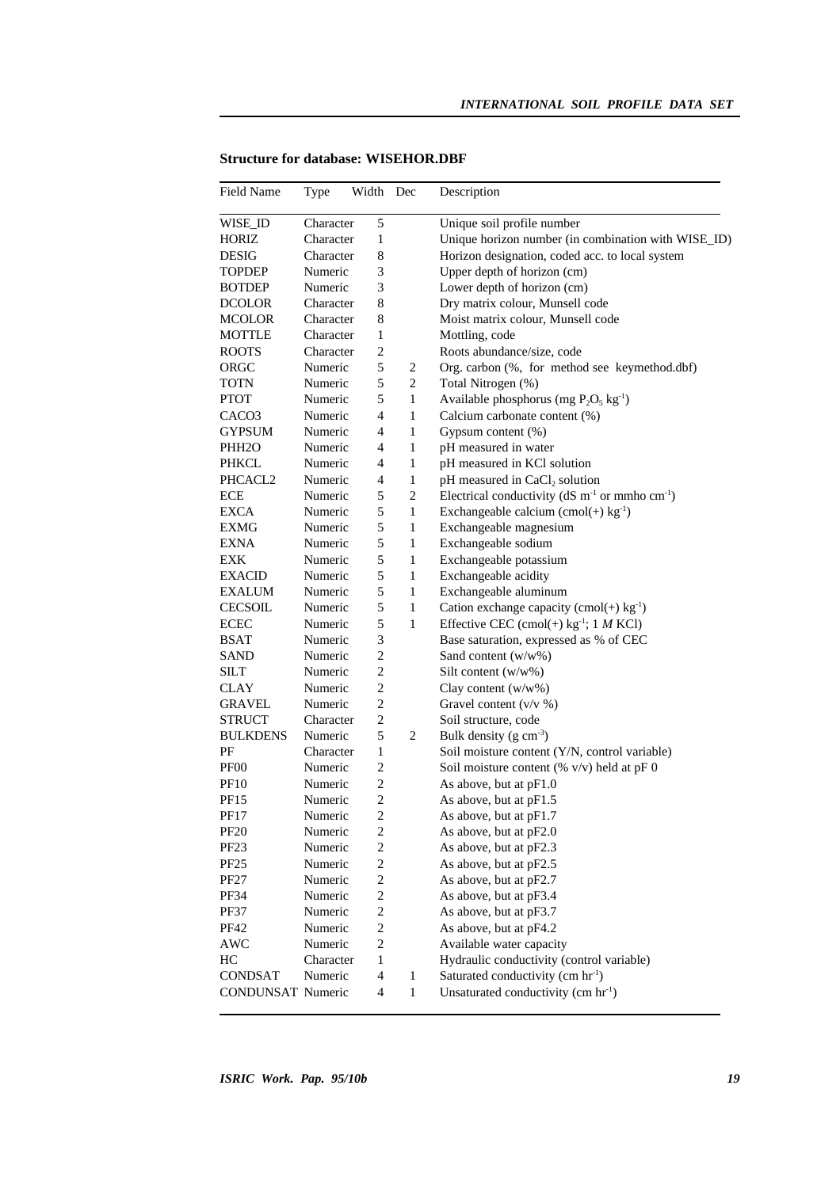**Structure for database: WISEHOR.DBF**

| Field Name | Type | Width | Dec | Description |
|---|---|---|---|---|
| WISE_ID | Character | 5 | | Unique soil profile number |
| HORIZ | Character | 1 | | Unique horizon number (in combination with WISE_ID) |
| DESIG | Character | 8 | | Horizon designation, coded acc. to local system |
| TOPDEP | Numeric | 3 | | Upper depth of horizon (cm) |
| BOTDEP | Numeric | 3 | | Lower depth of horizon (cm) |
| DCOLOR | Character | 8 | | Dry matrix colour, Munsell code |
| MCOLOR | Character | 8 | | Moist matrix colour, Munsell code |
| MOTTLE | Character | 1 | | Mottling, code |
| ROOTS | Character | 2 | | Roots abundance/size, code |
| ORGC | Numeric | 5 | 2 | Org. carbon (%, for method see keymethod.dbf) |
| TOTN | Numeric | 5 | 2 | Total Nitrogen (%) |
| PTOT | Numeric | 5 | 1 | Available phosphorus (mg $P_2O_5$ $kg^{-1}$) |
| CACO3 | Numeric | 4 | 1 | Calcium carbonate content (%) |
| GYPSUM | Numeric | 4 | 1 | Gypsum content (%) |
| PHH2O | Numeric | 4 | 1 | pH measured in water |
| PHKCL | Numeric | 4 | 1 | pH measured in KCl solution |
| PHCACL2 | Numeric | 4 | 1 | pH measured in $CaCl_2$ solution |
| ECE | Numeric | 5 | 2 | Electrical conductivity (dS $m^{-1}$ or mmho $cm^{-1}$) |
| EXCA | Numeric | 5 | 1 | Exchangeable calcium (cmol(+) $kg^{-1}$) |
| EXMG | Numeric | 5 | 1 | Exchangeable magnesium |
| EXNA | Numeric | 5 | 1 | Exchangeable sodium |
| EXK | Numeric | 5 | 1 | Exchangeable potassium |
| EXACID | Numeric | 5 | 1 | Exchangeable acidity |
| EXALUM | Numeric | 5 | 1 | Exchangeable aluminum |
| CECSOIL | Numeric | 5 | 1 | Cation exchange capacity (cmol(+) $kg^{-1}$) |
| ECEC | Numeric | 5 | 1 | Effective CEC (cmol(+) $kg^{-1}$; 1 *M* KCl) |
| BSAT | Numeric | 3 | | Base saturation, expressed as % of CEC |
| SAND | Numeric | 2 | | Sand content (w/w%) |
| SILT | Numeric | 2 | | Silt content (w/w%) |
| CLAY | Numeric | 2 | | Clay content (w/w%) |
| GRAVEL | Numeric | 2 | | Gravel content (v/v %) |
| STRUCT | Character | 2 | | Soil structure, code |
| BULKDENS | Numeric | 5 | 2 | Bulk density (g $cm^{-3}$) |
| PF | Character | 1 | | Soil moisture content (Y/N, control variable) |
| PF00 | Numeric | 2 | | Soil moisture content (% v/v) held at pF 0 |
| PF10 | Numeric | 2 | | As above, but at pF1.0 |
| PF15 | Numeric | 2 | | As above, but at pF1.5 |
| PF17 | Numeric | 2 | | As above, but at pF1.7 |
| PF20 | Numeric | 2 | | As above, but at pF2.0 |
| PF23 | Numeric | 2 | | As above, but at pF2.3 |
| PF25 | Numeric | 2 | | As above, but at pF2.5 |
| PF27 | Numeric | 2 | | As above, but at pF2.7 |
| PF34 | Numeric | 2 | | As above, but at pF3.4 |
| PF37 | Numeric | 2 | | As above, but at pF3.7 |
| PF42 | Numeric | 2 | | As above, but at pF4.2 |
| AWC | Numeric | 2 | | Available water capacity |
| HC | Character | 1 | | Hydraulic conductivity (control variable) |
| CONDSAT | Numeric | 4 | 1 | Saturated conductivity (cm $hr^{-1}$) |
| CONDUNSAT | Numeric | 4 | 1 | Unsaturated conductivity (cm $hr^{-1}$) |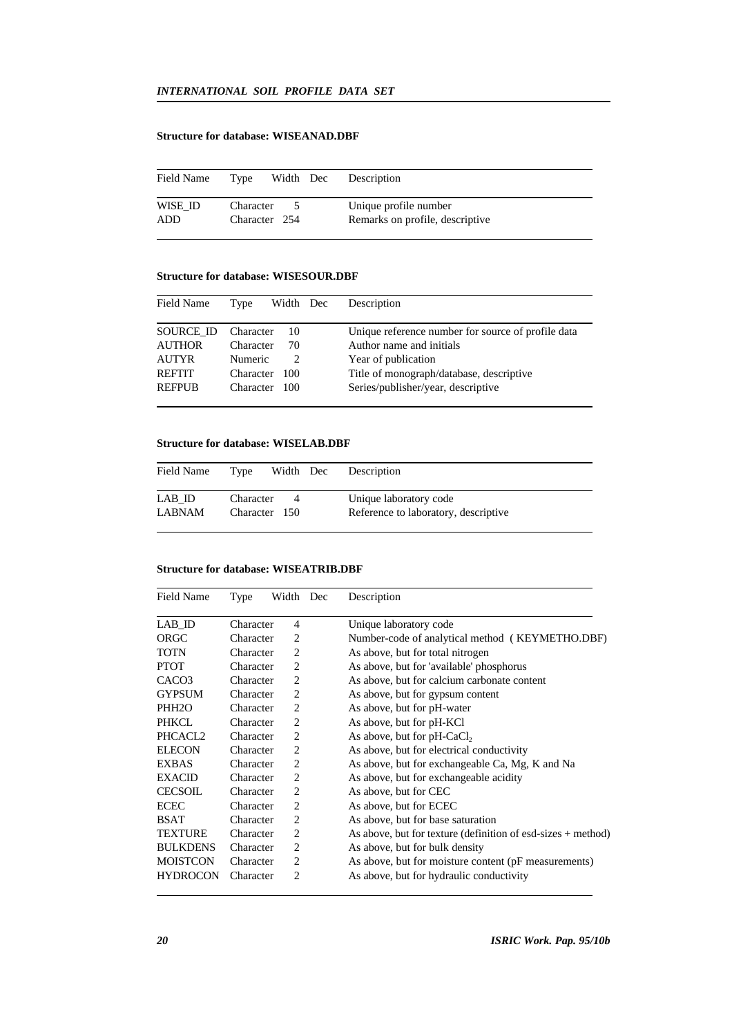**Structure for database: WISEANAD.DBF**

| Field Name | Type | Width | Dec | Description |
|---|---|---|---|---|
| WISE_ID | Character | 5 | | Unique profile number |
| ADD | Character | 254 | | Remarks on profile, descriptive |

**Structure for database: WISESOUR.DBF**

| Field Name | Type | Width | Dec | Description |
|---|---|---|---|---|
| SOURCE_ID | Character | 10 | | Unique reference number for source of profile data |
| AUTHOR | Character | 70 | | Author name and initials |
| AUTYR | Numeric | 2 | | Year of publication |
| REFTIT | Character | 100 | | Title of monograph/database, descriptive |
| REFPUB | Character | 100 | | Series/publisher/year, descriptive |

**Structure for database: WISELAB.DBF**

| Field Name | Type | Width | Dec | Description |
|---|---|---|---|---|
| LAB_ID | Character | 4 | | Unique laboratory code |
| LABNAM | Character | 150 | | Reference to laboratory, descriptive |

**Structure for database: WISEATRIB.DBF**

| Field Name | Type | Width | Dec | Description |
|---|---|---|---|---|
| LAB_ID | Character | 4 | | Unique laboratory code |
| ORGC | Character | 2 | | Number-code of analytical method ( KEYMETHO.DBF) |
| TOTN | Character | 2 | | As above, but for total nitrogen |
| PTOT | Character | 2 | | As above, but for 'available' phosphorus |
| CACO3 | Character | 2 | | As above, but for calcium carbonate content |
| GYPSUM | Character | 2 | | As above, but for gypsum content |
| PHH2O | Character | 2 | | As above, but for pH-water |
| PHKCL | Character | 2 | | As above, but for pH-KCl |
| PHCACL2 | Character | 2 | | As above, but for pH-$CaCl_2$ |
| ELECON | Character | 2 | | As above, but for electrical conductivity |
| EXBAS | Character | 2 | | As above, but for exchangeable Ca, Mg, K and Na |
| EXACID | Character | 2 | | As above, but for exchangeable acidity |
| CECSOIL | Character | 2 | | As above, but for CEC |
| ECEC | Character | 2 | | As above, but for ECEC |
| BSAT | Character | 2 | | As above, but for base saturation |
| TEXTURE | Character | 2 | | As above, but for texture (definition of esd-sizes + method) |
| BULKDENS | Character | 2 | | As above, but for bulk density |
| MOISTCON | Character | 2 | | As above, but for moisture content (pF measurements) |
| HYDROCON | Character | 2 | | As above, but for hydraulic conductivity |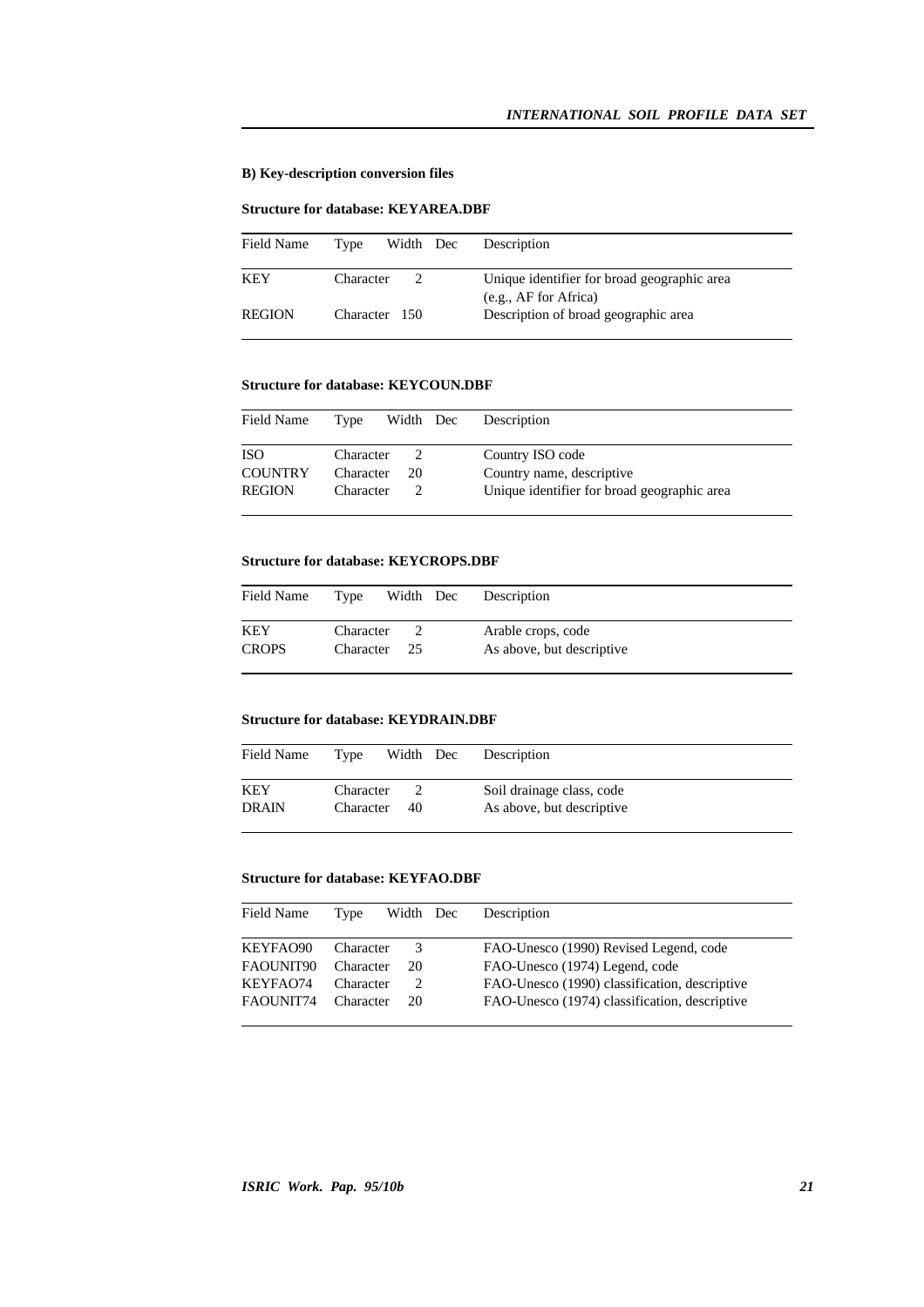**B) Key-description conversion files**

**Structure for database: KEYAREA.DBF**

| Field Name | Type | Width | Dec | Description |
|---|---|---|---|---|
| KEY | Character | 2 | | Unique identifier for broad geographic area (e.g., AF for Africa) |
| REGION | Character | 150 | | Description of broad geographic area |

**Structure for database: KEYCOUN.DBF**

| Field Name | Type | Width | Dec | Description |
|---|---|---|---|---|
| ISO | Character | 2 | | Country ISO code |
| COUNTRY | Character | 20 | | Country name, descriptive |
| REGION | Character | 2 | | Unique identifier for broad geographic area |

**Structure for database: KEYCROPS.DBF**

| Field Name | Type | Width | Dec | Description |
|---|---|---|---|---|
| KEY | Character | 2 | | Arable crops, code |
| CROPS | Character | 25 | | As above, but descriptive |

**Structure for database: KEYDRAIN.DBF**

| Field Name | Type | Width | Dec | Description |
|---|---|---|---|---|
| KEY | Character | 2 | | Soil drainage class, code |
| DRAIN | Character | 40 | | As above, but descriptive |

**Structure for database: KEYFAO.DBF**

| Field Name | Type | Width | Dec | Description |
|---|---|---|---|---|
| KEYFAO90 | Character | 3 | | FAO-Unesco (1990) Revised Legend, code |
| FAOUNIT90 | Character | 20 | | FAO-Unesco (1974) Legend, code |
| KEYFAO74 | Character | 2 | | FAO-Unesco (1990) classification, descriptive |
| FAOUNIT74 | Character | 20 | | FAO-Unesco (1974) classification, descriptive |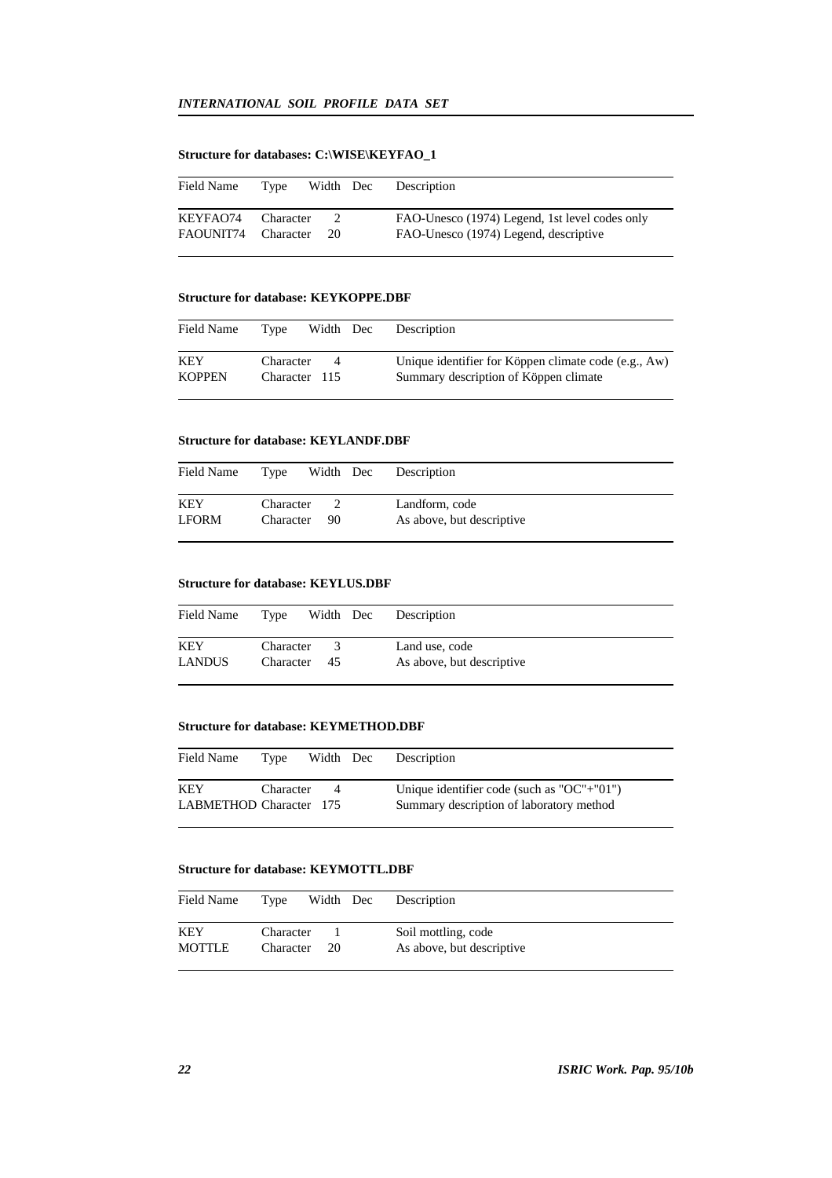**Structure for databases: C:\WISE\KEYFAO_1**

| Field Name | Type | Width | Dec | Description |
|---|---|---|---|---|
| KEYFAO74 | Character | 2 | | FAO-Unesco (1974) Legend, 1st level codes only |
| FAOUNIT74 | Character | 20 | | FAO-Unesco (1974) Legend, descriptive |

**Structure for database: KEYKOPPE.DBF**

| Field Name | Type | Width | Dec | Description |
|---|---|---|---|---|
| KEY | Character | 4 | | Unique identifier for Köppen climate code (e.g., Aw) |
| KOPPEN | Character | 115 | | Summary description of Köppen climate |

**Structure for database: KEYLANDF.DBF**

| Field Name | Type | Width | Dec | Description |
|---|---|---|---|---|
| KEY | Character | 2 | | Landform, code |
| LFORM | Character | 90 | | As above, but descriptive |

**Structure for database: KEYLUS.DBF**

| Field Name | Type | Width | Dec | Description |
|---|---|---|---|---|
| KEY | Character | 3 | | Land use, code |
| LANDUS | Character | 45 | | As above, but descriptive |

**Structure for database: KEYMETHOD.DBF**

| Field Name | Type | Width | Dec | Description |
|---|---|---|---|---|
| KEY | Character | 4 | | Unique identifier code (such as "OC"+"01") |
| LABMETHOD | Character | 175 | | Summary description of laboratory method |

**Structure for database: KEYMOTTL.DBF**

| Field Name | Type | Width | Dec | Description |
|---|---|---|---|---|
| KEY | Character | 1 | | Soil mottling, code |
| MOTTLE | Character | 20 | | As above, but descriptive |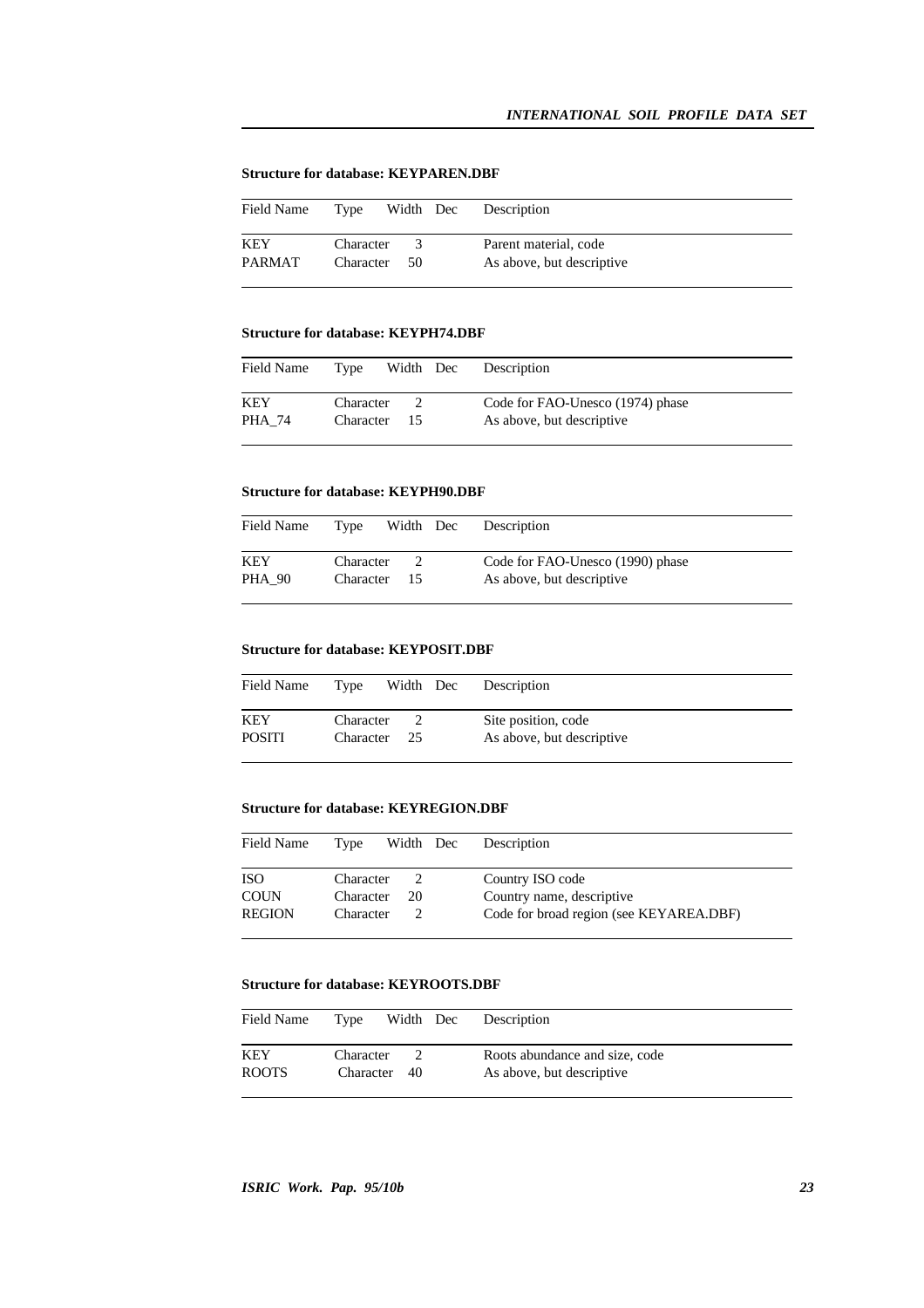**Structure for database: KEYPAREN.DBF**

| Field Name | Type | Width | Dec | Description |
|---|---|---|---|---|
| KEY | Character | 3 | | Parent material, code |
| PARMAT | Character | 50 | | As above, but descriptive |

**Structure for database: KEYPH74.DBF**

| Field Name | Type | Width | Dec | Description |
|---|---|---|---|---|
| KEY | Character | 2 | | Code for FAO-Unesco (1974) phase |
| PHA_74 | Character | 15 | | As above, but descriptive |

**Structure for database: KEYPH90.DBF**

| Field Name | Type | Width | Dec | Description |
|---|---|---|---|---|
| KEY | Character | 2 | | Code for FAO-Unesco (1990) phase |
| PHA_90 | Character | 15 | | As above, but descriptive |

**Structure for database: KEYPOSIT.DBF**

| Field Name | Type | Width | Dec | Description |
|---|---|---|---|---|
| KEY | Character | 2 | | Site position, code |
| POSITI | Character | 25 | | As above, but descriptive |

**Structure for database: KEYREGION.DBF**

| Field Name | Type | Width | Dec | Description |
|---|---|---|---|---|
| ISO | Character | 2 | | Country ISO code |
| COUN | Character | 20 | | Country name, descriptive |
| REGION | Character | 2 | | Code for broad region (see KEYAREA.DBF) |

**Structure for database: KEYROOTS.DBF**

| Field Name | Type | Width | Dec | Description |
|---|---|---|---|---|
| KEY | Character | 2 | | Roots abundance and size, code |
| ROOTS | Character | 40 | | As above, but descriptive |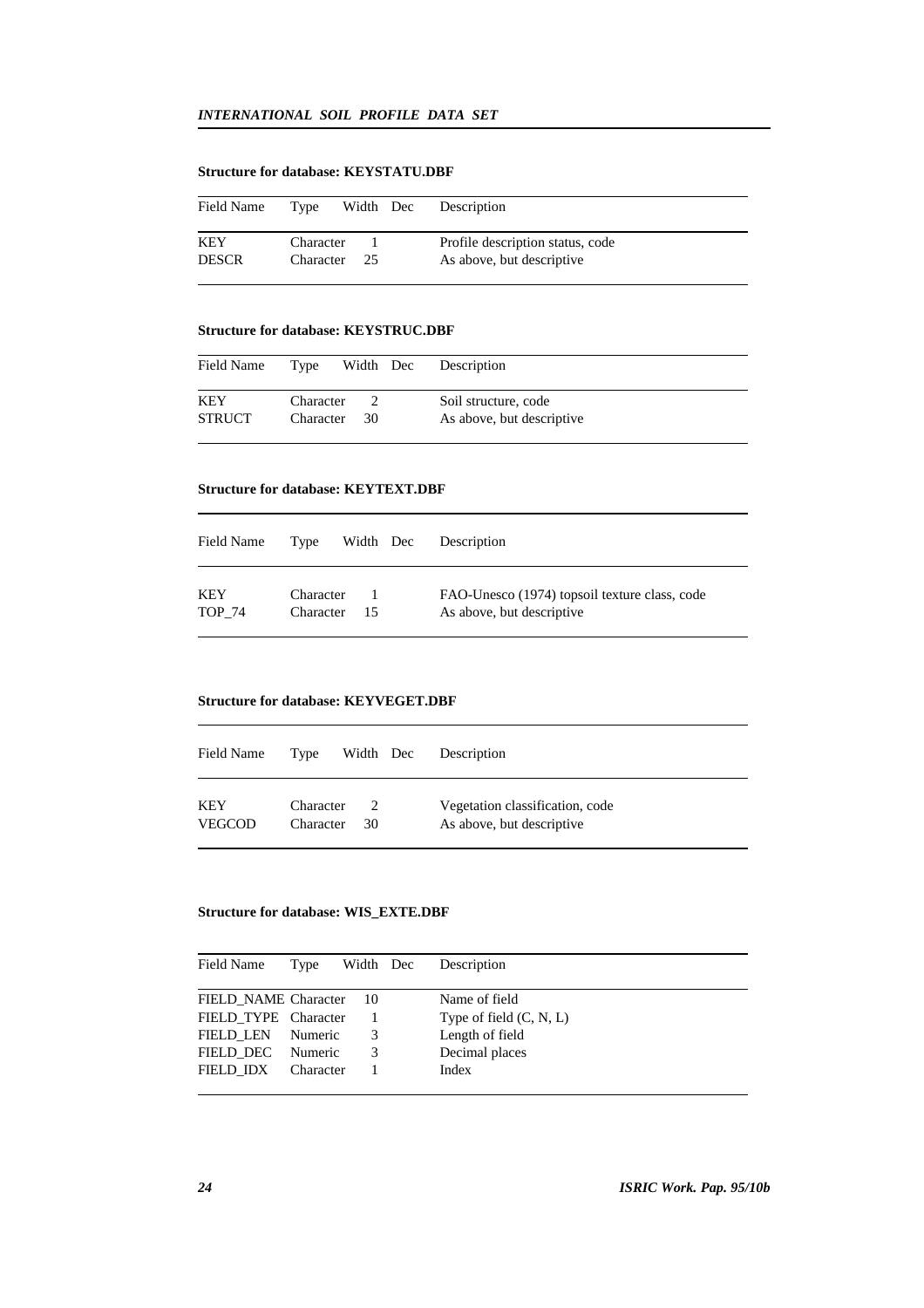**Structure for database: KEYSTATU.DBF**

| Field Name | Type | Width | Dec | Description |
|---|---|---|---|---|
| KEY | Character | 1 | | Profile description status, code |
| DESCR | Character | 25 | | As above, but descriptive |

**Structure for database: KEYSTRUC.DBF**

| Field Name | Type | Width | Dec | Description |
|---|---|---|---|---|
| KEY | Character | 2 | | Soil structure, code |
| STRUCT | Character | 30 | | As above, but descriptive |

**Structure for database: KEYTEXT.DBF**

| Field Name | Type | Width | Dec | Description |
|---|---|---|---|---|
| KEY | Character | 1 | | FAO-Unesco (1974) topsoil texture class, code |
| TOP_74 | Character | 15 | | As above, but descriptive |

**Structure for database: KEYVEGET.DBF**

| Field Name | Type | Width | Dec | Description |
|---|---|---|---|---|
| KEY | Character | 2 | | Vegetation classification, code |
| VEGCOD | Character | 30 | | As above, but descriptive |

**Structure for database: WIS_EXTE.DBF**

| Field Name | Type | Width | Dec | Description |
|---|---|---|---|---|
| FIELD_NAME | Character | 10 | | Name of field |
| FIELD_TYPE | Character | 1 | | Type of field (C, N, L) |
| FIELD_LEN | Numeric | 3 | | Length of field |
| FIELD_DEC | Numeric | 3 | | Decimal places |
| FIELD_IDX | Character | 1 | | Index |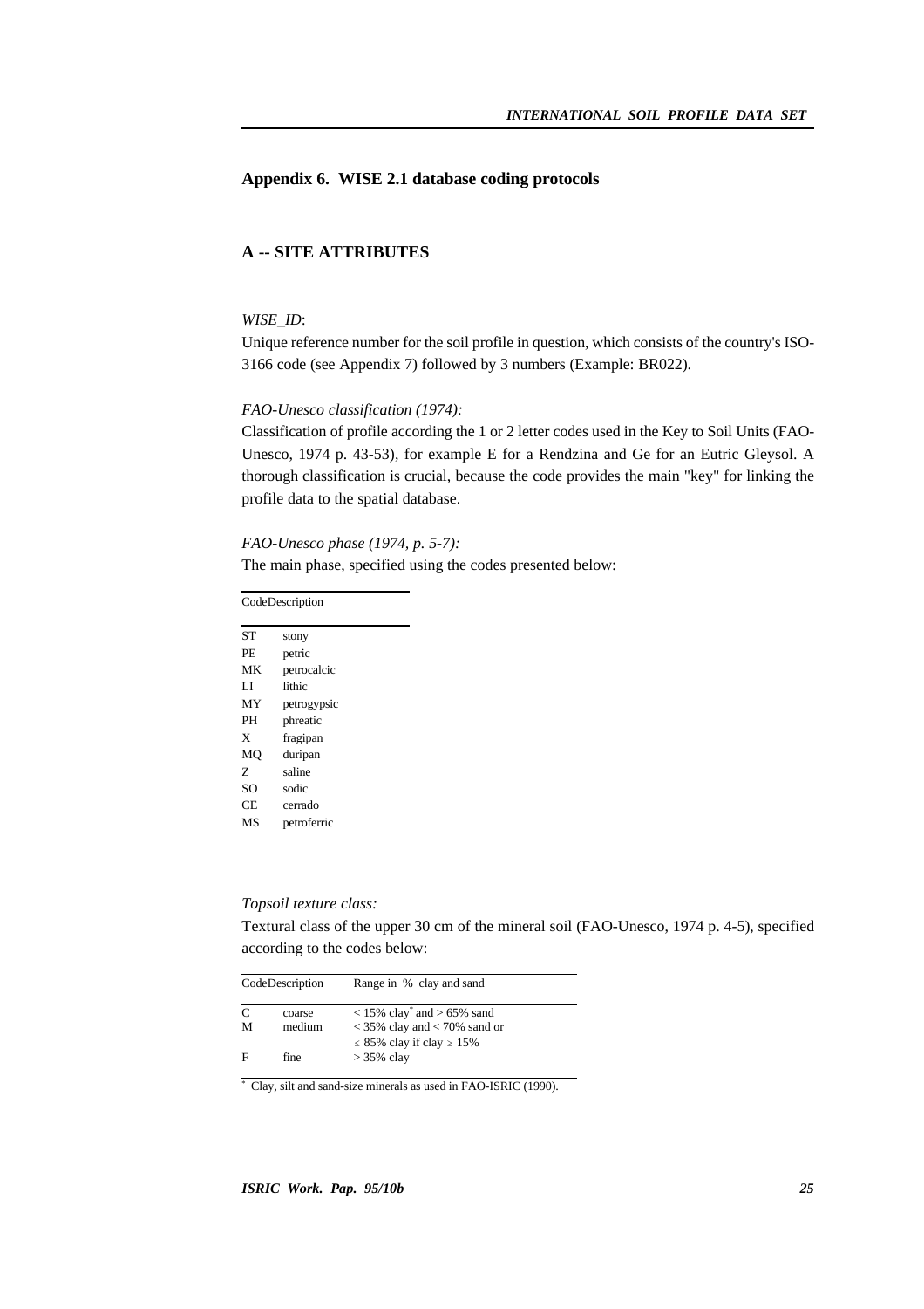## Appendix 6. WISE 2.1 database coding protocols

### A -- SITE ATTRIBUTES

*WISE_ID*:

Unique reference number for the soil profile in question, which consists of the country's ISO-3166 code (see Appendix 7) followed by 3 numbers (Example: BR022).

*FAO-Unesco classification (1974):*

Classification of profile according the 1 or 2 letter codes used in the Key to Soil Units (FAO-Unesco, 1974 p. 43-53), for example E for a Rendzina and Ge for an Eutric Gleysol. A thorough classification is crucial, because the code provides the main "key" for linking the profile data to the spatial database.

*FAO-Unesco phase (1974, p. 5-7):*

The main phase, specified using the codes presented below:

| Code | Description |
|---|---|
| ST | stony |
| PE | petric |
| MK | petrocalcic |
| LI | lithic |
| MY | petrogypsic |
| PH | phreatic |
| X | fragipan |
| MQ | duripan |
| Z | saline |
| SO | sodic |
| CE | cerrado |
| MS | petroferric |

*Topsoil texture class:*

Textural class of the upper 30 cm of the mineral soil (FAO-Unesco, 1974 p. 4-5), specified according to the codes below:

| Code | Description | Range in % clay and sand |
|---|---|---|
| C | coarse | < 15% clay* and > 65% sand |
| M | medium | < 35% clay and < 70% sand or ≤ 85% clay if clay ≥ 15% |
| F | fine | > 35% clay |

* Clay, silt and sand-size minerals as used in FAO-ISRIC (1990).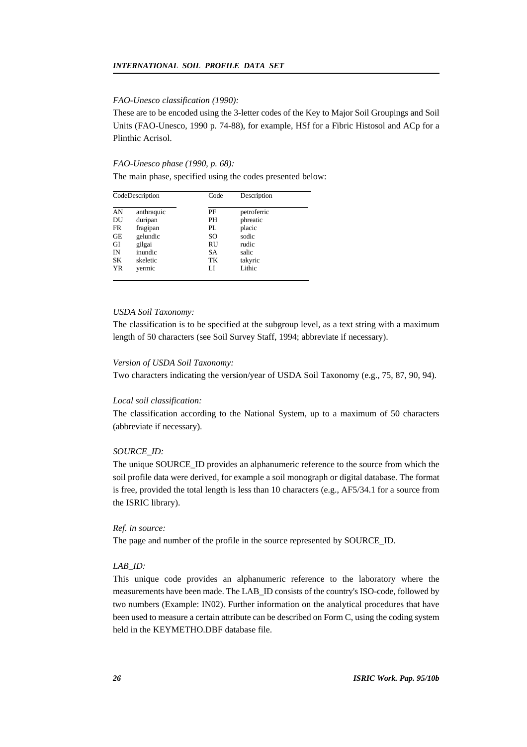*FAO-Unesco classification (1990):*

These are to be encoded using the 3-letter codes of the Key to Major Soil Groupings and Soil Units (FAO-Unesco, 1990 p. 74-88), for example, HSf for a Fibric Histosol and ACp for a Plinthic Acrisol.

*FAO-Unesco phase (1990, p. 68):*

The main phase, specified using the codes presented below:

| Code | Description | Code | Description |
|---|---|---|---|
| AN | anthraquic | PF | petroferric |
| DU | duripan | PH | phreatic |
| FR | fragipan | PL | placic |
| GE | gelundic | SO | sodic |
| GI | gilgai | RU | rudic |
| IN | inundic | SA | salic |
| SK | skeletic | TK | takyric |
| YR | yermic | LI | Lithic |

*USDA Soil Taxonomy:*

The classification is to be specified at the subgroup level, as a text string with a maximum length of 50 characters (see Soil Survey Staff, 1994; abbreviate if necessary).

*Version of USDA Soil Taxonomy:*

Two characters indicating the version/year of USDA Soil Taxonomy (e.g., 75, 87, 90, 94).

*Local soil classification:*

The classification according to the National System, up to a maximum of 50 characters (abbreviate if necessary).

*SOURCE_ID:*

The unique SOURCE_ID provides an alphanumeric reference to the source from which the soil profile data were derived, for example a soil monograph or digital database. The format is free, provided the total length is less than 10 characters (e.g., AF5/34.1 for a source from the ISRIC library).

*Ref. in source:*

The page and number of the profile in the source represented by SOURCE_ID.

*LAB_ID:*

This unique code provides an alphanumeric reference to the laboratory where the measurements have been made. The LAB_ID consists of the country's ISO-code, followed by two numbers (Example: IN02). Further information on the analytical procedures that have been used to measure a certain attribute can be described on Form C, using the coding system held in the KEYMETHO.DBF database file.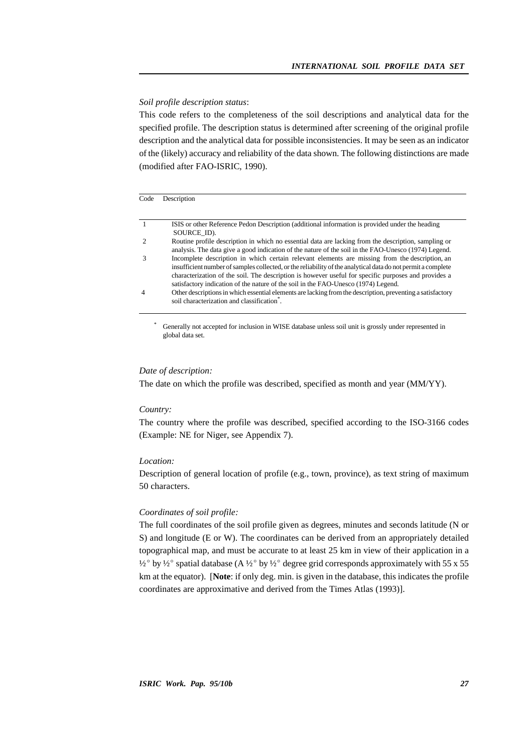*Soil profile description status*:

This code refers to the completeness of the soil descriptions and analytical data for the specified profile. The description status is determined after screening of the original profile description and the analytical data for possible inconsistencies. It may be seen as an indicator of the (likely) accuracy and reliability of the data shown. The following distinctions are made (modified after FAO-ISRIC, 1990).

| Code | Description |
|---|---|
| 1 | ISIS or other Reference Pedon Description (additional information is provided under the heading SOURCE_ID). |
| 2 | Routine profile description in which no essential data are lacking from the description, sampling or analysis. The data give a good indication of the nature of the soil in the FAO-Unesco (1974) Legend. |
| 3 | Incomplete description in which certain relevant elements are missing from the description, an insufficient number of samples collected, or the reliability of the analytical data do not permit a complete characterization of the soil. The description is however useful for specific purposes and provides a satisfactory indication of the nature of the soil in the FAO-Unesco (1974) Legend. |
| 4 | Other descriptions in which essential elements are lacking from the description, preventing a satisfactory soil characterization and classification*. |

\* Generally not accepted for inclusion in WISE database unless soil unit is grossly under represented in global data set.

*Date of description:*

The date on which the profile was described, specified as month and year (MM/YY).

*Country:*

The country where the profile was described, specified according to the ISO-3166 codes (Example: NE for Niger, see Appendix 7).

*Location:*

Description of general location of profile (e.g., town, province), as text string of maximum 50 characters.

*Coordinates of soil profile:*

The full coordinates of the soil profile given as degrees, minutes and seconds latitude (N or S) and longitude (E or W). The coordinates can be derived from an appropriately detailed topographical map, and must be accurate to at least 25 km in view of their application in a ½° by ½° spatial database (A ½° by ½° degree grid corresponds approximately with 55 x 55 km at the equator). [**Note**: if only deg. min. is given in the database, this indicates the profile coordinates are approximative and derived from the Times Atlas (1993)].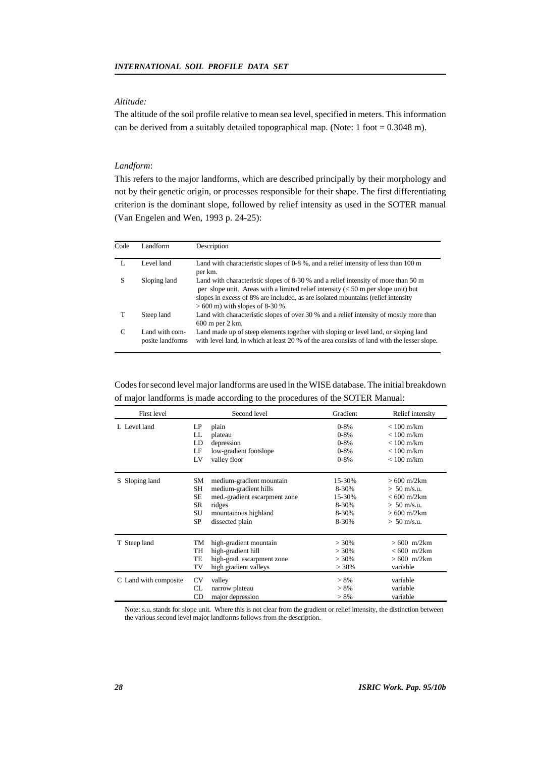*Altitude:*

The altitude of the soil profile relative to mean sea level, specified in meters. This information can be derived from a suitably detailed topographical map. (Note: 1 foot = 0.3048 m).

*Landform*:

This refers to the major landforms, which are described principally by their morphology and not by their genetic origin, or processes responsible for their shape. The first differentiating criterion is the dominant slope, followed by relief intensity as used in the SOTER manual (Van Engelen and Wen, 1993 p. 24-25):

| Code | Landform | Description |
|---|---|---|
| L | Level land | Land with characteristic slopes of 0-8 %, and a relief intensity of less than 100 m per km. |
| S | Sloping land | Land with characteristic slopes of 8-30 % and a relief intensity of more than 50 m per slope unit. Areas with a limited relief intensity (< 50 m per slope unit) but slopes in excess of 8% are included, as are isolated mountains (relief intensity > 600 m) with slopes of 8-30 %. |
| T | Steep land | Land with characteristic slopes of over 30 % and a relief intensity of mostly more than 600 m per 2 km. |
| C | Land with composite landforms | Land made up of steep elements together with sloping or level land, or sloping land with level land, in which at least 20 % of the area consists of land with the lesser slope. |

Codes for second level major landforms are used in the WISE database. The initial breakdown of major landforms is made according to the procedures of the SOTER Manual:

| First level | Second level | | Gradient | Relief intensity |
|---|---|---|---|---|
| L Level land | LP | plain | 0-8% | < 100 m/km |
| | LL | plateau | 0-8% | < 100 m/km |
| | LD | depression | 0-8% | < 100 m/km |
| | LF | low-gradient footslope | 0-8% | < 100 m/km |
| | LV | valley floor | 0-8% | < 100 m/km |
| S Sloping land | SM | medium-gradient mountain | 15-30% | > 600 m/2km |
| | SH | medium-gradient hills | 8-30% | > 50 m/s.u. |
| | SE | med.-gradient escarpment zone | 15-30% | < 600 m/2km |
| | SR | ridges | 8-30% | > 50 m/s.u. |
| | SU | mountainous highland | 8-30% | > 600 m/2km |
| | SP | dissected plain | 8-30% | > 50 m/s.u. |
| T Steep land | TM | high-gradient mountain | > 30% | > 600 m/2km |
| | TH | high-gradient hill | > 30% | < 600 m/2km |
| | TE | high-grad. escarpment zone | > 30% | > 600 m/2km |
| | TV | high gradient valleys | > 30% | variable |
| C Land with composite | CV | valley | > 8% | variable |
| | CL | narrow plateau | > 8% | variable |
| | CD | major depression | > 8% | variable |

Note: s.u. stands for slope unit. Where this is not clear from the gradient or relief intensity, the distinction between the various second level major landforms follows from the description.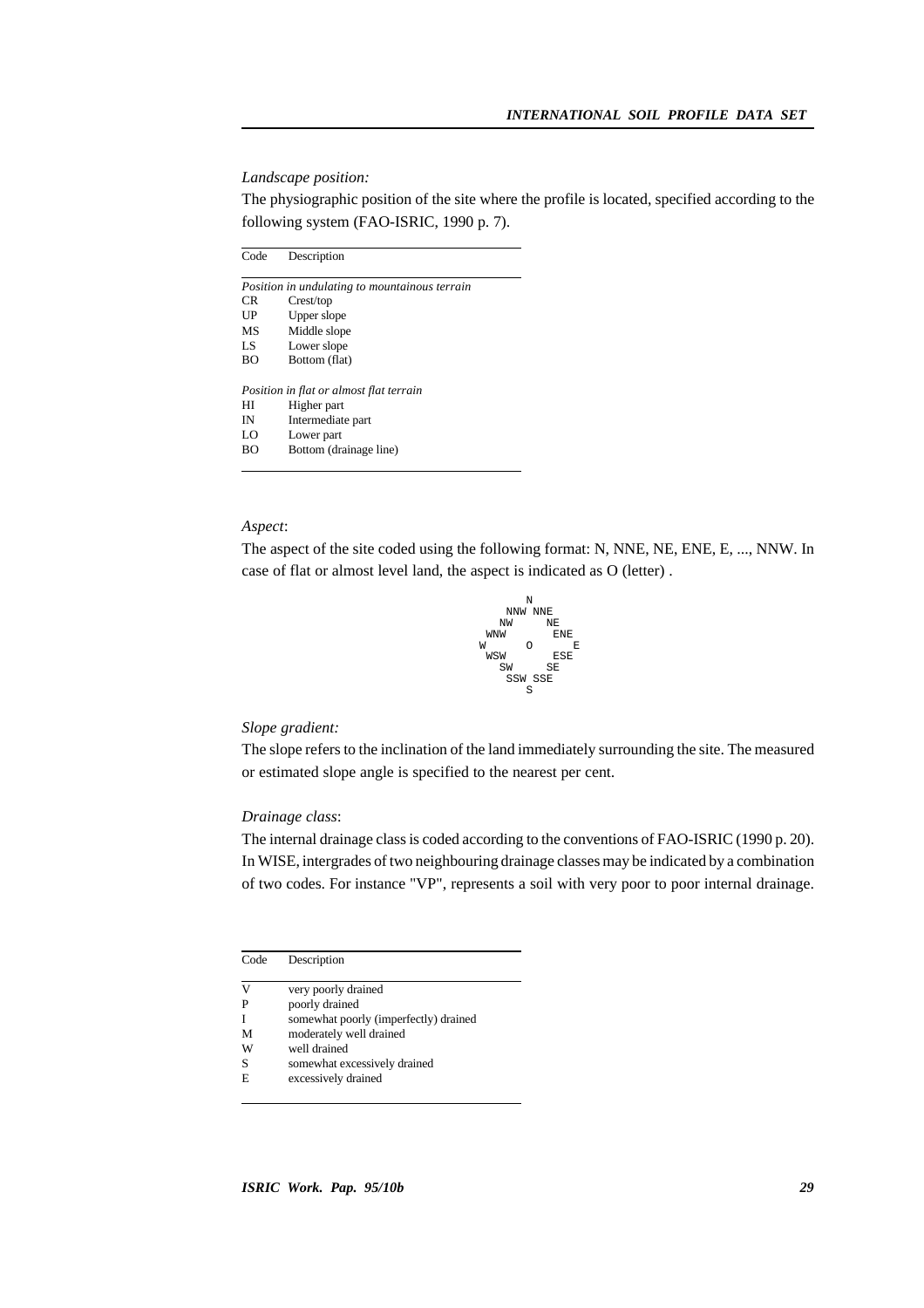*Landscape position:*

The physiographic position of the site where the profile is located, specified according to the following system (FAO-ISRIC, 1990 p. 7).

| Code | Description |
|---|---|
| *Position in undulating to mountainous terrain* | |
| CR | Crest/top |
| UP | Upper slope |
| MS | Middle slope |
| LS | Lower slope |
| BO | Bottom (flat) |
| *Position in flat or almost flat terrain* | |
| HI | Higher part |
| IN | Intermediate part |
| LO | Lower part |
| BO | Bottom (drainage line) |

*Aspect*:

The aspect of the site coded using the following format: N, NNE, NE, ENE, E, ..., NNW. In case of flat or almost level land, the aspect is indicated as O (letter) .

```
          N
       NNW NNE
     NW       NE
   WNW         ENE
  W       O       E
   WSW         ESE
     SW       SE
       SSW SSE
          S
```

*Slope gradient:*

The slope refers to the inclination of the land immediately surrounding the site. The measured or estimated slope angle is specified to the nearest per cent.

*Drainage class*:

The internal drainage class is coded according to the conventions of FAO-ISRIC (1990 p. 20). In WISE, intergrades of two neighbouring drainage classes may be indicated by a combination of two codes. For instance "VP", represents a soil with very poor to poor internal drainage.

| Code | Description |
|---|---|
| V | very poorly drained |
| P | poorly drained |
| I | somewhat poorly (imperfectly) drained |
| M | moderately well drained |
| W | well drained |
| S | somewhat excessively drained |
| E | excessively drained |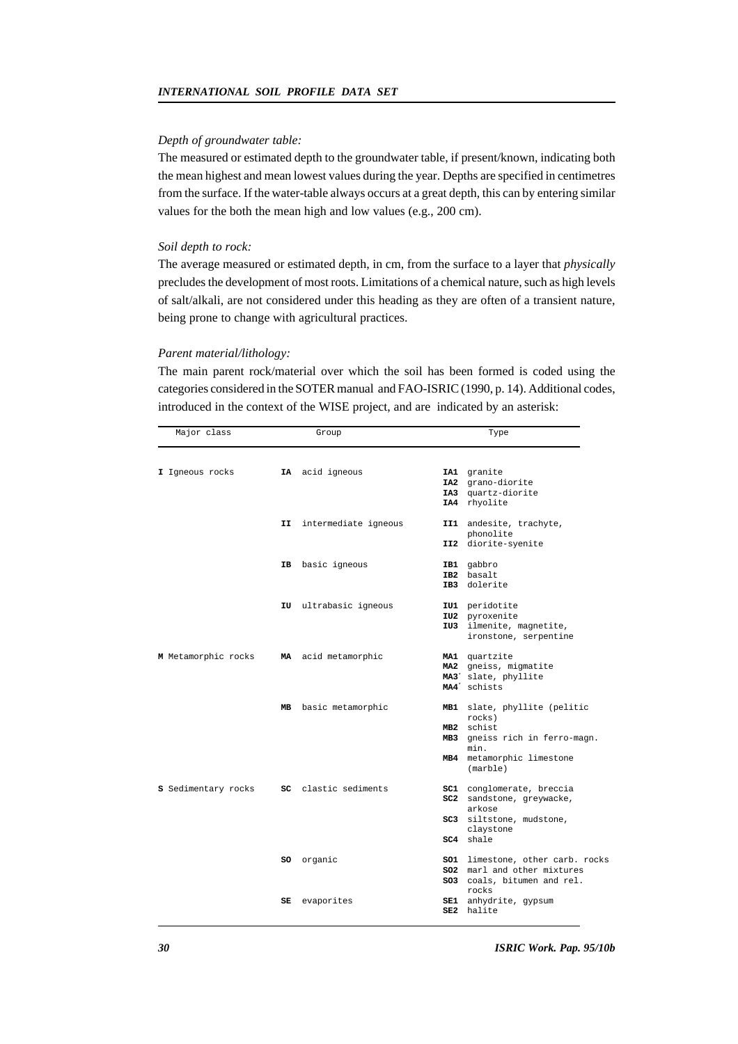*Depth of groundwater table:*

The measured or estimated depth to the groundwater table, if present/known, indicating both the mean highest and mean lowest values during the year. Depths are specified in centimetres from the surface. If the water-table always occurs at a great depth, this can by entering similar values for the both the mean high and low values (e.g., 200 cm).

*Soil depth to rock:*

The average measured or estimated depth, in cm, from the surface to a layer that *physically* precludes the development of most roots. Limitations of a chemical nature, such as high levels of salt/alkali, are not considered under this heading as they are often of a transient nature, being prone to change with agricultural practices.

*Parent material/lithology:*

The main parent rock/material over which the soil has been formed is coded using the categories considered in the SOTER manual and FAO-ISRIC (1990, p. 14). Additional codes, introduced in the context of the WISE project, and are indicated by an asterisk:

| Major class | Group | Type |
|---|---|---|
| **I** Igneous rocks | **IA** acid igneous | **IA1** granite<br>**IA2** grano-diorite<br>**IA3** quartz-diorite<br>**IA4** rhyolite |
| | **II** intermediate igneous | **II1** andesite, trachyte, phonolite<br>**II2** diorite-syenite |
| | **IB** basic igneous | **IB1** gabbro<br>**IB2** basalt<br>**IB3** dolerite |
| | **IU** ultrabasic igneous | **IU1** peridotite<br>**IU2** pyroxenite<br>**IU3** ilmenite, magnetite, ironstone, serpentine |
| **M** Metamorphic rocks | **MA** acid metamorphic | **MA1** quartzite<br>**MA2** gneiss, migmatite<br>**MA3*** slate, phyllite<br>**MA4*** schists |
| | **MB** basic metamorphic | **MB1** slate, phyllite (pelitic rocks)<br>**MB2** schist<br>**MB3** gneiss rich in ferro-magn. min.<br>**MB4** metamorphic limestone (marble) |
| **S** Sedimentary rocks | **SC** clastic sediments | **SC1** conglomerate, breccia<br>**SC2** sandstone, greywacke, arkose<br>**SC3** siltstone, mudstone, claystone<br>**SC4** shale |
| | **SO** organic | **SO1** limestone, other carb. rocks<br>**SO2** marl and other mixtures<br>**SO3** coals, bitumen and rel. rocks |
| | **SE** evaporites | **SE1** anhydrite, gypsum<br>**SE2** halite |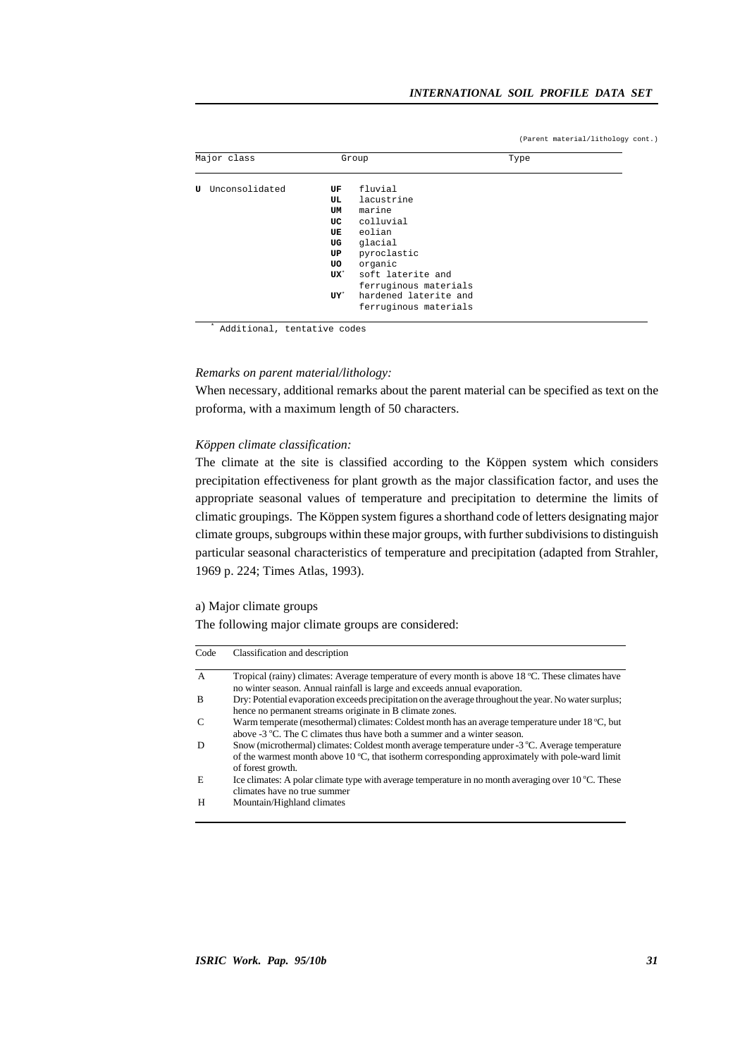(Parent material/lithology cont.)

| Major class | Group | | Type |
|---|---|---|---|
| **U** Unconsolidated | **UF** | fluvial | |
| | **UL** | lacustrine | |
| | **UM** | marine | |
| | **UC** | colluvial | |
| | **UE** | eolian | |
| | **UG** | glacial | |
| | **UP** | pyroclastic | |
| | **UO** | organic | |
| | **UX*** | soft laterite and ferruginous materials | |
| | **UY*** | hardened laterite and ferruginous materials | |

\* Additional, tentative codes

*Remarks on parent material/lithology:*

When necessary, additional remarks about the parent material can be specified as text on the proforma, with a maximum length of 50 characters.

*Köppen climate classification:*

The climate at the site is classified according to the Köppen system which considers precipitation effectiveness for plant growth as the major classification factor, and uses the appropriate seasonal values of temperature and precipitation to determine the limits of climatic groupings. The Köppen system figures a shorthand code of letters designating major climate groups, subgroups within these major groups, with further subdivisions to distinguish particular seasonal characteristics of temperature and precipitation (adapted from Strahler, 1969 p. 224; Times Atlas, 1993).

a) Major climate groups

The following major climate groups are considered:

| Code | Classification and description |
|---|---|
| A | Tropical (rainy) climates: Average temperature of every month is above 18 °C. These climates have no winter season. Annual rainfall is large and exceeds annual evaporation. |
| B | Dry: Potential evaporation exceeds precipitation on the average throughout the year. No water surplus; hence no permanent streams originate in B climate zones. |
| C | Warm temperate (mesothermal) climates: Coldest month has an average temperature under 18 °C, but above -3 °C. The C climates thus have both a summer and a winter season. |
| D | Snow (microthermal) climates: Coldest month average temperature under -3 °C. Average temperature of the warmest month above 10 °C, that isotherm corresponding approximately with pole-ward limit of forest growth. |
| E | Ice climates: A polar climate type with average temperature in no month averaging over 10 °C. These climates have no true summer |
| H | Mountain/Highland climates |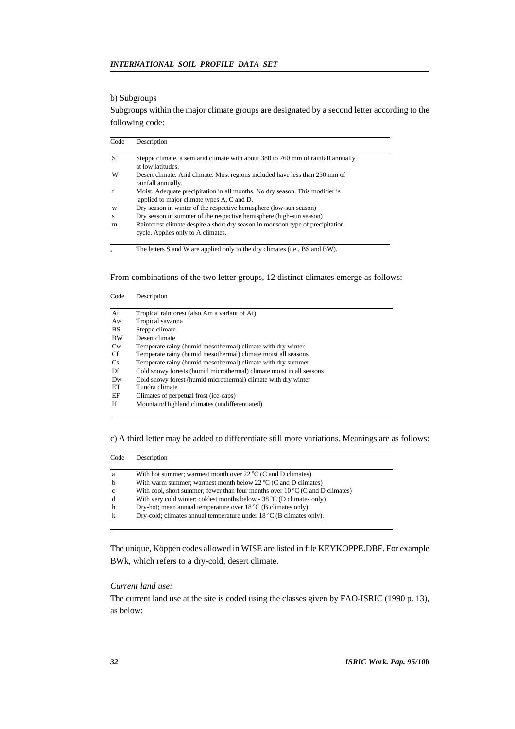b) Subgroups

Subgroups within the major climate groups are designated by a second letter according to the following code:

| Code | Description |
|---|---|
| S* | Steppe climate, a semiarid climate with about 380 to 760 mm of rainfall annually at low latitudes. |
| W | Desert climate. Arid climate. Most regions included have less than 250 mm of rainfall annually. |
| f | Moist. Adequate precipitation in all months. No dry season. This modifier is applied to major climate types A, C and D. |
| w | Dry season in winter of the respective hemisphere (low-sun season) |
| s | Dry season in summer of the respective hemisphere (high-sun season) |
| m | Rainforest climate despite a short dry season in monsoon type of precipitation cycle. Applies only to A climates. |

\* The letters S and W are applied only to the dry climates (i.e., BS and BW).

From combinations of the two letter groups, 12 distinct climates emerge as follows:

| Code | Description |
|---|---|
| Af | Tropical rainforest (also Am a variant of Af) |
| Aw | Tropical savanna |
| BS | Steppe climate |
| BW | Desert climate |
| Cw | Temperate rainy (humid mesothermal) climate with dry winter |
| Cf | Temperate rainy (humid mesothermal) climate moist all seasons |
| Cs | Temperate rainy (humid mesothermal) climate with dry summer |
| Df | Cold snowy forests (humid microthermal) climate moist in all seasons |
| Dw | Cold snowy forest (humid microthermal) climate with dry winter |
| ET | Tundra climate |
| EF | Climates of perpetual frost (ice-caps) |
| H | Mountain/Highland climates (undifferentiated) |

c) A third letter may be added to differentiate still more variations. Meanings are as follows:

| Code | Description |
|---|---|
| a | With hot summer; warmest month over 22 °C (C and D climates) |
| b | With warm summer; warmest month below 22 °C (C and D climates) |
| c | With cool, short summer; fewer than four months over 10 °C (C and D climates) |
| d | With very cold winter; coldest months below - 38 °C (D climates only) |
| h | Dry-hot; mean annual temperature over 18 °C (B climates only) |
| k | Dry-cold; climates annual temperature under 18 °C (B climates only). |

The unique, Köppen codes allowed in WISE are listed in file KEYKOPPE.DBF. For example BWk, which refers to a dry-cold, desert climate.

*Current land use:*

The current land use at the site is coded using the classes given by FAO-ISRIC (1990 p. 13), as below: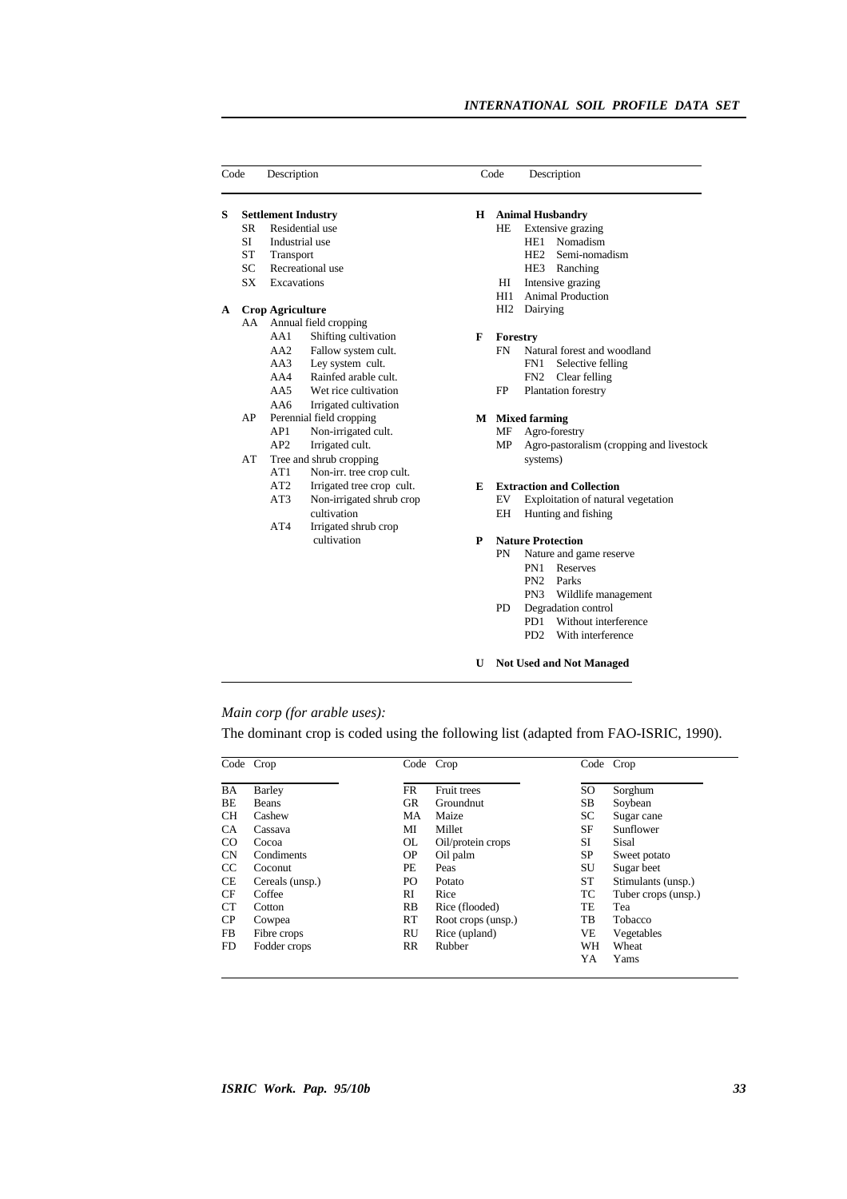| Code | Description | Code | Description |
|---|---|---|---|
| **S** | **Settlement Industry** | **H** | **Animal Husbandry** |
| SR | Residential use | HE | Extensive grazing |
| SI | Industrial use | HE1 | Nomadism |
| ST | Transport | HE2 | Semi-nomadism |
| SC | Recreational use | HE3 | Ranching |
| SX | Excavations | HI | Intensive grazing |
| | | HI1 | Animal Production |
| **A** | **Crop Agriculture** | HI2 | Dairying |
| AA | Annual field cropping | | |
| AA1 | Shifting cultivation | **F** | **Forestry** |
| AA2 | Fallow system cult. | FN | Natural forest and woodland |
| AA3 | Ley system cult. | FN1 | Selective felling |
| AA4 | Rainfed arable cult. | FN2 | Clear felling |
| AA5 | Wet rice cultivation | FP | Plantation forestry |
| AA6 | Irrigated cultivation | | |
| AP | Perennial field cropping | **M** | **Mixed farming** |
| AP1 | Non-irrigated cult. | MF | Agro-forestry |
| AP2 | Irrigated cult. | MP | Agro-pastoralism (cropping and livestock systems) |
| AT | Tree and shrub cropping | | |
| AT1 | Non-irr. tree crop cult. | | |
| AT2 | Irrigated tree crop cult. | **E** | **Extraction and Collection** |
| AT3 | Non-irrigated shrub crop cultivation | EV | Exploitation of natural vegetation |
| AT4 | Irrigated shrub crop cultivation | EH | Hunting and fishing |
| | | **P** | **Nature Protection** |
| | | PN | Nature and game reserve |
| | | PN1 | Reserves |
| | | PN2 | Parks |
| | | PN3 | Wildlife management |
| | | PD | Degradation control |
| | | PD1 | Without interference |
| | | PD2 | With interference |
| | | | |
| | | **U** | **Not Used and Not Managed** |

*Main corp (for arable uses):*

The dominant crop is coded using the following list (adapted from FAO-ISRIC, 1990).

| Code | Crop | Code | Crop | Code | Crop |
|---|---|---|---|---|---|
| BA | Barley | FR | Fruit trees | SO | Sorghum |
| BE | Beans | GR | Groundnut | SB | Soybean |
| CH | Cashew | MA | Maize | SC | Sugar cane |
| CA | Cassava | MI | Millet | SF | Sunflower |
| CO | Cocoa | OL | Oil/protein crops | SI | Sisal |
| CN | Condiments | OP | Oil palm | SP | Sweet potato |
| CC | Coconut | PE | Peas | SU | Sugar beet |
| CE | Cereals (unsp.) | PO | Potato | ST | Stimulants (unsp.) |
| CF | Coffee | RI | Rice | TC | Tuber crops (unsp.) |
| CT | Cotton | RB | Rice (flooded) | TE | Tea |
| CP | Cowpea | RT | Root crops (unsp.) | TB | Tobacco |
| FB | Fibre crops | RU | Rice (upland) | VE | Vegetables |
| FD | Fodder crops | RR | Rubber | WH | Wheat |
| | | | | YA | Yams |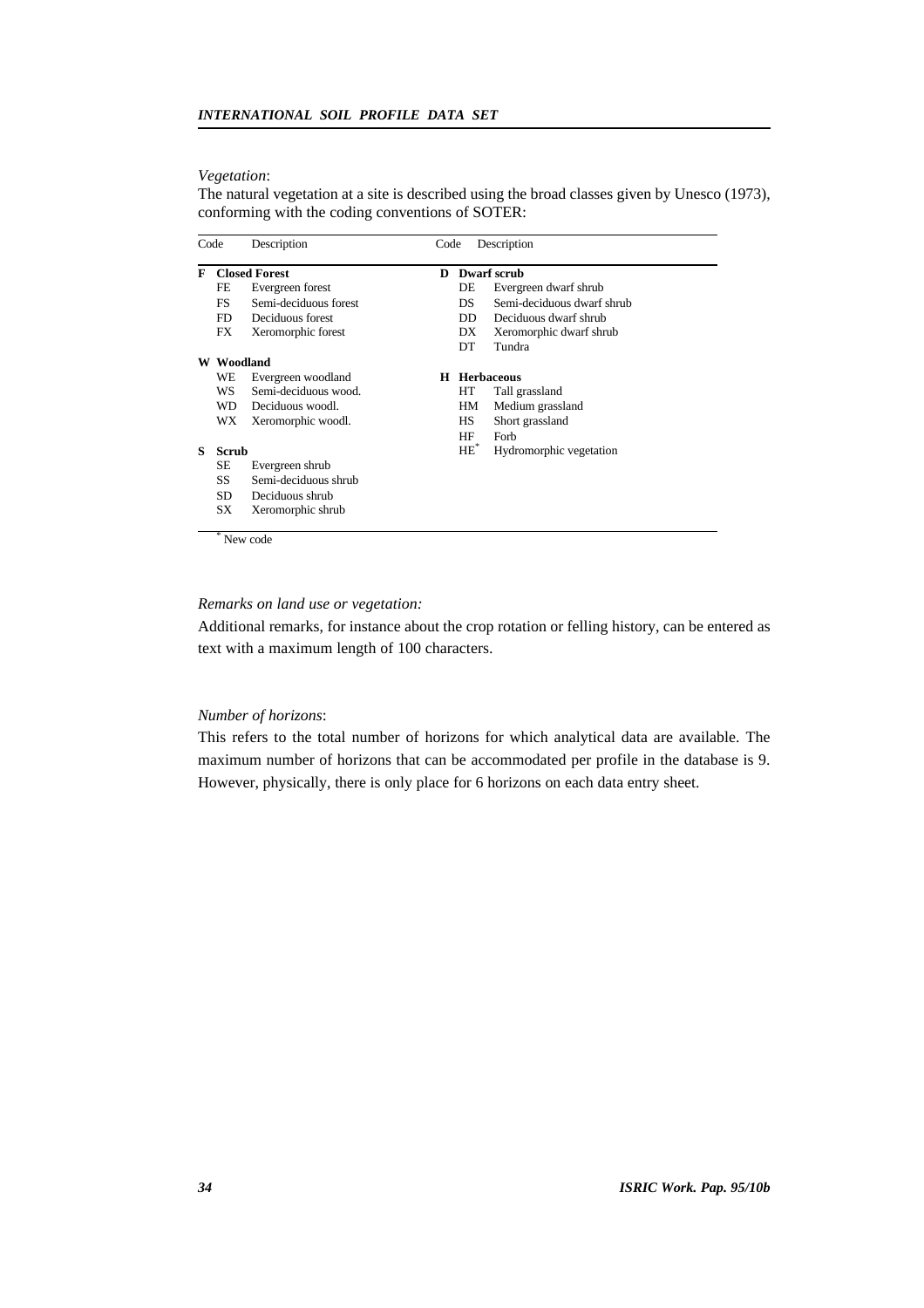*Vegetation*:
The natural vegetation at a site is described using the broad classes given by Unesco (1973), conforming with the coding conventions of SOTER:

| Code | Description | Code | Description |
|---|---|---|---|
| **F** | **Closed Forest** | **D** | **Dwarf scrub** |
| FE | Evergreen forest | DE | Evergreen dwarf shrub |
| FS | Semi-deciduous forest | DS | Semi-deciduous dwarf shrub |
| FD | Deciduous forest | DD | Deciduous dwarf shrub |
| FX | Xeromorphic forest | DX | Xeromorphic dwarf shrub |
| | | DT | Tundra |
| **W** | **Woodland** | | |
| WE | Evergreen woodland | **H** | **Herbaceous** |
| WS | Semi-deciduous wood. | HT | Tall grassland |
| WD | Deciduous woodl. | HM | Medium grassland |
| WX | Xeromorphic woodl. | HS | Short grassland |
| | | HF | Forb |
| **S** | **Scrub** | HE* | Hydromorphic vegetation |
| SE | Evergreen shrub | | |
| SS | Semi-deciduous shrub | | |
| SD | Deciduous shrub | | |
| SX | Xeromorphic shrub | | |

* New code

*Remarks on land use or vegetation:*
Additional remarks, for instance about the crop rotation or felling history, can be entered as text with a maximum length of 100 characters.

*Number of horizons*:
This refers to the total number of horizons for which analytical data are available. The maximum number of horizons that can be accommodated per profile in the database is 9. However, physically, there is only place for 6 horizons on each data entry sheet.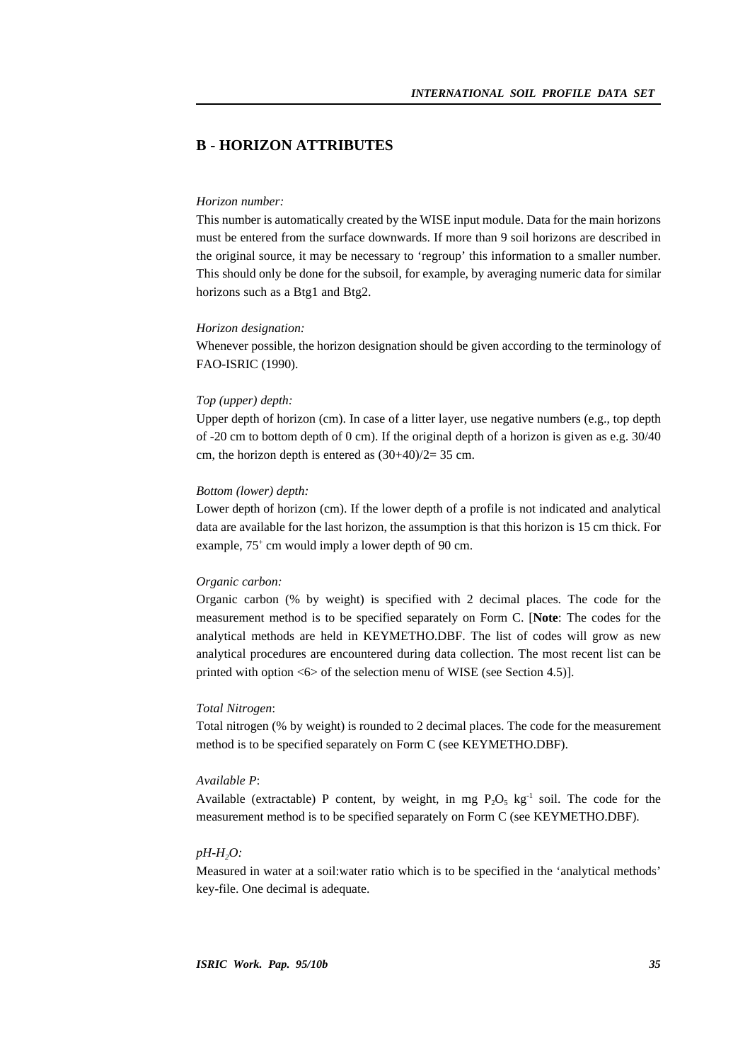## B - HORIZON ATTRIBUTES

*Horizon number:*
This number is automatically created by the WISE input module. Data for the main horizons must be entered from the surface downwards. If more than 9 soil horizons are described in the original source, it may be necessary to 'regroup' this information to a smaller number. This should only be done for the subsoil, for example, by averaging numeric data for similar horizons such as a Btg1 and Btg2.

*Horizon designation:*
Whenever possible, the horizon designation should be given according to the terminology of FAO-ISRIC (1990).

*Top (upper) depth:*
Upper depth of horizon (cm). In case of a litter layer, use negative numbers (e.g., top depth of -20 cm to bottom depth of 0 cm). If the original depth of a horizon is given as e.g. 30/40 cm, the horizon depth is entered as (30+40)/2= 35 cm.

*Bottom (lower) depth:*
Lower depth of horizon (cm). If the lower depth of a profile is not indicated and analytical data are available for the last horizon, the assumption is that this horizon is 15 cm thick. For example, $75^{+}$ cm would imply a lower depth of 90 cm.

*Organic carbon:*
Organic carbon (% by weight) is specified with 2 decimal places. The code for the measurement method is to be specified separately on Form C. [**Note**: The codes for the analytical methods are held in KEYMETHO.DBF. The list of codes will grow as new analytical procedures are encountered during data collection. The most recent list can be printed with option <6> of the selection menu of WISE (see Section 4.5)].

*Total Nitrogen*:
Total nitrogen (% by weight) is rounded to 2 decimal places. The code for the measurement method is to be specified separately on Form C (see KEYMETHO.DBF).

*Available P*:
Available (extractable) P content, by weight, in mg $P_2O_5$ $kg^{-1}$ soil. The code for the measurement method is to be specified separately on Form C (see KEYMETHO.DBF).

*pH-$H_2O$:*
Measured in water at a soil:water ratio which is to be specified in the 'analytical methods' key-file. One decimal is adequate.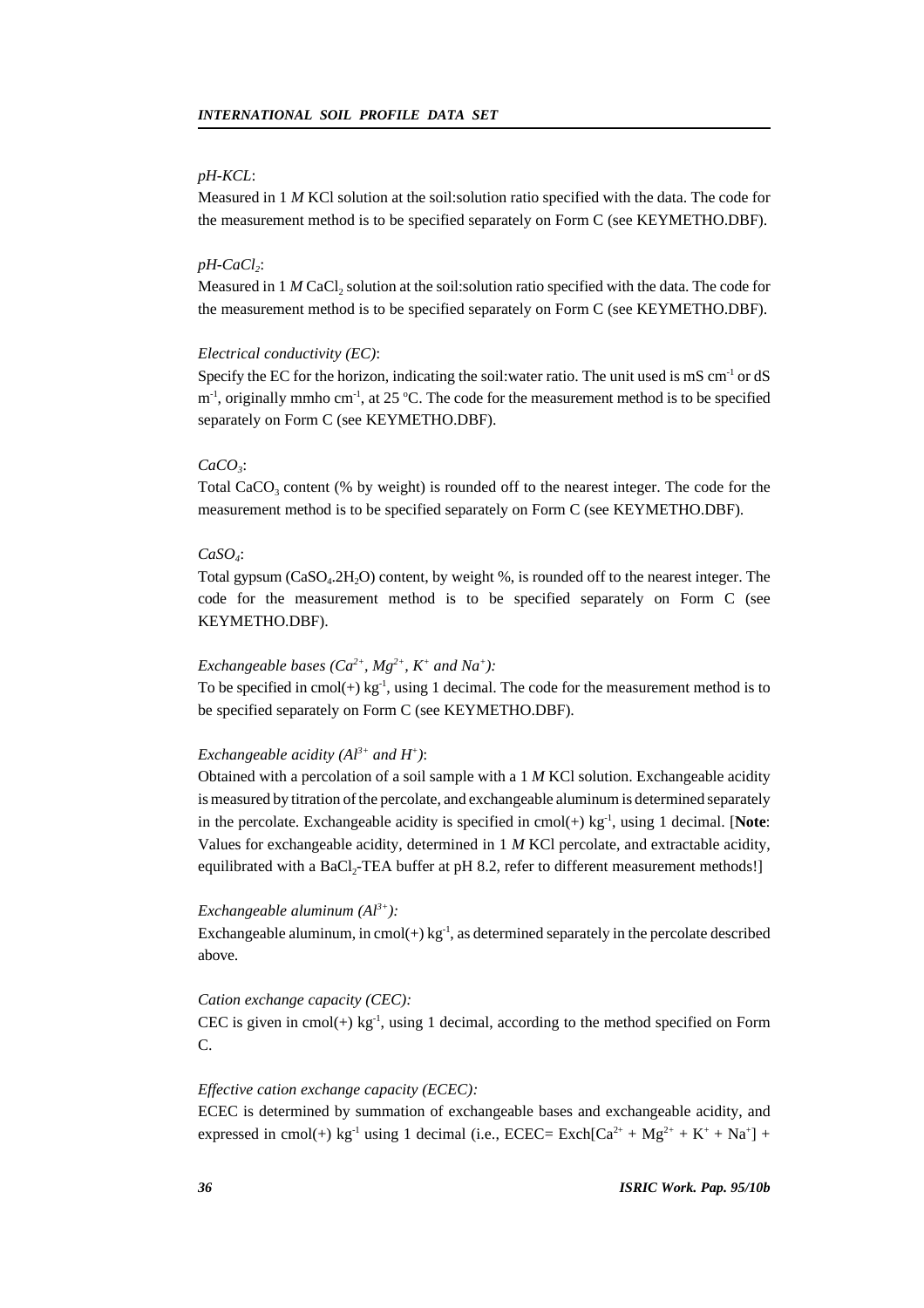*pH-KCL*:

Measured in 1 *M* KCl solution at the soil:solution ratio specified with the data. The code for the measurement method is to be specified separately on Form C (see KEYMETHO.DBF).

*pH-$CaCl_2$*:

Measured in 1 *M* $CaCl_2$ solution at the soil:solution ratio specified with the data. The code for the measurement method is to be specified separately on Form C (see KEYMETHO.DBF).

*Electrical conductivity (EC)*:

Specify the EC for the horizon, indicating the soil:water ratio. The unit used is mS $cm^{-1}$ or dS $m^{-1}$, originally mmho $cm^{-1}$, at 25 $^{o}$C. The code for the measurement method is to be specified separately on Form C (see KEYMETHO.DBF).

*$CaCO_3$*:

Total $CaCO_3$ content (% by weight) is rounded off to the nearest integer. The code for the measurement method is to be specified separately on Form C (see KEYMETHO.DBF).

*$CaSO_4$*:

Total gypsum ($CaSO_4.2H_2O$) content, by weight %, is rounded off to the nearest integer. The code for the measurement method is to be specified separately on Form C (see KEYMETHO.DBF).

*Exchangeable bases ($Ca^{2+}$, $Mg^{2+}$, $K^+$ and $Na^+$):*

To be specified in cmol(+) $kg^{-1}$, using 1 decimal. The code for the measurement method is to be specified separately on Form C (see KEYMETHO.DBF).

*Exchangeable acidity ($Al^{3+}$ and $H^+$)*:

Obtained with a percolation of a soil sample with a 1 *M* KCl solution. Exchangeable acidity is measured by titration of the percolate, and exchangeable aluminum is determined separately in the percolate. Exchangeable acidity is specified in cmol(+) $kg^{-1}$, using 1 decimal. [**Note**: Values for exchangeable acidity, determined in 1 *M* KCl percolate, and extractable acidity, equilibrated with a $BaCl_2$-TEA buffer at pH 8.2, refer to different measurement methods!]

*Exchangeable aluminum ($Al^{3+}$):*

Exchangeable aluminum, in cmol(+) $kg^{-1}$, as determined separately in the percolate described above.

*Cation exchange capacity (CEC):*

CEC is given in cmol(+) $kg^{-1}$, using 1 decimal, according to the method specified on Form C.

*Effective cation exchange capacity (ECEC):*

ECEC is determined by summation of exchangeable bases and exchangeable acidity, and expressed in cmol(+) $kg^{-1}$ using 1 decimal (i.e., ECEC= Exch[$Ca^{2+}$ + $Mg^{2+}$ + $K^+$ + $Na^+$] +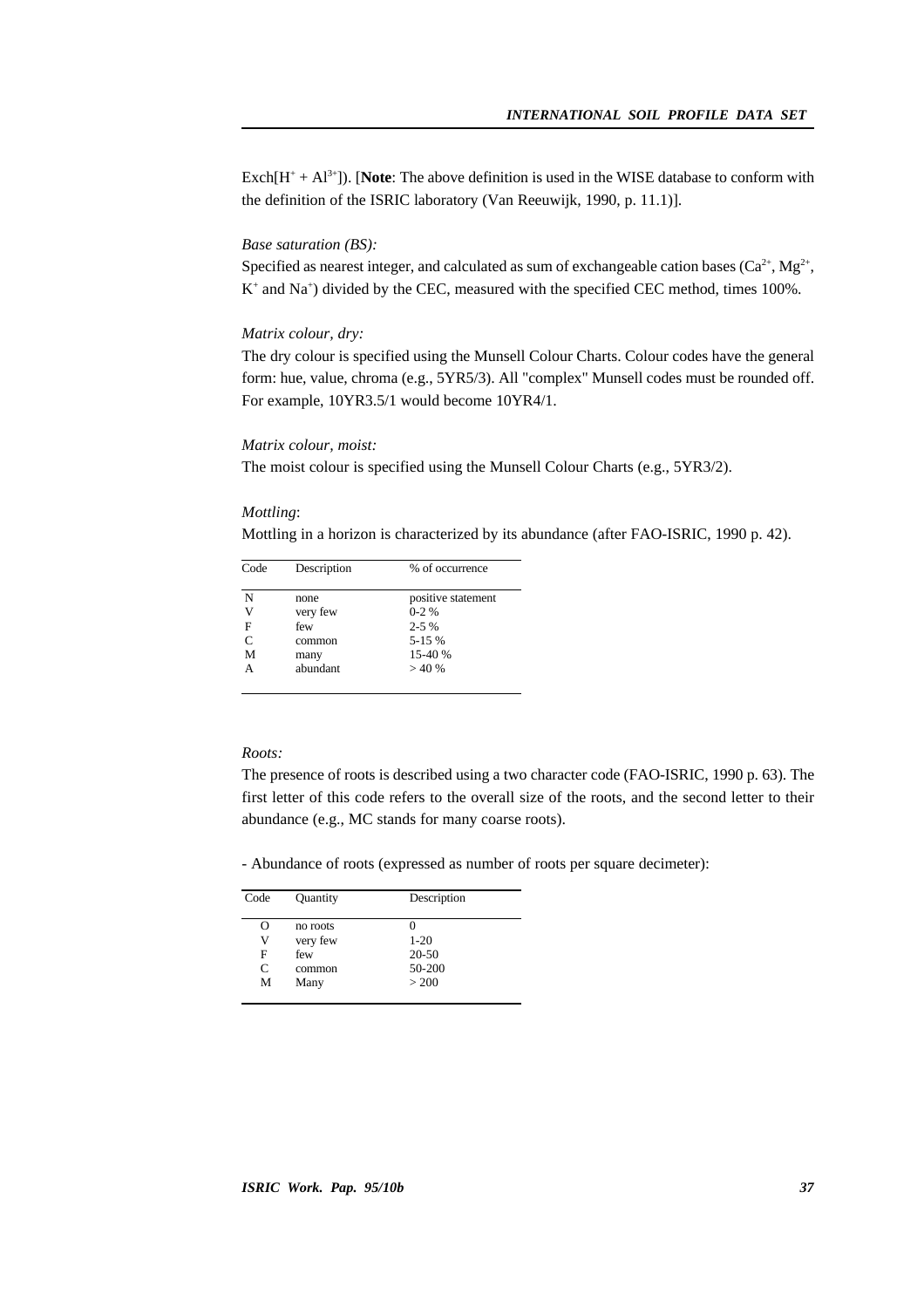Exch[$H^+$ + $Al^{3+}$]). [**Note**: The above definition is used in the WISE database to conform with the definition of the ISRIC laboratory (Van Reeuwijk, 1990, p. 11.1)].

*Base saturation (BS):*

Specified as nearest integer, and calculated as sum of exchangeable cation bases ($Ca^{2+}$, $Mg^{2+}$, $K^+$ and $Na^+$) divided by the CEC, measured with the specified CEC method, times 100%.

*Matrix colour, dry:*

The dry colour is specified using the Munsell Colour Charts. Colour codes have the general form: hue, value, chroma (e.g., 5YR5/3). All "complex" Munsell codes must be rounded off. For example, 10YR3.5/1 would become 10YR4/1.

*Matrix colour, moist:*

The moist colour is specified using the Munsell Colour Charts (e.g., 5YR3/2).

*Mottling*:

Mottling in a horizon is characterized by its abundance (after FAO-ISRIC, 1990 p. 42).

| Code | Description | % of occurrence |
|---|---|---|
| N | none | positive statement |
| V | very few | 0-2 % |
| F | few | 2-5 % |
| C | common | 5-15 % |
| M | many | 15-40 % |
| A | abundant | > 40 % |

*Roots:*

The presence of roots is described using a two character code (FAO-ISRIC, 1990 p. 63). The first letter of this code refers to the overall size of the roots, and the second letter to their abundance (e.g., MC stands for many coarse roots).

- Abundance of roots (expressed as number of roots per square decimeter):

| Code | Quantity | Description |
|---|---|---|
| O | no roots | 0 |
| V | very few | 1-20 |
| F | few | 20-50 |
| C | common | 50-200 |
| M | Many | > 200 |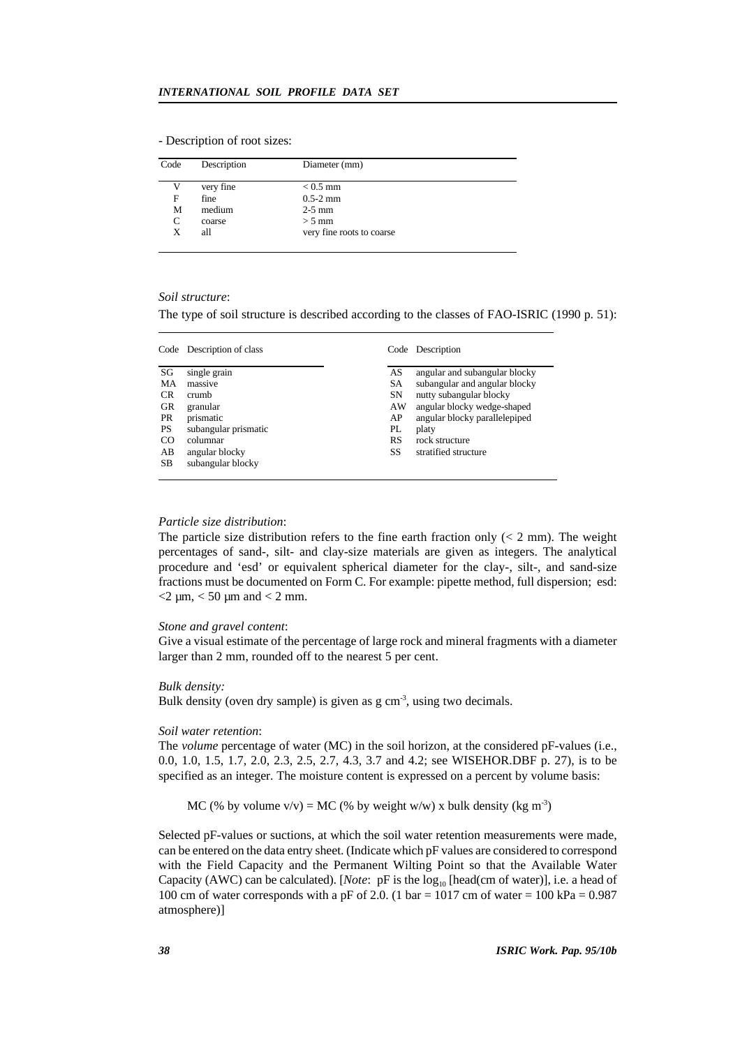- Description of root sizes:

| Code | Description | Diameter (mm) |
|---|---|---|
| V | very fine | < 0.5 mm |
| F | fine | 0.5-2 mm |
| M | medium | 2-5 mm |
| C | coarse | > 5 mm |
| X | all | very fine roots to coarse |

*Soil structure*:

The type of soil structure is described according to the classes of FAO-ISRIC (1990 p. 51):

| Code | Description of class | Code | Description |
|---|---|---|---|
| SG | single grain | AS | angular and subangular blocky |
| MA | massive | SA | subangular and angular blocky |
| CR | crumb | SN | nutty subangular blocky |
| GR | granular | AW | angular blocky wedge-shaped |
| PR | prismatic | AP | angular blocky parallelepiped |
| PS | subangular prismatic | PL | platy |
| CO | columnar | RS | rock structure |
| AB | angular blocky | SS | stratified structure |
| SB | subangular blocky | | |

*Particle size distribution*:

The particle size distribution refers to the fine earth fraction only (< 2 mm). The weight percentages of sand-, silt- and clay-size materials are given as integers. The analytical procedure and 'esd' or equivalent spherical diameter for the clay-, silt-, and sand-size fractions must be documented on Form C. For example: pipette method, full dispersion; esd: <2 µm, < 50 µm and < 2 mm.

*Stone and gravel content*:

Give a visual estimate of the percentage of large rock and mineral fragments with a diameter larger than 2 mm, rounded off to the nearest 5 per cent.

*Bulk density:*

Bulk density (oven dry sample) is given as g $cm^{-3}$, using two decimals.

*Soil water retention*:

The *volume* percentage of water (MC) in the soil horizon, at the considered pF-values (i.e., 0.0, 1.0, 1.5, 1.7, 2.0, 2.3, 2.5, 2.7, 4.3, 3.7 and 4.2; see WISEHOR.DBF p. 27), is to be specified as an integer. The moisture content is expressed on a percent by volume basis:

MC (% by volume v/v) = MC (% by weight w/w) x bulk density (kg $m^{-3}$)

Selected pF-values or suctions, at which the soil water retention measurements were made, can be entered on the data entry sheet. (Indicate which pF values are considered to correspond with the Field Capacity and the Permanent Wilting Point so that the Available Water Capacity (AWC) can be calculated). [*Note*: pF is the $\log_{10}$ [head(cm of water)], i.e. a head of 100 cm of water corresponds with a pF of 2.0. (1 bar = 1017 cm of water = 100 kPa = 0.987 atmosphere)]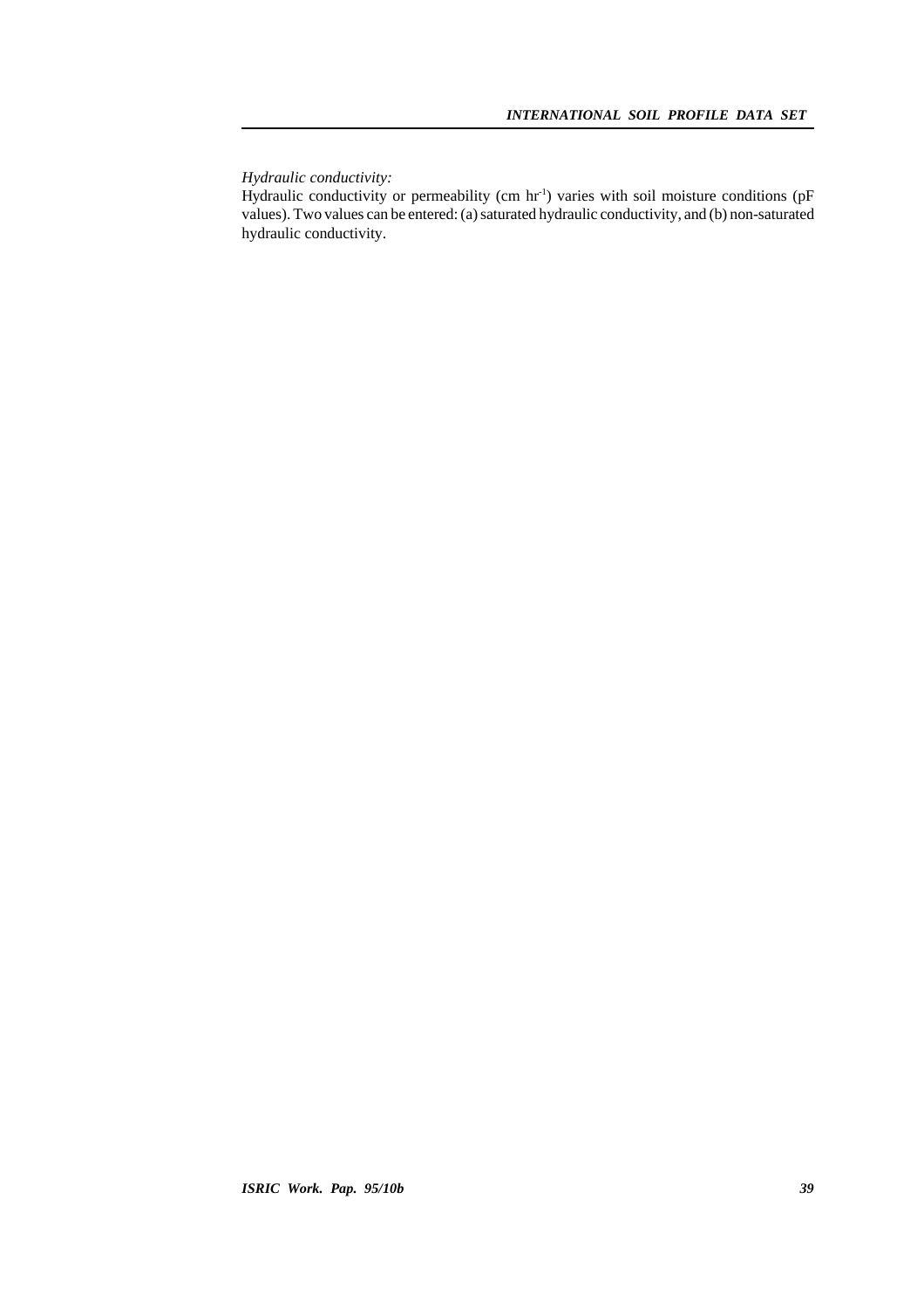*Hydraulic conductivity:*
Hydraulic conductivity or permeability (cm $hr^{-1}$) varies with soil moisture conditions (pF values). Two values can be entered: (a) saturated hydraulic conductivity, and (b) non-saturated hydraulic conductivity.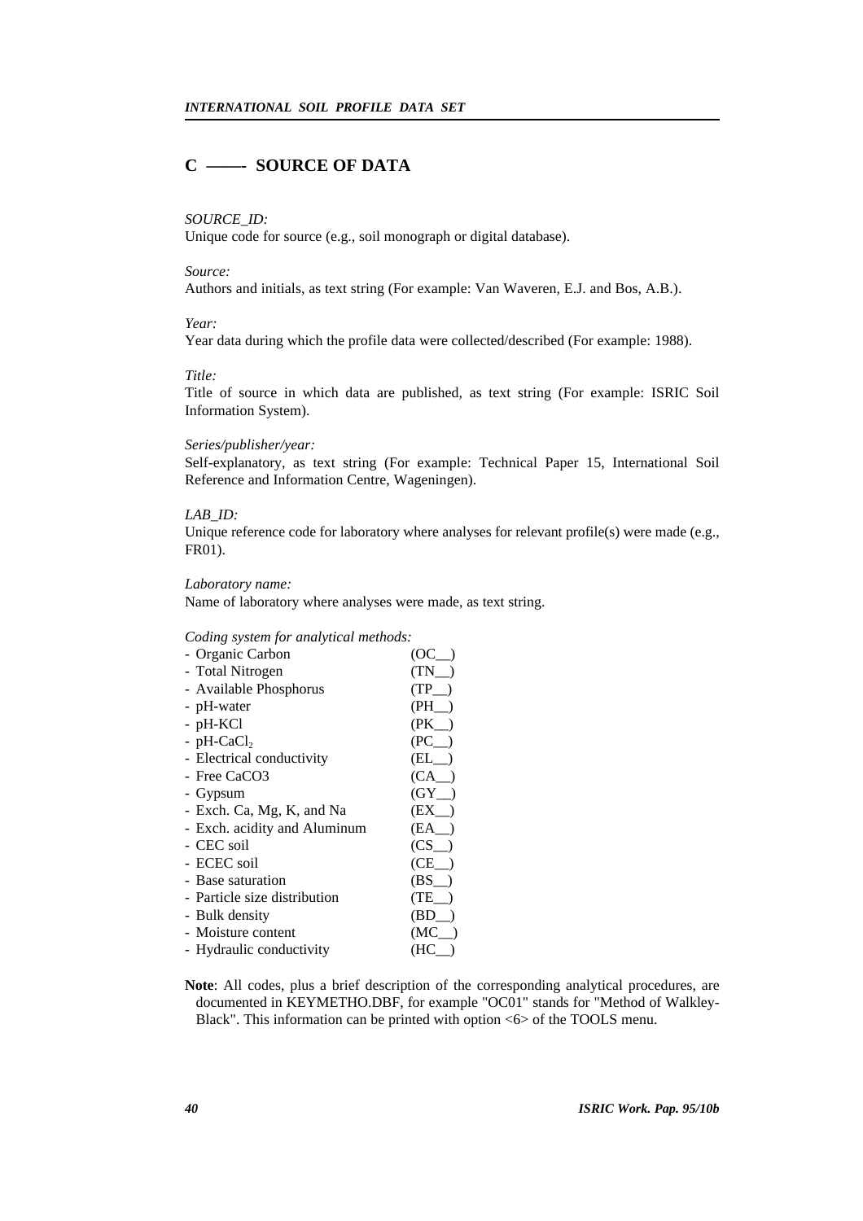## C ——- SOURCE OF DATA

*SOURCE_ID:*
Unique code for source (e.g., soil monograph or digital database).

*Source:*
Authors and initials, as text string (For example: Van Waveren, E.J. and Bos, A.B.).

*Year:*
Year data during which the profile data were collected/described (For example: 1988).

*Title:*
Title of source in which data are published, as text string (For example: ISRIC Soil Information System).

*Series/publisher/year:*
Self-explanatory, as text string (For example: Technical Paper 15, International Soil Reference and Information Centre, Wageningen).

*LAB_ID:*
Unique reference code for laboratory where analyses for relevant profile(s) were made (e.g., FR01).

*Laboratory name:*
Name of laboratory where analyses were made, as text string.

*Coding system for analytical methods:*

| | |
|---|---|
| - Organic Carbon | (OC__) |
| - Total Nitrogen | (TN__) |
| - Available Phosphorus | (TP__) |
| - pH-water | (PH__) |
| - pH-KCl | (PK__) |
| - pH-$CaCl_2$ | (PC__) |
| - Electrical conductivity | (EL__) |
| - Free CaCO3 | (CA__) |
| - Gypsum | (GY__) |
| - Exch. Ca, Mg, K, and Na | (EX__) |
| - Exch. acidity and Aluminum | (EA__) |
| - CEC soil | (CS__) |
| - ECEC soil | (CE__) |
| - Base saturation | (BS__) |
| - Particle size distribution | (TE__) |
| - Bulk density | (BD__) |
| - Moisture content | (MC__) |
| - Hydraulic conductivity | (HC__) |

**Note**: All codes, plus a brief description of the corresponding analytical procedures, are documented in KEYMETHO.DBF, for example "OC01" stands for "Method of Walkley-Black". This information can be printed with option <6> of the TOOLS menu.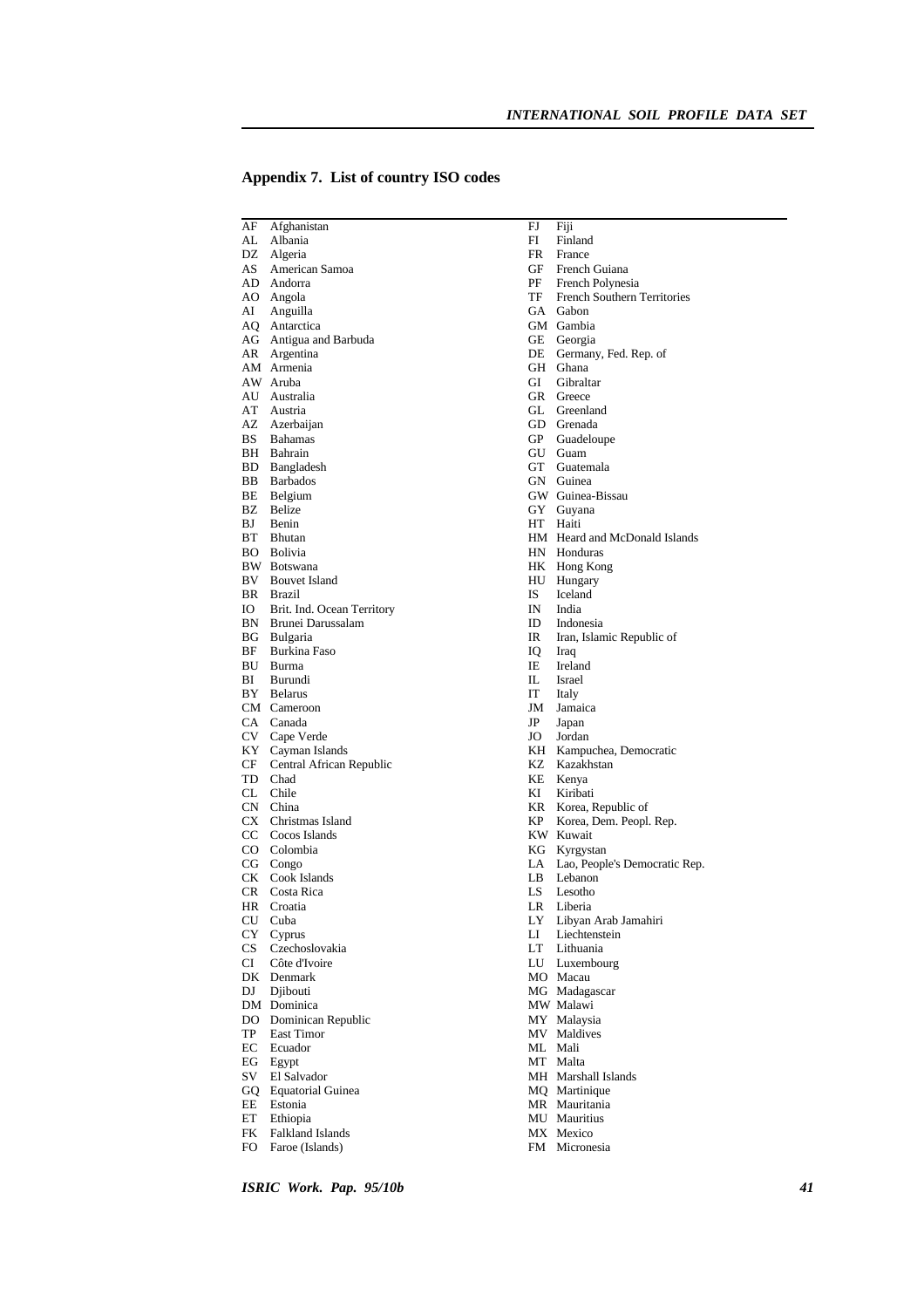## Appendix 7. List of country ISO codes

| Code | Country |
|---|---|
| AF | Afghanistan |
| AL | Albania |
| DZ | Algeria |
| AS | American Samoa |
| AD | Andorra |
| AO | Angola |
| AI | Anguilla |
| AQ | Antarctica |
| AG | Antigua and Barbuda |
| AR | Argentina |
| AM | Armenia |
| AW | Aruba |
| AU | Australia |
| AT | Austria |
| AZ | Azerbaijan |
| BS | Bahamas |
| BH | Bahrain |
| BD | Bangladesh |
| BB | Barbados |
| BE | Belgium |
| BZ | Belize |
| BJ | Benin |
| BT | Bhutan |
| BO | Bolivia |
| BW | Botswana |
| BV | Bouvet Island |
| BR | Brazil |
| IO | Brit. Ind. Ocean Territory |
| BN | Brunei Darussalam |
| BG | Bulgaria |
| BF | Burkina Faso |
| BU | Burma |
| BI | Burundi |
| BY | Belarus |
| CM | Cameroon |
| CA | Canada |
| CV | Cape Verde |
| KY | Cayman Islands |
| CF | Central African Republic |
| TD | Chad |
| CL | Chile |
| CN | China |
| CX | Christmas Island |
| CC | Cocos Islands |
| CO | Colombia |
| CG | Congo |
| CK | Cook Islands |
| CR | Costa Rica |
| HR | Croatia |
| CU | Cuba |
| CY | Cyprus |
| CS | Czechoslovakia |
| CI | Côte d'Ivoire |
| DK | Denmark |
| DJ | Djibouti |
| DM | Dominica |
| DO | Dominican Republic |
| TP | East Timor |
| EC | Ecuador |
| EG | Egypt |
| SV | El Salvador |
| GQ | Equatorial Guinea |
| EE | Estonia |
| ET | Ethiopia |
| FK | Falkland Islands |
| FO | Faroe (Islands) |
| FJ | Fiji |
| FI | Finland |
| FR | France |
| GF | French Guiana |
| PF | French Polynesia |
| TF | French Southern Territories |
| GA | Gabon |
| GM | Gambia |
| GE | Georgia |
| DE | Germany, Fed. Rep. of |
| GH | Ghana |
| GI | Gibraltar |
| GR | Greece |
| GL | Greenland |
| GD | Grenada |
| GP | Guadeloupe |
| GU | Guam |
| GT | Guatemala |
| GN | Guinea |
| GW | Guinea-Bissau |
| GY | Guyana |
| HT | Haiti |
| HM | Heard and McDonald Islands |
| HN | Honduras |
| HK | Hong Kong |
| HU | Hungary |
| IS | Iceland |
| IN | India |
| ID | Indonesia |
| IR | Iran, Islamic Republic of |
| IQ | Iraq |
| IE | Ireland |
| IL | Israel |
| IT | Italy |
| JM | Jamaica |
| JP | Japan |
| JO | Jordan |
| KH | Kampuchea, Democratic |
| KZ | Kazakhstan |
| KE | Kenya |
| KI | Kiribati |
| KR | Korea, Republic of |
| KP | Korea, Dem. Peopl. Rep. |
| KW | Kuwait |
| KG | Kyrgystan |
| LA | Lao, People's Democratic Rep. |
| LB | Lebanon |
| LS | Lesotho |
| LR | Liberia |
| LY | Libyan Arab Jamahiri |
| LI | Liechtenstein |
| LT | Lithuania |
| LU | Luxembourg |
| MO | Macau |
| MG | Madagascar |
| MW | Malawi |
| MY | Malaysia |
| MV | Maldives |
| ML | Mali |
| MT | Malta |
| MH | Marshall Islands |
| MQ | Martinique |
| MR | Mauritania |
| MU | Mauritius |
| MX | Mexico |
| FM | Micronesia |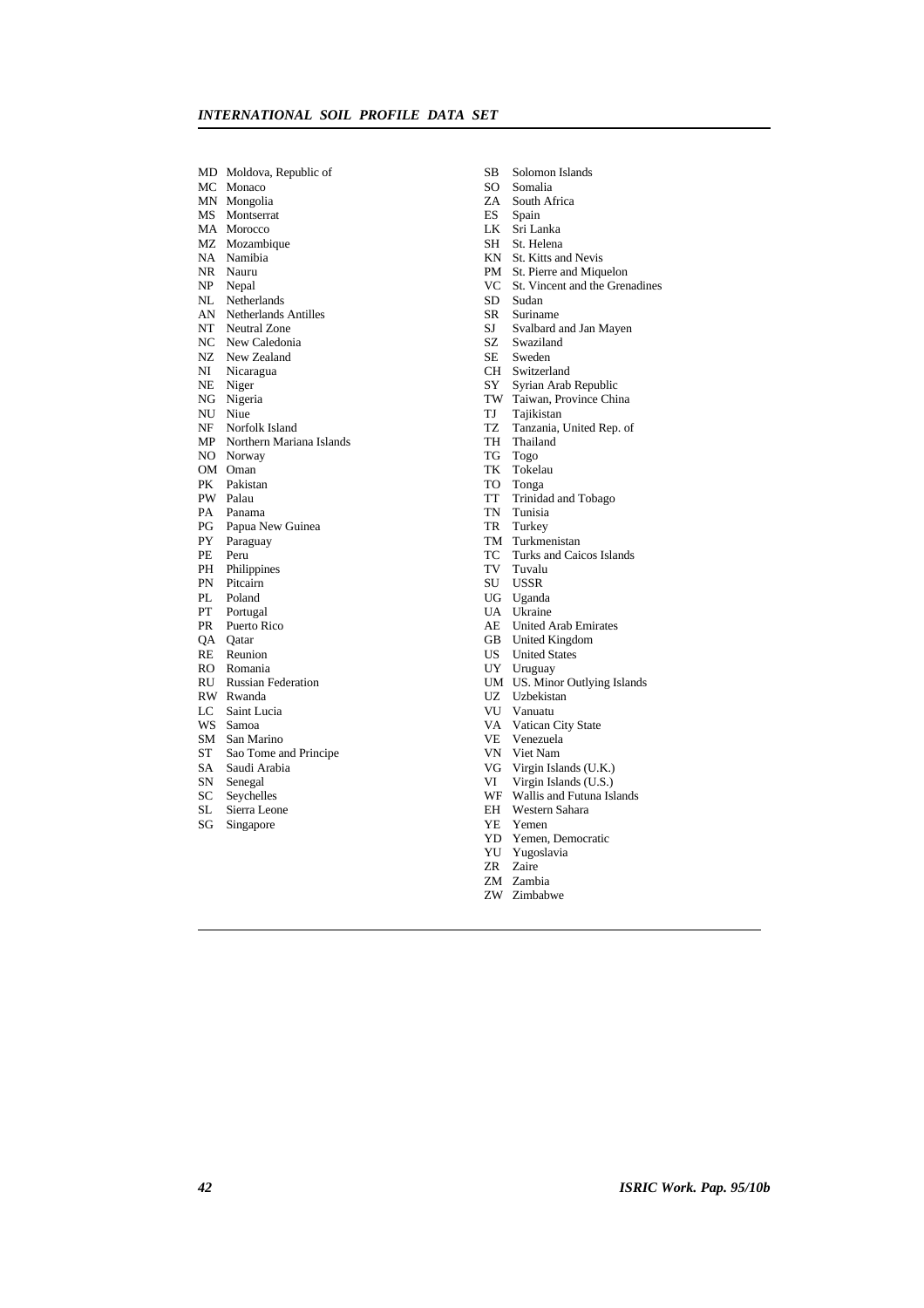MD Moldova, Republic of
MC Monaco
MN Mongolia
MS Montserrat
MA Morocco
MZ Mozambique
NA Namibia
NR Nauru
NP Nepal
NL Netherlands
AN Netherlands Antilles
NT Neutral Zone
NC New Caledonia
NZ New Zealand
NI Nicaragua
NE Niger
NG Nigeria
NU Niue
NF Norfolk Island
MP Northern Mariana Islands
NO Norway
OM Oman
PK Pakistan
PW Palau
PA Panama
PG Papua New Guinea
PY Paraguay
PE Peru
PH Philippines
PN Pitcairn
PL Poland
PT Portugal
PR Puerto Rico
QA Qatar
RE Reunion
RO Romania
RU Russian Federation
RW Rwanda
LC Saint Lucia
WS Samoa
SM San Marino
ST Sao Tome and Principe
SA Saudi Arabia
SN Senegal
SC Seychelles
SL Sierra Leone
SG Singapore
SB Solomon Islands
SO Somalia
ZA South Africa
ES Spain
LK Sri Lanka
SH St. Helena
KN St. Kitts and Nevis
PM St. Pierre and Miquelon
VC St. Vincent and the Grenadines
SD Sudan
SR Suriname
SJ Svalbard and Jan Mayen
SZ Swaziland
SE Sweden
CH Switzerland
SY Syrian Arab Republic
TW Taiwan, Province China
TJ Tajikistan
TZ Tanzania, United Rep. of
TH Thailand
TG Togo
TK Tokelau
TO Tonga
TT Trinidad and Tobago
TN Tunisia
TR Turkey
TM Turkmenistan
TC Turks and Caicos Islands
TV Tuvalu
SU USSR
UG Uganda
UA Ukraine
AE United Arab Emirates
GB United Kingdom
US United States
UY Uruguay
UM US. Minor Outlying Islands
UZ Uzbekistan
VU Vanuatu
VA Vatican City State
VE Venezuela
VN Viet Nam
VG Virgin Islands (U.K.)
VI Virgin Islands (U.S.)
WF Wallis and Futuna Islands
EH Western Sahara
YE Yemen
YD Yemen, Democratic
YU Yugoslavia
ZR Zaire
ZM Zambia
ZW Zimbabwe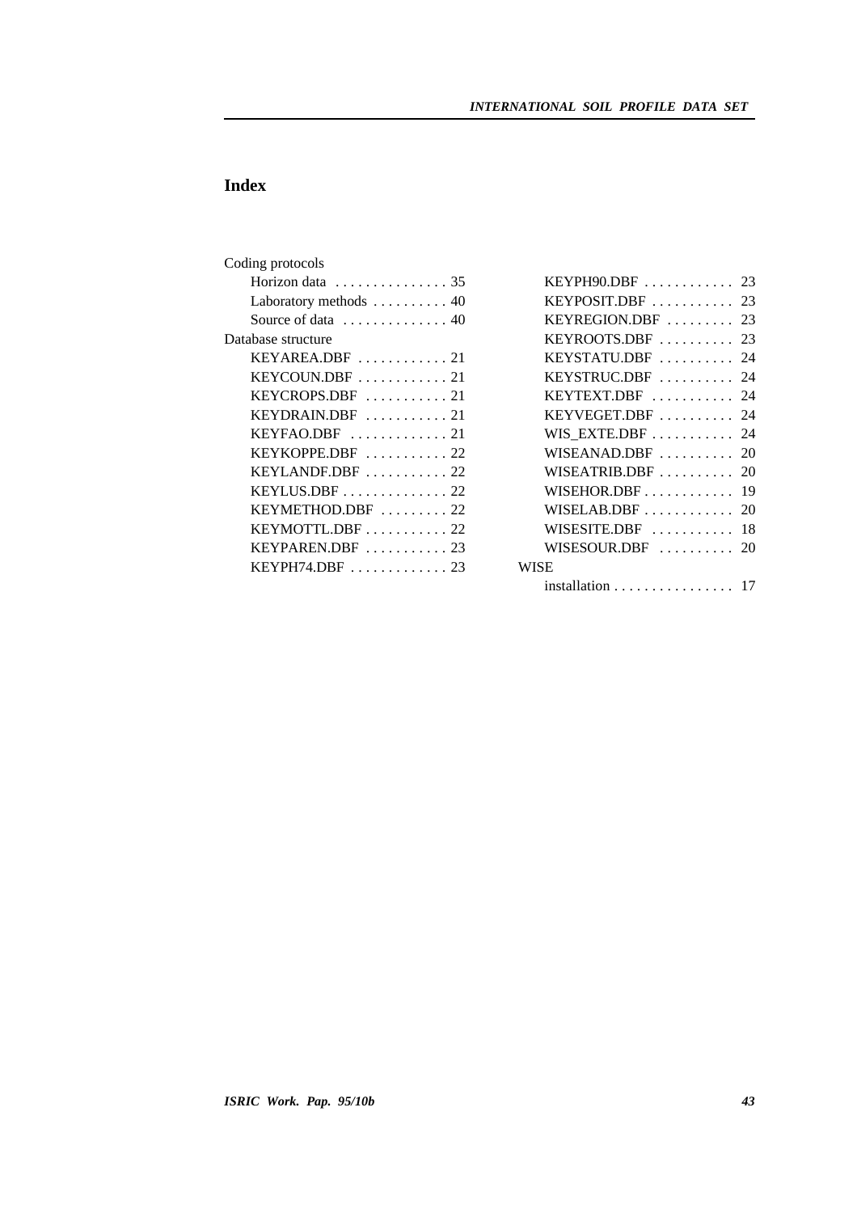# Index

Coding protocols
- Horizon data . . . . . . . . . . . . . . . 35
- Laboratory methods . . . . . . . . . . 40
- Source of data . . . . . . . . . . . . . . 40

Database structure
- KEYAREA.DBF . . . . . . . . . . . . 21
- KEYCOUN.DBF . . . . . . . . . . . . 21
- KEYCROPS.DBF . . . . . . . . . . . 21
- KEYDRAIN.DBF . . . . . . . . . . . 21
- KEYFAO.DBF . . . . . . . . . . . . . 21
- KEYKOPPE.DBF . . . . . . . . . . . 22
- KEYLANDF.DBF . . . . . . . . . . . 22
- KEYLUS.DBF . . . . . . . . . . . . . . 22
- KEYMETHOD.DBF . . . . . . . . . 22
- KEYMOTTL.DBF . . . . . . . . . . . 22
- KEYPAREN.DBF . . . . . . . . . . . 23
- KEYPH74.DBF . . . . . . . . . . . . . 23
- KEYPH90.DBF . . . . . . . . . . . . 23
- KEYPOSIT.DBF . . . . . . . . . . . 23
- KEYREGION.DBF . . . . . . . . . 23
- KEYROOTS.DBF . . . . . . . . . . 23
- KEYSTATU.DBF . . . . . . . . . . 24
- KEYSTRUC.DBF . . . . . . . . . . 24
- KEYTEXT.DBF . . . . . . . . . . . 24
- KEYVEGET.DBF . . . . . . . . . . 24
- WIS_EXTE.DBF . . . . . . . . . . . 24
- WISEANAD.DBF . . . . . . . . . . 20
- WISEATRIB.DBF . . . . . . . . . . 20
- WISEHOR.DBF . . . . . . . . . . . . 19
- WISELAB.DBF . . . . . . . . . . . . 20
- WISESITE.DBF . . . . . . . . . . . 18
- WISESOUR.DBF . . . . . . . . . . 20

WISE
- installation . . . . . . . . . . . . . . . . 17